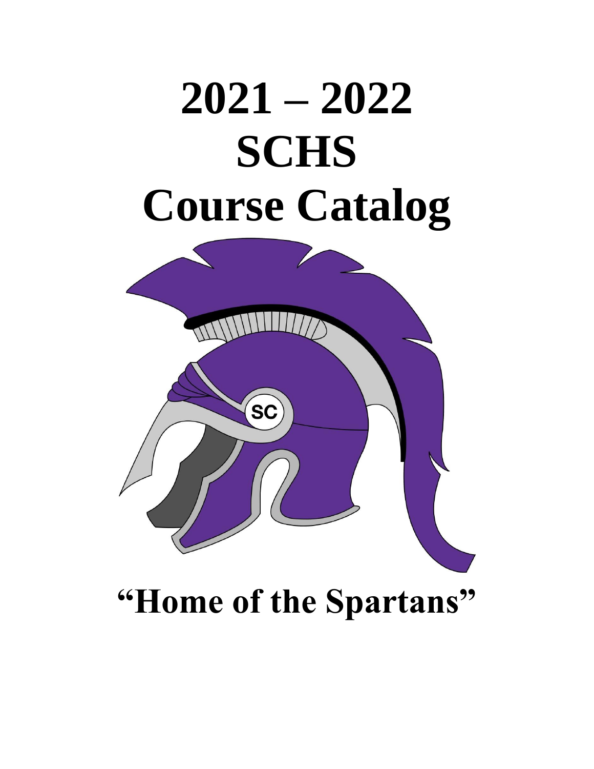# 2021 – 2022
# SCHS
# Course Catalog

## "Home of the Spartans"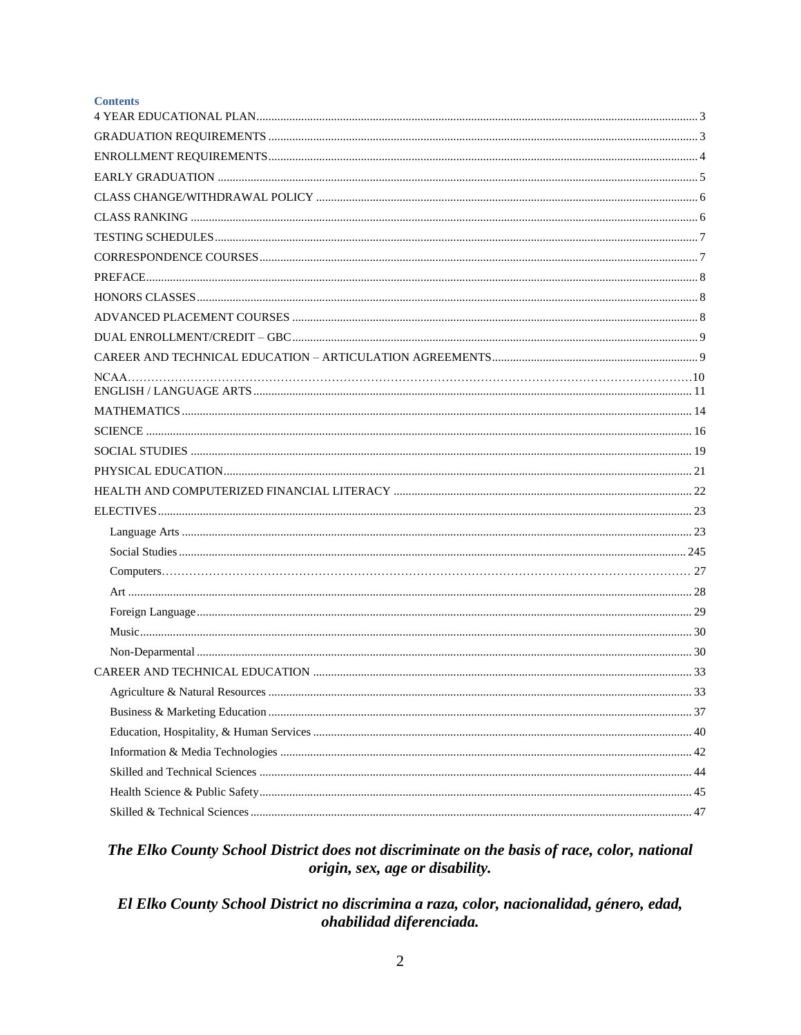**Contents**

- 4 YEAR EDUCATIONAL PLAN .......... 3
- GRADUATION REQUIREMENTS .......... 3
- ENROLLMENT REQUIREMENTS .......... 4
- EARLY GRADUATION .......... 5
- CLASS CHANGE/WITHDRAWAL POLICY .......... 6
- CLASS RANKING .......... 6
- TESTING SCHEDULES .......... 7
- CORRESPONDENCE COURSES .......... 7
- PREFACE .......... 8
- HONORS CLASSES .......... 8
- ADVANCED PLACEMENT COURSES .......... 8
- DUAL ENROLLMENT/CREDIT – GBC .......... 9
- CAREER AND TECHNICAL EDUCATION – ARTICULATION AGREEMENTS .......... 9
- NCAA .......... 10
- ENGLISH / LANGUAGE ARTS .......... 11
- MATHEMATICS .......... 14
- SCIENCE .......... 16
- SOCIAL STUDIES .......... 19
- PHYSICAL EDUCATION .......... 21
- HEALTH AND COMPUTERIZED FINANCIAL LITERACY .......... 22
- ELECTIVES .......... 23
  - Language Arts .......... 23
  - Social Studies .......... 245
  - Computers .......... 27
  - Art .......... 28
  - Foreign Language .......... 29
  - Music .......... 30
  - Non-Deparmental .......... 30
- CAREER AND TECHNICAL EDUCATION .......... 33
  - Agriculture & Natural Resources .......... 33
  - Business & Marketing Education .......... 37
  - Education, Hospitality, & Human Services .......... 40
  - Information & Media Technologies .......... 42
  - Skilled and Technical Sciences .......... 44
  - Health Science & Public Safety .......... 45
  - Skilled & Technical Sciences .......... 47

***The Elko County School District does not discriminate on the basis of race, color, national origin, sex, age or disability.***

***El Elko County School District no discrimina a raza, color, nacionalidad, género, edad, ohabilidad diferenciada.***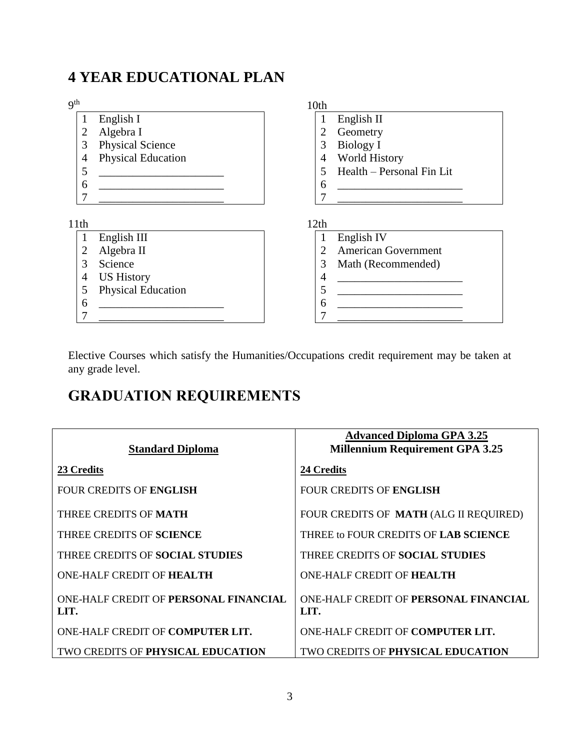# 4 YEAR EDUCATIONAL PLAN

9th

| | |
|---|---|
| 1 | English I |
| 2 | Algebra I |
| 3 | Physical Science |
| 4 | Physical Education |
| 5 | ______________________ |
| 6 | ______________________ |
| 7 | ______________________ |

10th

| | |
|---|---|
| 1 | English II |
| 2 | Geometry |
| 3 | Biology I |
| 4 | World History |
| 5 | Health – Personal Fin Lit |
| 6 | ______________________ |
| 7 | ______________________ |

11th

| | |
|---|---|
| 1 | English III |
| 2 | Algebra II |
| 3 | Science |
| 4 | US History |
| 5 | Physical Education |
| 6 | ______________________ |
| 7 | ______________________ |

12th

| | |
|---|---|
| 1 | English IV |
| 2 | American Government |
| 3 | Math (Recommended) |
| 4 | ______________________ |
| 5 | ______________________ |
| 6 | ______________________ |
| 7 | ______________________ |

Elective Courses which satisfy the Humanities/Occupations credit requirement may be taken at any grade level.

# GRADUATION REQUIREMENTS

| **Standard Diploma** | **Advanced Diploma GPA 3.25**<br>**Millennium Requirement GPA 3.25** |
|---|---|
| **23 Credits** | **24 Credits** |
| FOUR CREDITS OF **ENGLISH** | FOUR CREDITS OF **ENGLISH** |
| THREE CREDITS OF **MATH** | FOUR CREDITS OF **MATH** (ALG II REQUIRED) |
| THREE CREDITS OF **SCIENCE** | THREE to FOUR CREDITS OF **LAB SCIENCE** |
| THREE CREDITS OF **SOCIAL STUDIES** | THREE CREDITS OF **SOCIAL STUDIES** |
| ONE-HALF CREDIT OF **HEALTH** | ONE-HALF CREDIT OF **HEALTH** |
| ONE-HALF CREDIT OF **PERSONAL FINANCIAL LIT.** | ONE-HALF CREDIT OF **PERSONAL FINANCIAL LIT.** |
| ONE-HALF CREDIT OF **COMPUTER LIT.** | ONE-HALF CREDIT OF **COMPUTER LIT.** |
| TWO CREDITS OF **PHYSICAL EDUCATION** | TWO CREDITS OF **PHYSICAL EDUCATION** |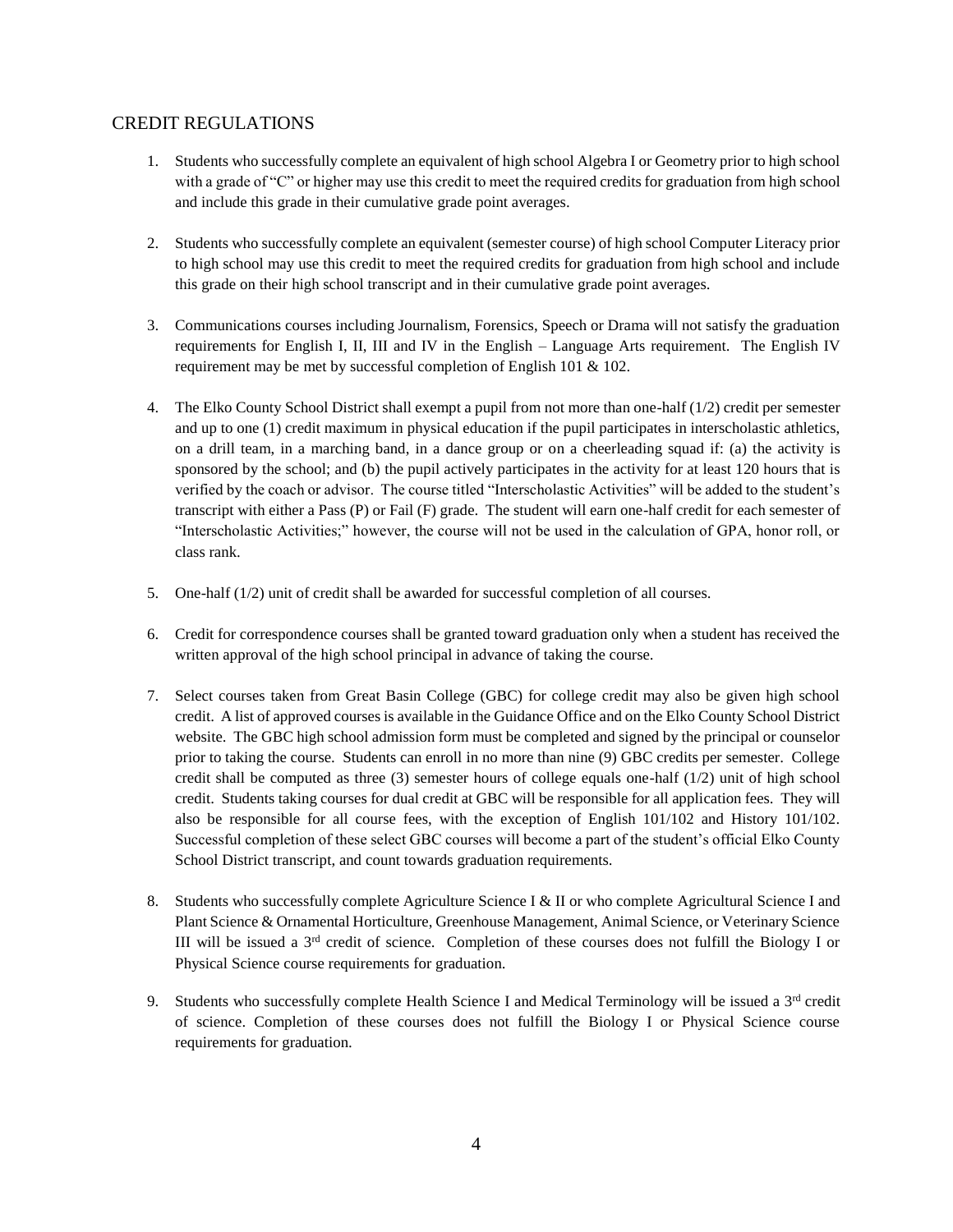## CREDIT REGULATIONS

1. Students who successfully complete an equivalent of high school Algebra I or Geometry prior to high school with a grade of "C" or higher may use this credit to meet the required credits for graduation from high school and include this grade in their cumulative grade point averages.

2. Students who successfully complete an equivalent (semester course) of high school Computer Literacy prior to high school may use this credit to meet the required credits for graduation from high school and include this grade on their high school transcript and in their cumulative grade point averages.

3. Communications courses including Journalism, Forensics, Speech or Drama will not satisfy the graduation requirements for English I, II, III and IV in the English – Language Arts requirement. The English IV requirement may be met by successful completion of English 101 & 102.

4. The Elko County School District shall exempt a pupil from not more than one-half (1/2) credit per semester and up to one (1) credit maximum in physical education if the pupil participates in interscholastic athletics, on a drill team, in a marching band, in a dance group or on a cheerleading squad if: (a) the activity is sponsored by the school; and (b) the pupil actively participates in the activity for at least 120 hours that is verified by the coach or advisor. The course titled "Interscholastic Activities" will be added to the student's transcript with either a Pass (P) or Fail (F) grade. The student will earn one-half credit for each semester of "Interscholastic Activities;" however, the course will not be used in the calculation of GPA, honor roll, or class rank.

5. One-half (1/2) unit of credit shall be awarded for successful completion of all courses.

6. Credit for correspondence courses shall be granted toward graduation only when a student has received the written approval of the high school principal in advance of taking the course.

7. Select courses taken from Great Basin College (GBC) for college credit may also be given high school credit. A list of approved courses is available in the Guidance Office and on the Elko County School District website. The GBC high school admission form must be completed and signed by the principal or counselor prior to taking the course. Students can enroll in no more than nine (9) GBC credits per semester. College credit shall be computed as three (3) semester hours of college equals one-half (1/2) unit of high school credit. Students taking courses for dual credit at GBC will be responsible for all application fees. They will also be responsible for all course fees, with the exception of English 101/102 and History 101/102. Successful completion of these select GBC courses will become a part of the student's official Elko County School District transcript, and count towards graduation requirements.

8. Students who successfully complete Agriculture Science I & II or who complete Agricultural Science I and Plant Science & Ornamental Horticulture, Greenhouse Management, Animal Science, or Veterinary Science III will be issued a 3rd credit of science. Completion of these courses does not fulfill the Biology I or Physical Science course requirements for graduation.

9. Students who successfully complete Health Science I and Medical Terminology will be issued a 3rd credit of science. Completion of these courses does not fulfill the Biology I or Physical Science course requirements for graduation.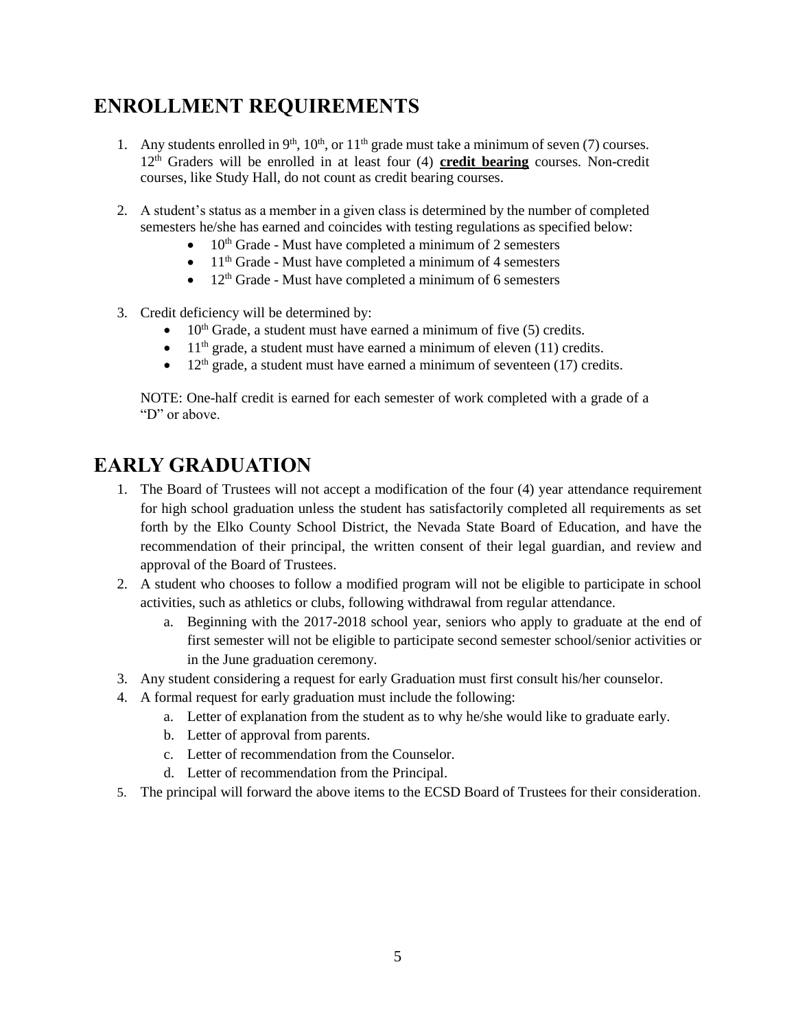# ENROLLMENT REQUIREMENTS

1. Any students enrolled in 9th, 10th, or 11th grade must take a minimum of seven (7) courses. 12th Graders will be enrolled in at least four (4) **credit bearing** courses. Non-credit courses, like Study Hall, do not count as credit bearing courses.

2. A student's status as a member in a given class is determined by the number of completed semesters he/she has earned and coincides with testing regulations as specified below:
   - 10th Grade - Must have completed a minimum of 2 semesters
   - 11th Grade - Must have completed a minimum of 4 semesters
   - 12th Grade - Must have completed a minimum of 6 semesters

3. Credit deficiency will be determined by:
   - 10th Grade, a student must have earned a minimum of five (5) credits.
   - 11th grade, a student must have earned a minimum of eleven (11) credits.
   - 12th grade, a student must have earned a minimum of seventeen (17) credits.

   NOTE: One-half credit is earned for each semester of work completed with a grade of a "D" or above.

# EARLY GRADUATION

1. The Board of Trustees will not accept a modification of the four (4) year attendance requirement for high school graduation unless the student has satisfactorily completed all requirements as set forth by the Elko County School District, the Nevada State Board of Education, and have the recommendation of their principal, the written consent of their legal guardian, and review and approval of the Board of Trustees.
2. A student who chooses to follow a modified program will not be eligible to participate in school activities, such as athletics or clubs, following withdrawal from regular attendance.
   a. Beginning with the 2017-2018 school year, seniors who apply to graduate at the end of first semester will not be eligible to participate second semester school/senior activities or in the June graduation ceremony.
3. Any student considering a request for early Graduation must first consult his/her counselor.
4. A formal request for early graduation must include the following:
   a. Letter of explanation from the student as to why he/she would like to graduate early.
   b. Letter of approval from parents.
   c. Letter of recommendation from the Counselor.
   d. Letter of recommendation from the Principal.
5. The principal will forward the above items to the ECSD Board of Trustees for their consideration.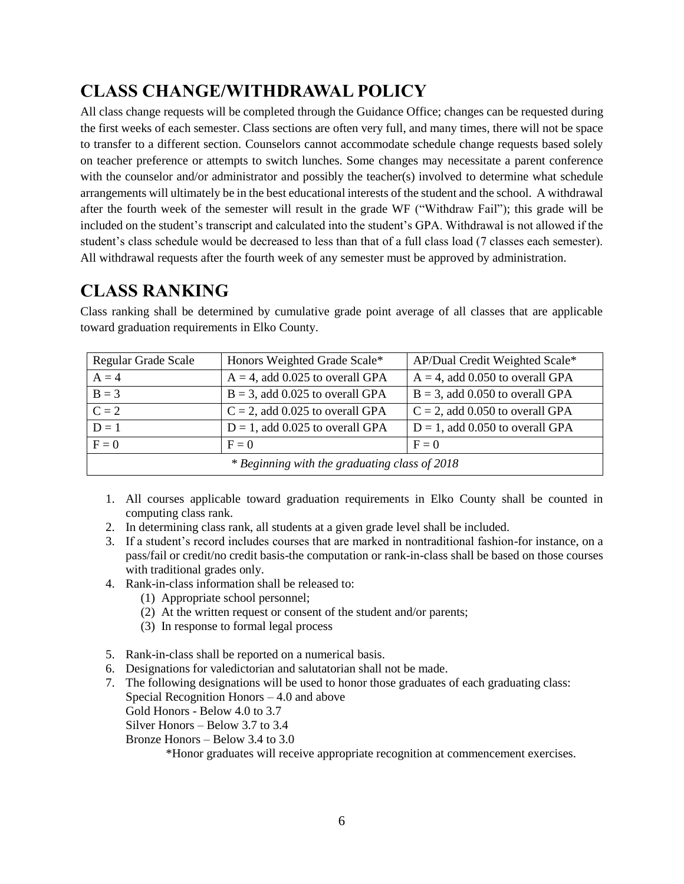## CLASS CHANGE/WITHDRAWAL POLICY

All class change requests will be completed through the Guidance Office; changes can be requested during the first weeks of each semester. Class sections are often very full, and many times, there will not be space to transfer to a different section. Counselors cannot accommodate schedule change requests based solely on teacher preference or attempts to switch lunches. Some changes may necessitate a parent conference with the counselor and/or administrator and possibly the teacher(s) involved to determine what schedule arrangements will ultimately be in the best educational interests of the student and the school. A withdrawal after the fourth week of the semester will result in the grade WF ("Withdraw Fail"); this grade will be included on the student's transcript and calculated into the student's GPA. Withdrawal is not allowed if the student's class schedule would be decreased to less than that of a full class load (7 classes each semester). All withdrawal requests after the fourth week of any semester must be approved by administration.

## CLASS RANKING

Class ranking shall be determined by cumulative grade point average of all classes that are applicable toward graduation requirements in Elko County.

| Regular Grade Scale | Honors Weighted Grade Scale* | AP/Dual Credit Weighted Scale* |
|---|---|---|
| A = 4 | A = 4, add 0.025 to overall GPA | A = 4, add 0.050 to overall GPA |
| B = 3 | B = 3, add 0.025 to overall GPA | B = 3, add 0.050 to overall GPA |
| C = 2 | C = 2, add 0.025 to overall GPA | C = 2, add 0.050 to overall GPA |
| D = 1 | D = 1, add 0.025 to overall GPA | D = 1, add 0.050 to overall GPA |
| F = 0 | F = 0 | F = 0 |
| *\* Beginning with the graduating class of 2018* | | |

1. All courses applicable toward graduation requirements in Elko County shall be counted in computing class rank.
2. In determining class rank, all students at a given grade level shall be included.
3. If a student's record includes courses that are marked in nontraditional fashion-for instance, on a pass/fail or credit/no credit basis-the computation or rank-in-class shall be based on those courses with traditional grades only.
4. Rank-in-class information shall be released to:
   (1) Appropriate school personnel;
   (2) At the written request or consent of the student and/or parents;
   (3) In response to formal legal process
5. Rank-in-class shall be reported on a numerical basis.
6. Designations for valedictorian and salutatorian shall not be made.
7. The following designations will be used to honor those graduates of each graduating class:
   Special Recognition Honors – 4.0 and above
   Gold Honors - Below 4.0 to 3.7
   Silver Honors – Below 3.7 to 3.4
   Bronze Honors – Below 3.4 to 3.0
   *Honor graduates will receive appropriate recognition at commencement exercises.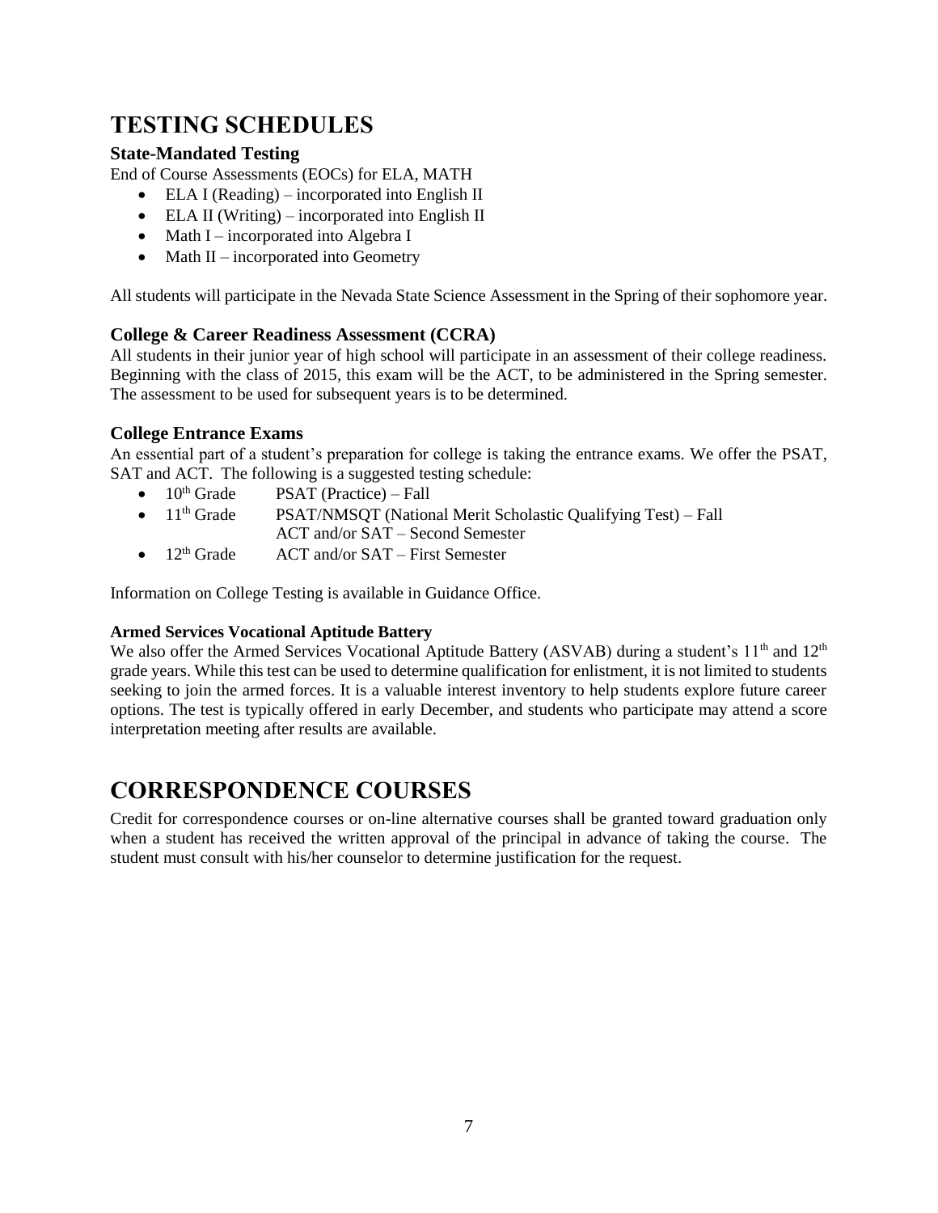# TESTING SCHEDULES

### State-Mandated Testing

End of Course Assessments (EOCs) for ELA, MATH

- ELA I (Reading) – incorporated into English II
- ELA II (Writing) – incorporated into English II
- Math I – incorporated into Algebra I
- Math II – incorporated into Geometry

All students will participate in the Nevada State Science Assessment in the Spring of their sophomore year.

### College & Career Readiness Assessment (CCRA)

All students in their junior year of high school will participate in an assessment of their college readiness. Beginning with the class of 2015, this exam will be the ACT, to be administered in the Spring semester. The assessment to be used for subsequent years is to be determined.

### College Entrance Exams

An essential part of a student's preparation for college is taking the entrance exams. We offer the PSAT, SAT and ACT. The following is a suggested testing schedule:

- 10th Grade — PSAT (Practice) – Fall
- 11th Grade — PSAT/NMSQT (National Merit Scholastic Qualifying Test) – Fall
  ACT and/or SAT – Second Semester
- 12th Grade — ACT and/or SAT – First Semester

Information on College Testing is available in Guidance Office.

#### Armed Services Vocational Aptitude Battery

We also offer the Armed Services Vocational Aptitude Battery (ASVAB) during a student's 11th and 12th grade years. While this test can be used to determine qualification for enlistment, it is not limited to students seeking to join the armed forces. It is a valuable interest inventory to help students explore future career options. The test is typically offered in early December, and students who participate may attend a score interpretation meeting after results are available.

# CORRESPONDENCE COURSES

Credit for correspondence courses or on-line alternative courses shall be granted toward graduation only when a student has received the written approval of the principal in advance of taking the course. The student must consult with his/her counselor to determine justification for the request.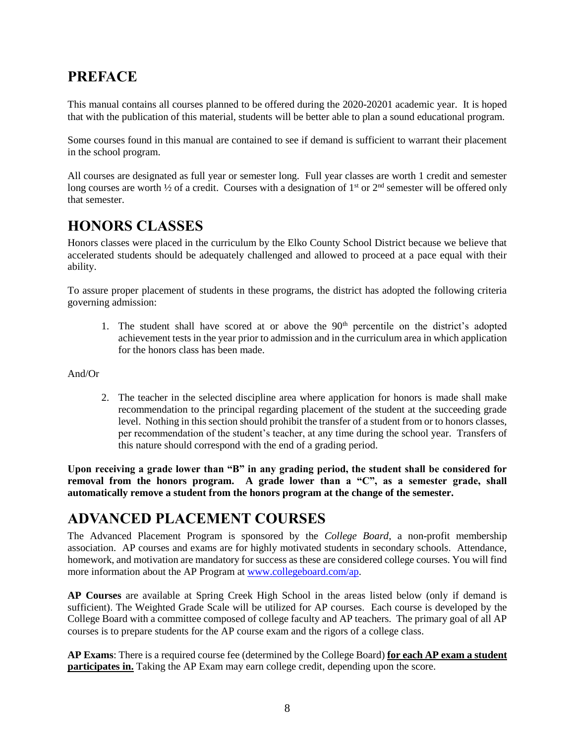## PREFACE

This manual contains all courses planned to be offered during the 2020-20201 academic year. It is hoped that with the publication of this material, students will be better able to plan a sound educational program.

Some courses found in this manual are contained to see if demand is sufficient to warrant their placement in the school program.

All courses are designated as full year or semester long. Full year classes are worth 1 credit and semester long courses are worth ½ of a credit. Courses with a designation of 1st or 2nd semester will be offered only that semester.

## HONORS CLASSES

Honors classes were placed in the curriculum by the Elko County School District because we believe that accelerated students should be adequately challenged and allowed to proceed at a pace equal with their ability.

To assure proper placement of students in these programs, the district has adopted the following criteria governing admission:

1. The student shall have scored at or above the 90th percentile on the district's adopted achievement tests in the year prior to admission and in the curriculum area in which application for the honors class has been made.

And/Or

2. The teacher in the selected discipline area where application for honors is made shall make recommendation to the principal regarding placement of the student at the succeeding grade level. Nothing in this section should prohibit the transfer of a student from or to honors classes, per recommendation of the student's teacher, at any time during the school year. Transfers of this nature should correspond with the end of a grading period.

**Upon receiving a grade lower than "B" in any grading period, the student shall be considered for removal from the honors program. A grade lower than a "C", as a semester grade, shall automatically remove a student from the honors program at the change of the semester.**

## ADVANCED PLACEMENT COURSES

The Advanced Placement Program is sponsored by the *College Board*, a non-profit membership association. AP courses and exams are for highly motivated students in secondary schools. Attendance, homework, and motivation are mandatory for success as these are considered college courses. You will find more information about the AP Program at www.collegeboard.com/ap.

**AP Courses** are available at Spring Creek High School in the areas listed below (only if demand is sufficient). The Weighted Grade Scale will be utilized for AP courses. Each course is developed by the College Board with a committee composed of college faculty and AP teachers. The primary goal of all AP courses is to prepare students for the AP course exam and the rigors of a college class.

**AP Exams**: There is a required course fee (determined by the College Board) **for each AP exam a student participates in.** Taking the AP Exam may earn college credit, depending upon the score.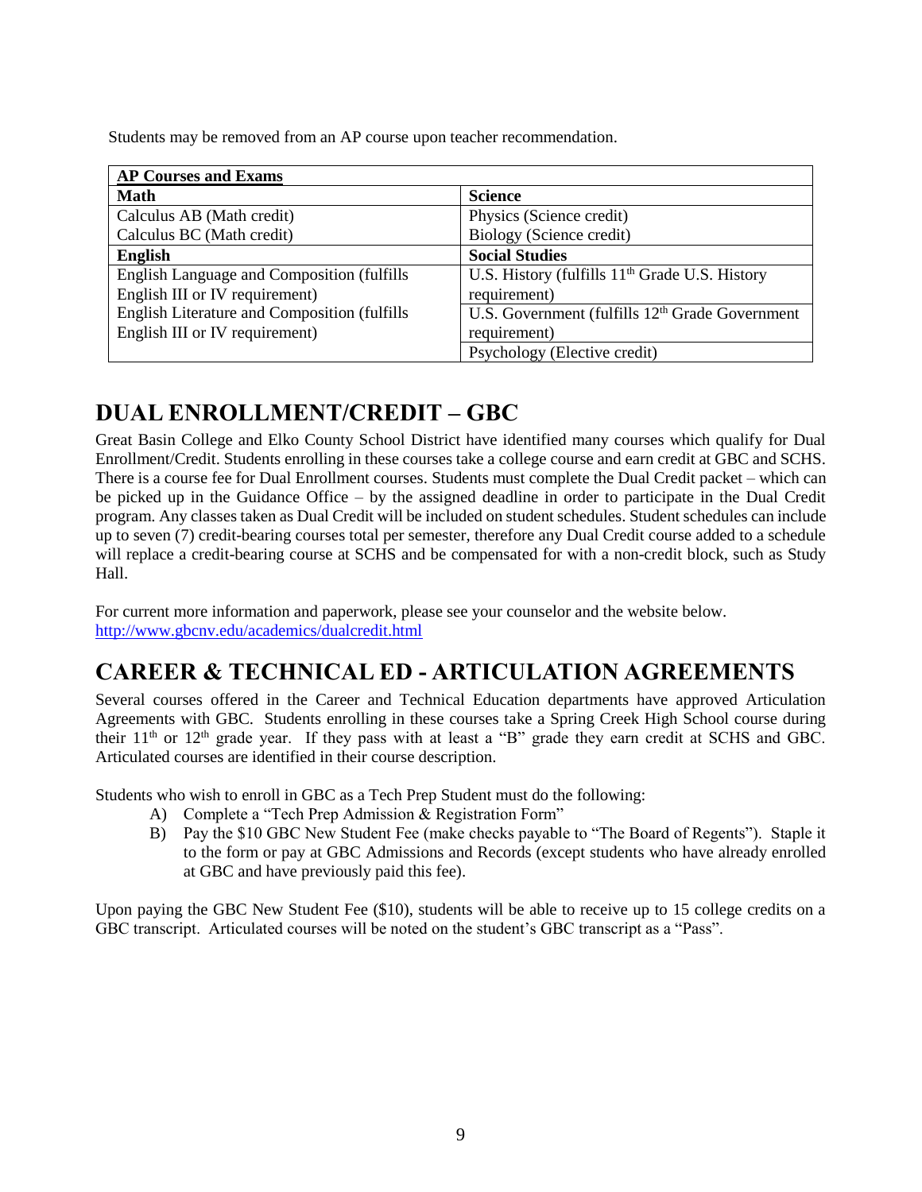Students may be removed from an AP course upon teacher recommendation.

| AP Courses and Exams | |
|---|---|
| **Math** | **Science** |
| Calculus AB (Math credit) | Physics (Science credit) |
| Calculus BC (Math credit) | Biology (Science credit) |
| **English** | **Social Studies** |
| English Language and Composition (fulfills English III or IV requirement) | U.S. History (fulfills 11th Grade U.S. History requirement) |
| English Literature and Composition (fulfills English III or IV requirement) | U.S. Government (fulfills 12th Grade Government requirement) |
| | Psychology (Elective credit) |

# DUAL ENROLLMENT/CREDIT – GBC

Great Basin College and Elko County School District have identified many courses which qualify for Dual Enrollment/Credit. Students enrolling in these courses take a college course and earn credit at GBC and SCHS. There is a course fee for Dual Enrollment courses. Students must complete the Dual Credit packet – which can be picked up in the Guidance Office – by the assigned deadline in order to participate in the Dual Credit program. Any classes taken as Dual Credit will be included on student schedules. Student schedules can include up to seven (7) credit-bearing courses total per semester, therefore any Dual Credit course added to a schedule will replace a credit-bearing course at SCHS and be compensated for with a non-credit block, such as Study Hall.

For current more information and paperwork, please see your counselor and the website below.
http://www.gbcnv.edu/academics/dualcredit.html

# CAREER & TECHNICAL ED - ARTICULATION AGREEMENTS

Several courses offered in the Career and Technical Education departments have approved Articulation Agreements with GBC. Students enrolling in these courses take a Spring Creek High School course during their 11th or 12th grade year. If they pass with at least a "B" grade they earn credit at SCHS and GBC. Articulated courses are identified in their course description.

Students who wish to enroll in GBC as a Tech Prep Student must do the following:

A) Complete a "Tech Prep Admission & Registration Form"
B) Pay the $10 GBC New Student Fee (make checks payable to "The Board of Regents"). Staple it to the form or pay at GBC Admissions and Records (except students who have already enrolled at GBC and have previously paid this fee).

Upon paying the GBC New Student Fee ($10), students will be able to receive up to 15 college credits on a GBC transcript. Articulated courses will be noted on the student's GBC transcript as a "Pass".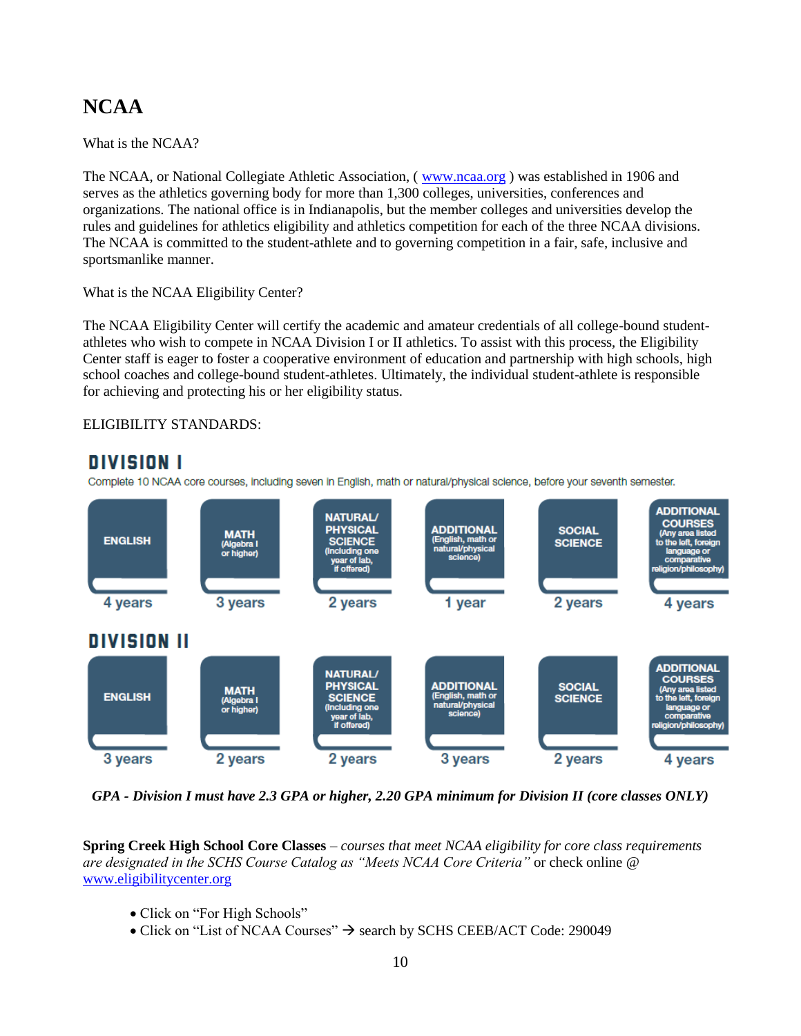# NCAA

What is the NCAA?

The NCAA, or National Collegiate Athletic Association, ( www.ncaa.org ) was established in 1906 and serves as the athletics governing body for more than 1,300 colleges, universities, conferences and organizations. The national office is in Indianapolis, but the member colleges and universities develop the rules and guidelines for athletics eligibility and athletics competition for each of the three NCAA divisions. The NCAA is committed to the student-athlete and to governing competition in a fair, safe, inclusive and sportsmanlike manner.

What is the NCAA Eligibility Center?

The NCAA Eligibility Center will certify the academic and amateur credentials of all college-bound student-athletes who wish to compete in NCAA Division I or II athletics. To assist with this process, the Eligibility Center staff is eager to foster a cooperative environment of education and partnership with high schools, high school coaches and college-bound student-athletes. Ultimately, the individual student-athlete is responsible for achieving and protecting his or her eligibility status.

ELIGIBILITY STANDARDS:

## DIVISION I

Complete 10 NCAA core courses, including seven in English, math or natural/physical science, before your seventh semester.

| ENGLISH | MATH (Algebra I or higher) | NATURAL/ PHYSICAL SCIENCE (Including one year of lab, if offered) | ADDITIONAL (English, math or natural/physical science) | SOCIAL SCIENCE | ADDITIONAL COURSES (Any area listed to the left, foreign language or comparative religion/philosophy) |
|---|---|---|---|---|---|
| 4 years | 3 years | 2 years | 1 year | 2 years | 4 years |

## DIVISION II

| ENGLISH | MATH (Algebra I or higher) | NATURAL/ PHYSICAL SCIENCE (Including one year of lab, if offered) | ADDITIONAL (English, math or natural/physical science) | SOCIAL SCIENCE | ADDITIONAL COURSES (Any area listed to the left, foreign language or comparative religion/philosophy) |
|---|---|---|---|---|---|
| 3 years | 2 years | 2 years | 3 years | 2 years | 4 years |

***GPA - Division I must have 2.3 GPA or higher, 2.20 GPA minimum for Division II (core classes ONLY)***

**Spring Creek High School Core Classes** – *courses that meet NCAA eligibility for core class requirements are designated in the SCHS Course Catalog as "Meets NCAA Core Criteria"* or check online @ www.eligibilitycenter.org

- Click on "For High Schools"
- Click on "List of NCAA Courses" → search by SCHS CEEB/ACT Code: 290049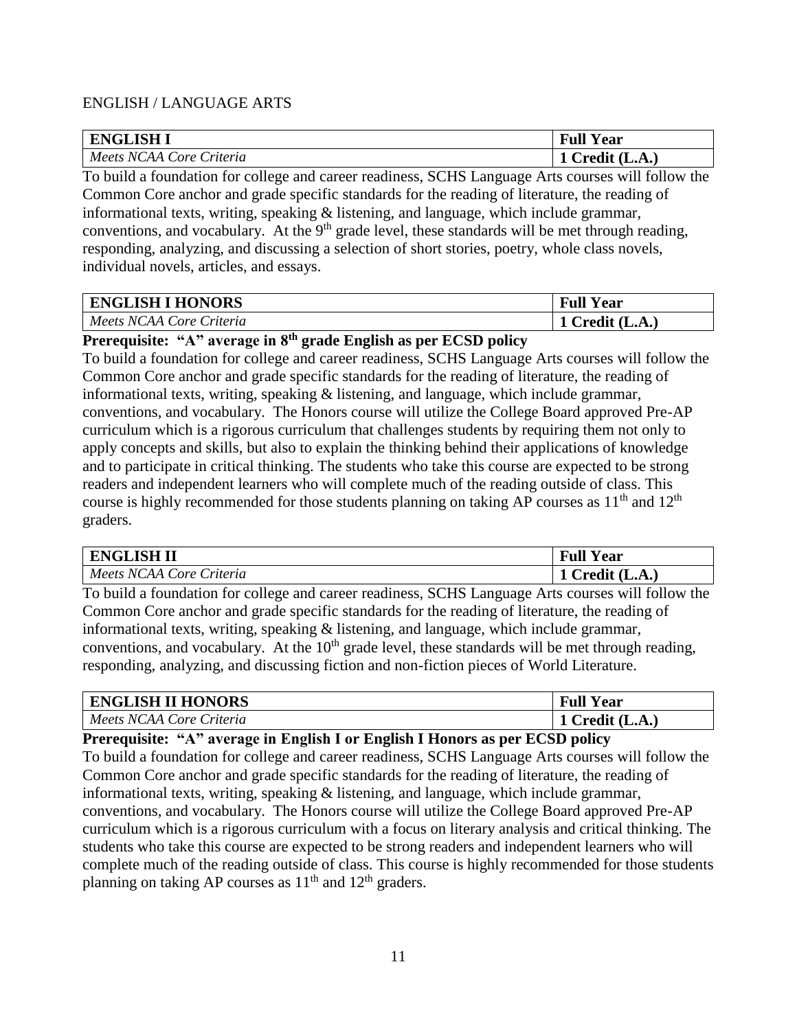ENGLISH / LANGUAGE ARTS

| **ENGLISH I** | **Full Year** |
|---|---|
| *Meets NCAA Core Criteria* | **1 Credit (L.A.)** |

To build a foundation for college and career readiness, SCHS Language Arts courses will follow the Common Core anchor and grade specific standards for the reading of literature, the reading of informational texts, writing, speaking & listening, and language, which include grammar, conventions, and vocabulary. At the 9th grade level, these standards will be met through reading, responding, analyzing, and discussing a selection of short stories, poetry, whole class novels, individual novels, articles, and essays.

| **ENGLISH I HONORS** | **Full Year** |
|---|---|
| *Meets NCAA Core Criteria* | **1 Credit (L.A.)** |

**Prerequisite: "A" average in 8th grade English as per ECSD policy**

To build a foundation for college and career readiness, SCHS Language Arts courses will follow the Common Core anchor and grade specific standards for the reading of literature, the reading of informational texts, writing, speaking & listening, and language, which include grammar, conventions, and vocabulary. The Honors course will utilize the College Board approved Pre-AP curriculum which is a rigorous curriculum that challenges students by requiring them not only to apply concepts and skills, but also to explain the thinking behind their applications of knowledge and to participate in critical thinking. The students who take this course are expected to be strong readers and independent learners who will complete much of the reading outside of class. This course is highly recommended for those students planning on taking AP courses as 11th and 12th graders.

| **ENGLISH II** | **Full Year** |
|---|---|
| *Meets NCAA Core Criteria* | **1 Credit (L.A.)** |

To build a foundation for college and career readiness, SCHS Language Arts courses will follow the Common Core anchor and grade specific standards for the reading of literature, the reading of informational texts, writing, speaking & listening, and language, which include grammar, conventions, and vocabulary. At the 10th grade level, these standards will be met through reading, responding, analyzing, and discussing fiction and non-fiction pieces of World Literature.

| **ENGLISH II HONORS** | **Full Year** |
|---|---|
| *Meets NCAA Core Criteria* | **1 Credit (L.A.)** |

**Prerequisite: "A" average in English I or English I Honors as per ECSD policy**

To build a foundation for college and career readiness, SCHS Language Arts courses will follow the Common Core anchor and grade specific standards for the reading of literature, the reading of informational texts, writing, speaking & listening, and language, which include grammar, conventions, and vocabulary. The Honors course will utilize the College Board approved Pre-AP curriculum which is a rigorous curriculum with a focus on literary analysis and critical thinking. The students who take this course are expected to be strong readers and independent learners who will complete much of the reading outside of class. This course is highly recommended for those students planning on taking AP courses as 11th and 12th graders.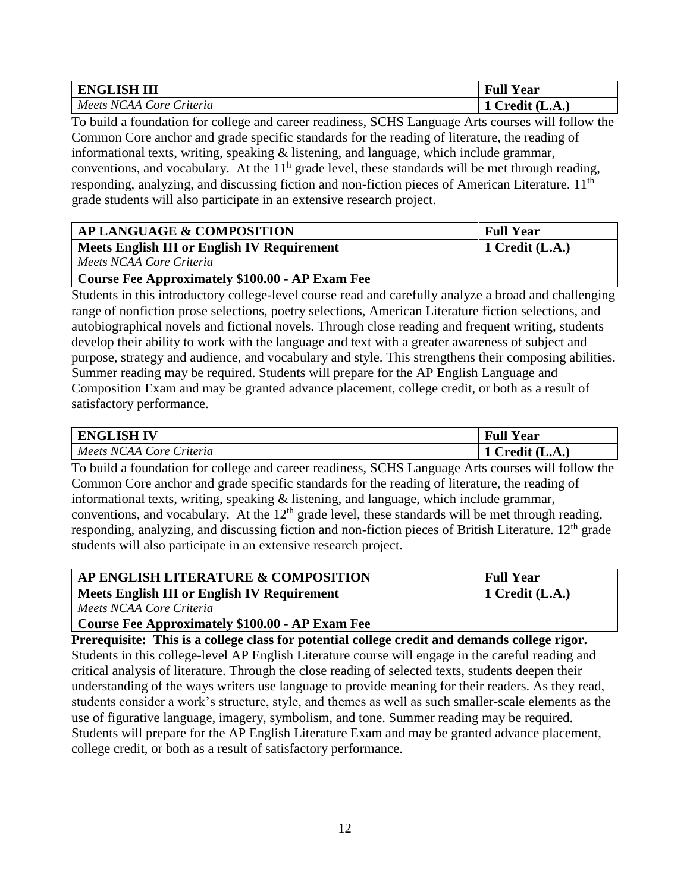| **ENGLISH III** | **Full Year** |
|---|---|
| *Meets NCAA Core Criteria* | **1 Credit (L.A.)** |

To build a foundation for college and career readiness, SCHS Language Arts courses will follow the Common Core anchor and grade specific standards for the reading of literature, the reading of informational texts, writing, speaking & listening, and language, which include grammar, conventions, and vocabulary. At the 11[h] grade level, these standards will be met through reading, responding, analyzing, and discussing fiction and non-fiction pieces of American Literature. 11[th] grade students will also participate in an extensive research project.

| **AP LANGUAGE & COMPOSITION** | **Full Year** |
|---|---|
| **Meets English III or English IV Requirement** *Meets NCAA Core Criteria* | **1 Credit (L.A.)** |
| **Course Fee Approximately $100.00 - AP Exam Fee** | |

Students in this introductory college-level course read and carefully analyze a broad and challenging range of nonfiction prose selections, poetry selections, American Literature fiction selections, and autobiographical novels and fictional novels. Through close reading and frequent writing, students develop their ability to work with the language and text with a greater awareness of subject and purpose, strategy and audience, and vocabulary and style. This strengthens their composing abilities. Summer reading may be required. Students will prepare for the AP English Language and Composition Exam and may be granted advance placement, college credit, or both as a result of satisfactory performance.

| **ENGLISH IV** | **Full Year** |
|---|---|
| *Meets NCAA Core Criteria* | **1 Credit (L.A.)** |

To build a foundation for college and career readiness, SCHS Language Arts courses will follow the Common Core anchor and grade specific standards for the reading of literature, the reading of informational texts, writing, speaking & listening, and language, which include grammar, conventions, and vocabulary. At the 12[th] grade level, these standards will be met through reading, responding, analyzing, and discussing fiction and non-fiction pieces of British Literature. 12[th] grade students will also participate in an extensive research project.

| **AP ENGLISH LITERATURE & COMPOSITION** | **Full Year** |
|---|---|
| **Meets English III or English IV Requirement** *Meets NCAA Core Criteria* | **1 Credit (L.A.)** |
| **Course Fee Approximately $100.00 - AP Exam Fee** | |

**Prerequisite: This is a college class for potential college credit and demands college rigor.** Students in this college-level AP English Literature course will engage in the careful reading and critical analysis of literature. Through the close reading of selected texts, students deepen their understanding of the ways writers use language to provide meaning for their readers. As they read, students consider a work's structure, style, and themes as well as such smaller-scale elements as the use of figurative language, imagery, symbolism, and tone. Summer reading may be required. Students will prepare for the AP English Literature Exam and may be granted advance placement, college credit, or both as a result of satisfactory performance.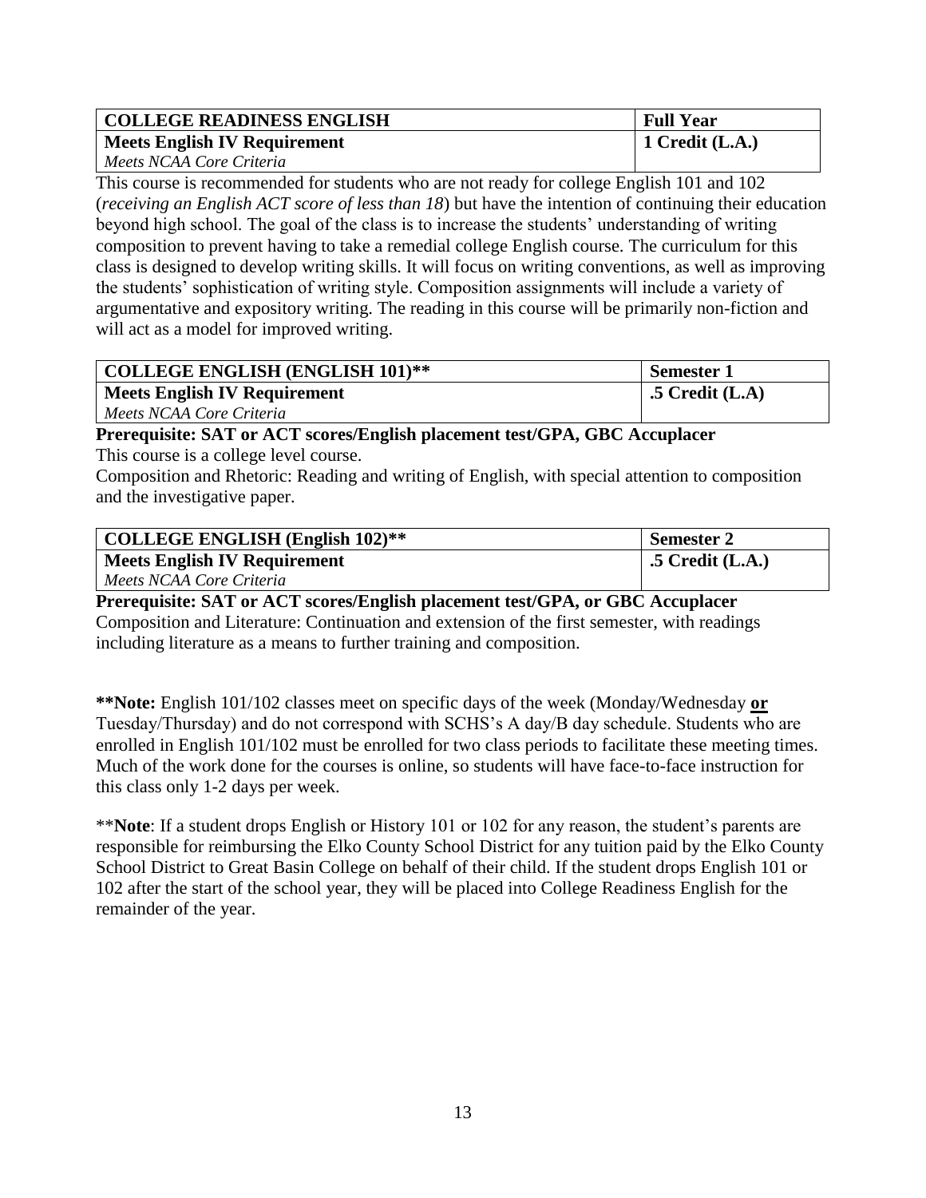| COLLEGE READINESS ENGLISH | Full Year |
|---|---|
| **Meets English IV Requirement**<br>*Meets NCAA Core Criteria* | **1 Credit (L.A.)** |

This course is recommended for students who are not ready for college English 101 and 102 (*receiving an English ACT score of less than 18*) but have the intention of continuing their education beyond high school. The goal of the class is to increase the students' understanding of writing composition to prevent having to take a remedial college English course. The curriculum for this class is designed to develop writing skills. It will focus on writing conventions, as well as improving the students' sophistication of writing style. Composition assignments will include a variety of argumentative and expository writing. The reading in this course will be primarily non-fiction and will act as a model for improved writing.

| COLLEGE ENGLISH (ENGLISH 101)** | Semester 1 |
|---|---|
| **Meets English IV Requirement**<br>*Meets NCAA Core Criteria* | **.5 Credit (L.A)** |

**Prerequisite: SAT or ACT scores/English placement test/GPA, GBC Accuplacer**

This course is a college level course.

Composition and Rhetoric: Reading and writing of English, with special attention to composition and the investigative paper.

| COLLEGE ENGLISH (English 102)** | Semester 2 |
|---|---|
| **Meets English IV Requirement**<br>*Meets NCAA Core Criteria* | **.5 Credit (L.A.)** |

**Prerequisite: SAT or ACT scores/English placement test/GPA, or GBC Accuplacer**

Composition and Literature: Continuation and extension of the first semester, with readings including literature as a means to further training and composition.

****Note:** English 101/102 classes meet on specific days of the week (Monday/Wednesday **or** Tuesday/Thursday) and do not correspond with SCHS's A day/B day schedule. Students who are enrolled in English 101/102 must be enrolled for two class periods to facilitate these meeting times. Much of the work done for the courses is online, so students will have face-to-face instruction for this class only 1-2 days per week.

****Note**: If a student drops English or History 101 or 102 for any reason, the student's parents are responsible for reimbursing the Elko County School District for any tuition paid by the Elko County School District to Great Basin College on behalf of their child. If the student drops English 101 or 102 after the start of the school year, they will be placed into College Readiness English for the remainder of the year.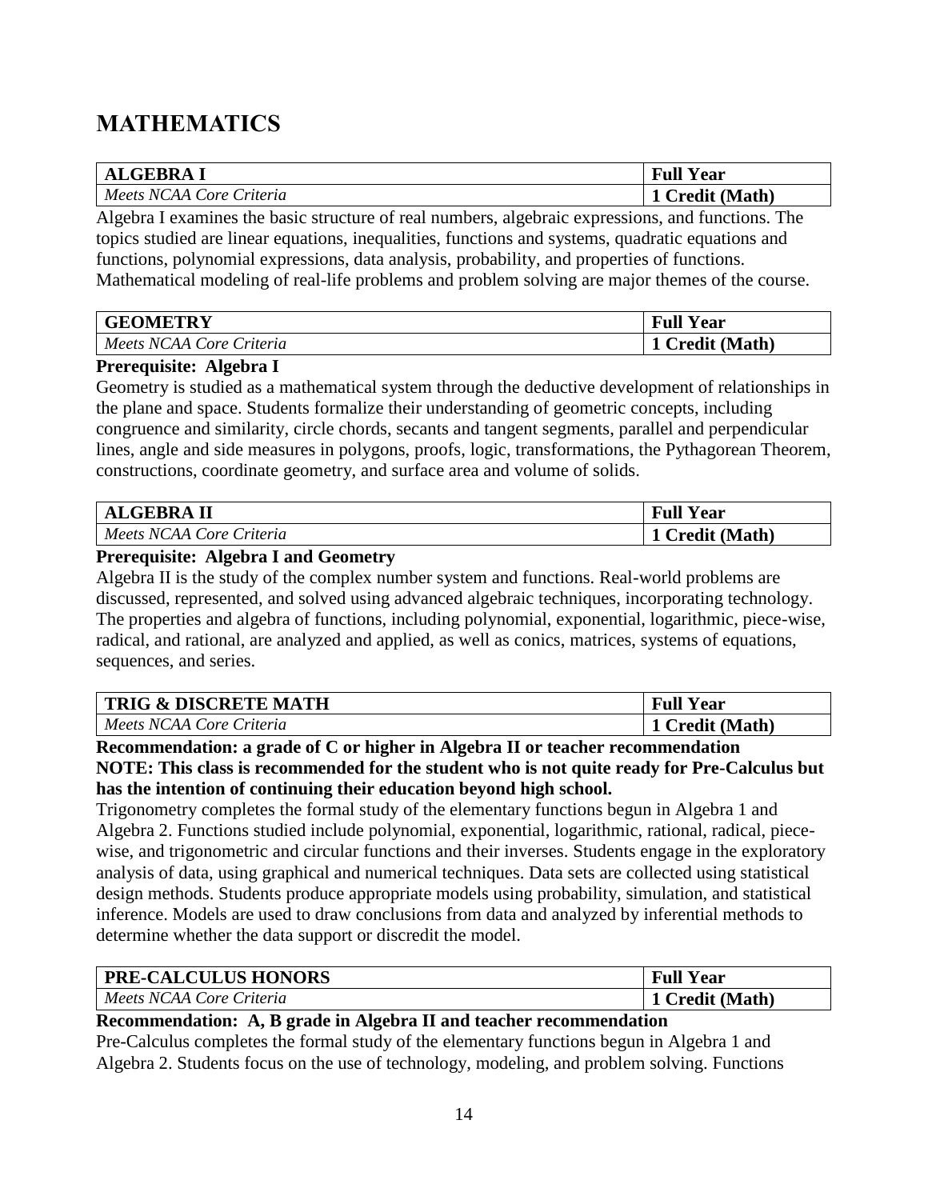# MATHEMATICS

| ALGEBRA I | Full Year |
|---|---|
| *Meets NCAA Core Criteria* | **1 Credit (Math)** |

Algebra I examines the basic structure of real numbers, algebraic expressions, and functions. The topics studied are linear equations, inequalities, functions and systems, quadratic equations and functions, polynomial expressions, data analysis, probability, and properties of functions. Mathematical modeling of real-life problems and problem solving are major themes of the course.

| GEOMETRY | Full Year |
|---|---|
| *Meets NCAA Core Criteria* | **1 Credit (Math)** |

**Prerequisite: Algebra I**

Geometry is studied as a mathematical system through the deductive development of relationships in the plane and space. Students formalize their understanding of geometric concepts, including congruence and similarity, circle chords, secants and tangent segments, parallel and perpendicular lines, angle and side measures in polygons, proofs, logic, transformations, the Pythagorean Theorem, constructions, coordinate geometry, and surface area and volume of solids.

| ALGEBRA II | Full Year |
|---|---|
| *Meets NCAA Core Criteria* | **1 Credit (Math)** |

**Prerequisite: Algebra I and Geometry**

Algebra II is the study of the complex number system and functions. Real-world problems are discussed, represented, and solved using advanced algebraic techniques, incorporating technology. The properties and algebra of functions, including polynomial, exponential, logarithmic, piece-wise, radical, and rational, are analyzed and applied, as well as conics, matrices, systems of equations, sequences, and series.

| TRIG & DISCRETE MATH | Full Year |
|---|---|
| *Meets NCAA Core Criteria* | **1 Credit (Math)** |

**Recommendation: a grade of C or higher in Algebra II or teacher recommendation**
**NOTE: This class is recommended for the student who is not quite ready for Pre-Calculus but has the intention of continuing their education beyond high school.**

Trigonometry completes the formal study of the elementary functions begun in Algebra 1 and Algebra 2. Functions studied include polynomial, exponential, logarithmic, rational, radical, piece-wise, and trigonometric and circular functions and their inverses. Students engage in the exploratory analysis of data, using graphical and numerical techniques. Data sets are collected using statistical design methods. Students produce appropriate models using probability, simulation, and statistical inference. Models are used to draw conclusions from data and analyzed by inferential methods to determine whether the data support or discredit the model.

| PRE-CALCULUS HONORS | Full Year |
|---|---|
| *Meets NCAA Core Criteria* | **1 Credit (Math)** |

**Recommendation: A, B grade in Algebra II and teacher recommendation**

Pre-Calculus completes the formal study of the elementary functions begun in Algebra 1 and Algebra 2. Students focus on the use of technology, modeling, and problem solving. Functions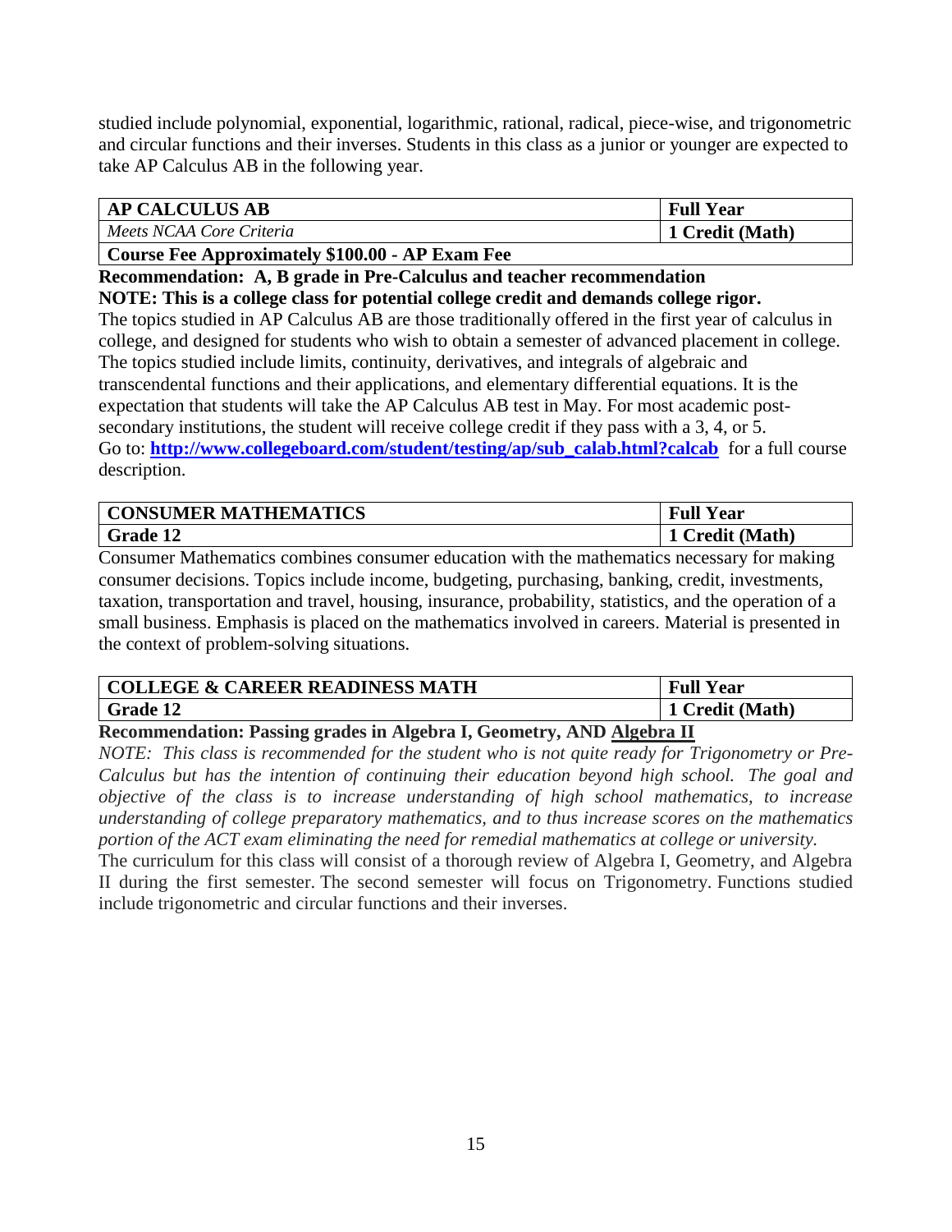studied include polynomial, exponential, logarithmic, rational, radical, piece-wise, and trigonometric and circular functions and their inverses. Students in this class as a junior or younger are expected to take AP Calculus AB in the following year.

| **AP CALCULUS AB** | **Full Year** |
|---|---|
| *Meets NCAA Core Criteria* | **1 Credit (Math)** |
| **Course Fee Approximately $100.00 - AP Exam Fee** | |

**Recommendation: A, B grade in Pre-Calculus and teacher recommendation**

**NOTE: This is a college class for potential college credit and demands college rigor.**

The topics studied in AP Calculus AB are those traditionally offered in the first year of calculus in college, and designed for students who wish to obtain a semester of advanced placement in college. The topics studied include limits, continuity, derivatives, and integrals of algebraic and transcendental functions and their applications, and elementary differential equations. It is the expectation that students will take the AP Calculus AB test in May. For most academic post-secondary institutions, the student will receive college credit if they pass with a 3, 4, or 5.
Go to: **http://www.collegeboard.com/student/testing/ap/sub_calab.html?calcab** for a full course description.

| **CONSUMER MATHEMATICS** | **Full Year** |
|---|---|
| **Grade 12** | **1 Credit (Math)** |

Consumer Mathematics combines consumer education with the mathematics necessary for making consumer decisions. Topics include income, budgeting, purchasing, banking, credit, investments, taxation, transportation and travel, housing, insurance, probability, statistics, and the operation of a small business. Emphasis is placed on the mathematics involved in careers. Material is presented in the context of problem-solving situations.

| **COLLEGE & CAREER READINESS MATH** | **Full Year** |
|---|---|
| **Grade 12** | **1 Credit (Math)** |

**Recommendation: Passing grades in Algebra I, Geometry, AND Algebra II**

*NOTE: This class is recommended for the student who is not quite ready for Trigonometry or Pre-Calculus but has the intention of continuing their education beyond high school. The goal and objective of the class is to increase understanding of high school mathematics, to increase understanding of college preparatory mathematics, and to thus increase scores on the mathematics portion of the ACT exam eliminating the need for remedial mathematics at college or university.*

The curriculum for this class will consist of a thorough review of Algebra I, Geometry, and Algebra II during the first semester. The second semester will focus on Trigonometry. Functions studied include trigonometric and circular functions and their inverses.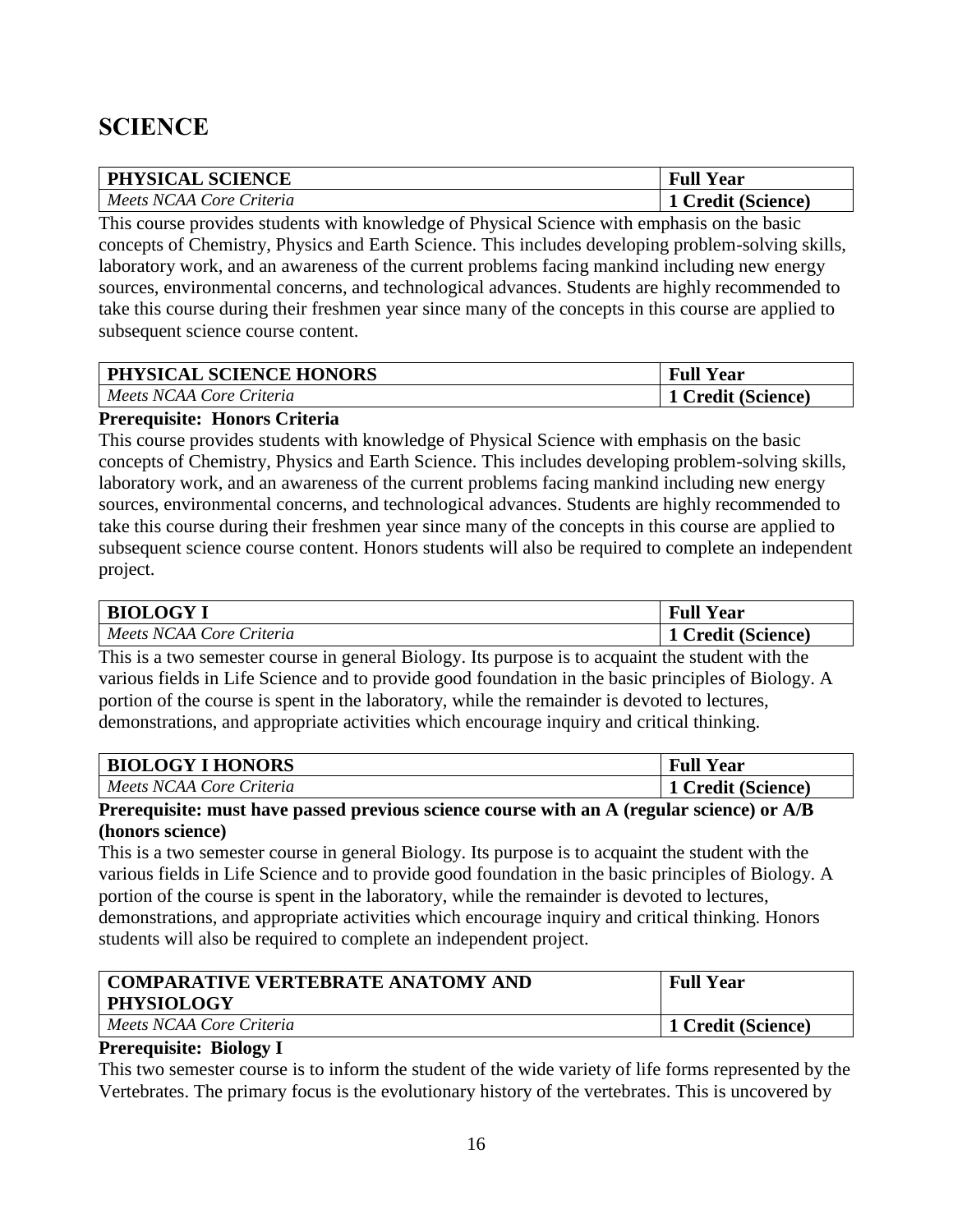# SCIENCE

| PHYSICAL SCIENCE | Full Year |
|---|---|
| *Meets NCAA Core Criteria* | 1 Credit (Science) |

This course provides students with knowledge of Physical Science with emphasis on the basic concepts of Chemistry, Physics and Earth Science. This includes developing problem-solving skills, laboratory work, and an awareness of the current problems facing mankind including new energy sources, environmental concerns, and technological advances. Students are highly recommended to take this course during their freshmen year since many of the concepts in this course are applied to subsequent science course content.

| PHYSICAL SCIENCE HONORS | Full Year |
|---|---|
| *Meets NCAA Core Criteria* | 1 Credit (Science) |

**Prerequisite: Honors Criteria**

This course provides students with knowledge of Physical Science with emphasis on the basic concepts of Chemistry, Physics and Earth Science. This includes developing problem-solving skills, laboratory work, and an awareness of the current problems facing mankind including new energy sources, environmental concerns, and technological advances. Students are highly recommended to take this course during their freshmen year since many of the concepts in this course are applied to subsequent science course content. Honors students will also be required to complete an independent project.

| BIOLOGY I | Full Year |
|---|---|
| *Meets NCAA Core Criteria* | 1 Credit (Science) |

This is a two semester course in general Biology. Its purpose is to acquaint the student with the various fields in Life Science and to provide good foundation in the basic principles of Biology. A portion of the course is spent in the laboratory, while the remainder is devoted to lectures, demonstrations, and appropriate activities which encourage inquiry and critical thinking.

| BIOLOGY I HONORS | Full Year |
|---|---|
| *Meets NCAA Core Criteria* | 1 Credit (Science) |

**Prerequisite: must have passed previous science course with an A (regular science) or A/B (honors science)**

This is a two semester course in general Biology. Its purpose is to acquaint the student with the various fields in Life Science and to provide good foundation in the basic principles of Biology. A portion of the course is spent in the laboratory, while the remainder is devoted to lectures, demonstrations, and appropriate activities which encourage inquiry and critical thinking. Honors students will also be required to complete an independent project.

| COMPARATIVE VERTEBRATE ANATOMY AND PHYSIOLOGY | Full Year |
|---|---|
| *Meets NCAA Core Criteria* | 1 Credit (Science) |

**Prerequisite: Biology I**

This two semester course is to inform the student of the wide variety of life forms represented by the Vertebrates. The primary focus is the evolutionary history of the vertebrates. This is uncovered by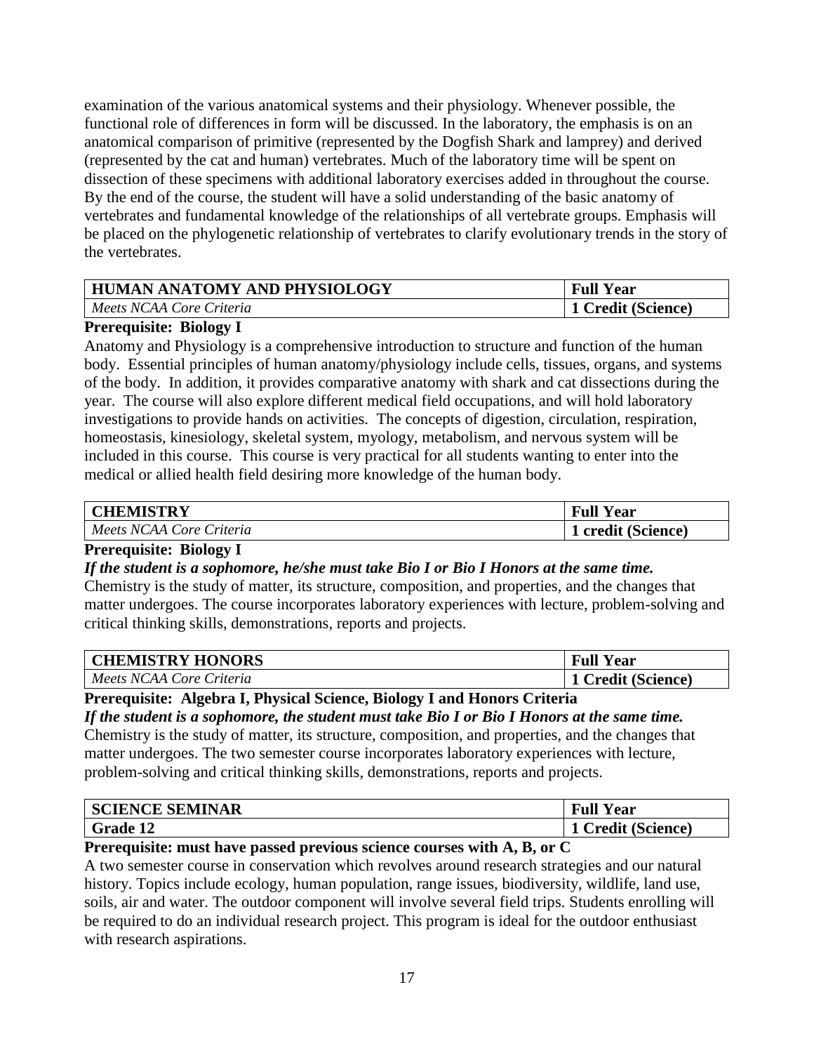examination of the various anatomical systems and their physiology. Whenever possible, the functional role of differences in form will be discussed. In the laboratory, the emphasis is on an anatomical comparison of primitive (represented by the Dogfish Shark and lamprey) and derived (represented by the cat and human) vertebrates. Much of the laboratory time will be spent on dissection of these specimens with additional laboratory exercises added in throughout the course. By the end of the course, the student will have a solid understanding of the basic anatomy of vertebrates and fundamental knowledge of the relationships of all vertebrate groups. Emphasis will be placed on the phylogenetic relationship of vertebrates to clarify evolutionary trends in the story of the vertebrates.

| **HUMAN ANATOMY AND PHYSIOLOGY** | **Full Year** |
| --- | --- |
| *Meets NCAA Core Criteria* | **1 Credit (Science)** |

**Prerequisite: Biology I**

Anatomy and Physiology is a comprehensive introduction to structure and function of the human body. Essential principles of human anatomy/physiology include cells, tissues, organs, and systems of the body. In addition, it provides comparative anatomy with shark and cat dissections during the year. The course will also explore different medical field occupations, and will hold laboratory investigations to provide hands on activities. The concepts of digestion, circulation, respiration, homeostasis, kinesiology, skeletal system, myology, metabolism, and nervous system will be included in this course. This course is very practical for all students wanting to enter into the medical or allied health field desiring more knowledge of the human body.

| **CHEMISTRY** | **Full Year** |
| --- | --- |
| *Meets NCAA Core Criteria* | **1 credit (Science)** |

**Prerequisite: Biology I**

***If the student is a sophomore, he/she must take Bio I or Bio I Honors at the same time.***

Chemistry is the study of matter, its structure, composition, and properties, and the changes that matter undergoes. The course incorporates laboratory experiences with lecture, problem-solving and critical thinking skills, demonstrations, reports and projects.

| **CHEMISTRY HONORS** | **Full Year** |
| --- | --- |
| *Meets NCAA Core Criteria* | **1 Credit (Science)** |

**Prerequisite: Algebra I, Physical Science, Biology I and Honors Criteria**

***If the student is a sophomore, the student must take Bio I or Bio I Honors at the same time.***

Chemistry is the study of matter, its structure, composition, and properties, and the changes that matter undergoes. The two semester course incorporates laboratory experiences with lecture, problem-solving and critical thinking skills, demonstrations, reports and projects.

| **SCIENCE SEMINAR** | **Full Year** |
| --- | --- |
| **Grade 12** | **1 Credit (Science)** |

**Prerequisite: must have passed previous science courses with A, B, or C**

A two semester course in conservation which revolves around research strategies and our natural history. Topics include ecology, human population, range issues, biodiversity, wildlife, land use, soils, air and water. The outdoor component will involve several field trips. Students enrolling will be required to do an individual research project. This program is ideal for the outdoor enthusiast with research aspirations.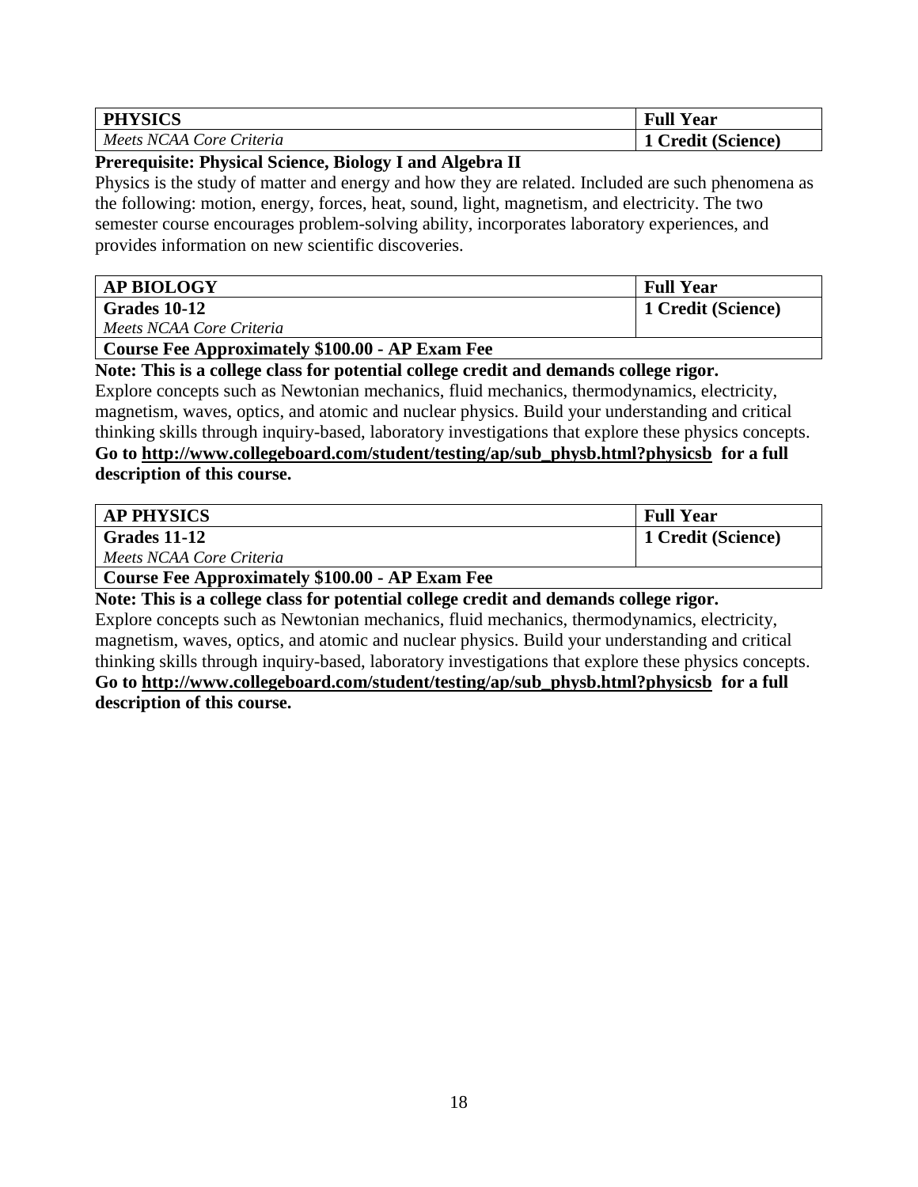| PHYSICS | Full Year |
| --- | --- |
| *Meets NCAA Core Criteria* | **1 Credit (Science)** |

**Prerequisite: Physical Science, Biology I and Algebra II**

Physics is the study of matter and energy and how they are related. Included are such phenomena as the following: motion, energy, forces, heat, sound, light, magnetism, and electricity. The two semester course encourages problem-solving ability, incorporates laboratory experiences, and provides information on new scientific discoveries.

| AP BIOLOGY | Full Year |
| --- | --- |
| **Grades 10-12**<br>*Meets NCAA Core Criteria* | **1 Credit (Science)** |
| **Course Fee Approximately $100.00 - AP Exam Fee** | |

**Note: This is a college class for potential college credit and demands college rigor.**

Explore concepts such as Newtonian mechanics, fluid mechanics, thermodynamics, electricity, magnetism, waves, optics, and atomic and nuclear physics. Build your understanding and critical thinking skills through inquiry-based, laboratory investigations that explore these physics concepts. **Go to http://www.collegeboard.com/student/testing/ap/sub_physb.html?physicsb for a full description of this course.**

| AP PHYSICS | Full Year |
| --- | --- |
| **Grades 11-12**<br>*Meets NCAA Core Criteria* | **1 Credit (Science)** |
| **Course Fee Approximately $100.00 - AP Exam Fee** | |

**Note: This is a college class for potential college credit and demands college rigor.**

Explore concepts such as Newtonian mechanics, fluid mechanics, thermodynamics, electricity, magnetism, waves, optics, and atomic and nuclear physics. Build your understanding and critical thinking skills through inquiry-based, laboratory investigations that explore these physics concepts. **Go to http://www.collegeboard.com/student/testing/ap/sub_physb.html?physicsb for a full description of this course.**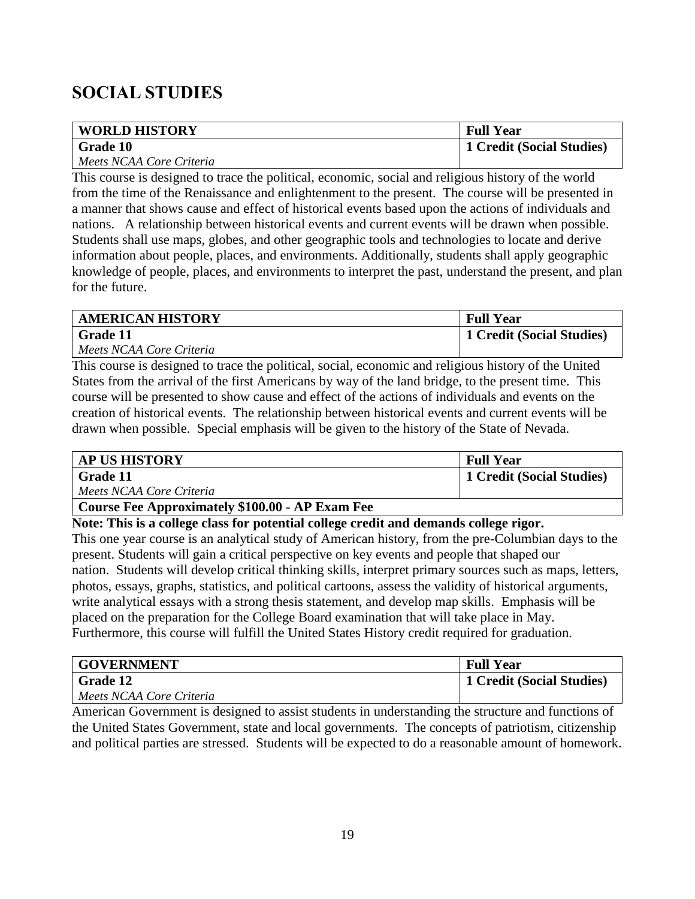# SOCIAL STUDIES

| WORLD HISTORY | Full Year |
|---|---|
| **Grade 10**<br>*Meets NCAA Core Criteria* | **1 Credit (Social Studies)** |

This course is designed to trace the political, economic, social and religious history of the world from the time of the Renaissance and enlightenment to the present. The course will be presented in a manner that shows cause and effect of historical events based upon the actions of individuals and nations. A relationship between historical events and current events will be drawn when possible. Students shall use maps, globes, and other geographic tools and technologies to locate and derive information about people, places, and environments. Additionally, students shall apply geographic knowledge of people, places, and environments to interpret the past, understand the present, and plan for the future.

| AMERICAN HISTORY | Full Year |
|---|---|
| **Grade 11**<br>*Meets NCAA Core Criteria* | **1 Credit (Social Studies)** |

This course is designed to trace the political, social, economic and religious history of the United States from the arrival of the first Americans by way of the land bridge, to the present time. This course will be presented to show cause and effect of the actions of individuals and events on the creation of historical events. The relationship between historical events and current events will be drawn when possible. Special emphasis will be given to the history of the State of Nevada.

| AP US HISTORY | Full Year |
|---|---|
| **Grade 11**<br>*Meets NCAA Core Criteria* | **1 Credit (Social Studies)** |
| **Course Fee Approximately $100.00 - AP Exam Fee** | |

**Note: This is a college class for potential college credit and demands college rigor.**

This one year course is an analytical study of American history, from the pre-Columbian days to the present. Students will gain a critical perspective on key events and people that shaped our nation. Students will develop critical thinking skills, interpret primary sources such as maps, letters, photos, essays, graphs, statistics, and political cartoons, assess the validity of historical arguments, write analytical essays with a strong thesis statement, and develop map skills. Emphasis will be placed on the preparation for the College Board examination that will take place in May. Furthermore, this course will fulfill the United States History credit required for graduation.

| GOVERNMENT | Full Year |
|---|---|
| **Grade 12**<br>*Meets NCAA Core Criteria* | **1 Credit (Social Studies)** |

American Government is designed to assist students in understanding the structure and functions of the United States Government, state and local governments. The concepts of patriotism, citizenship and political parties are stressed. Students will be expected to do a reasonable amount of homework.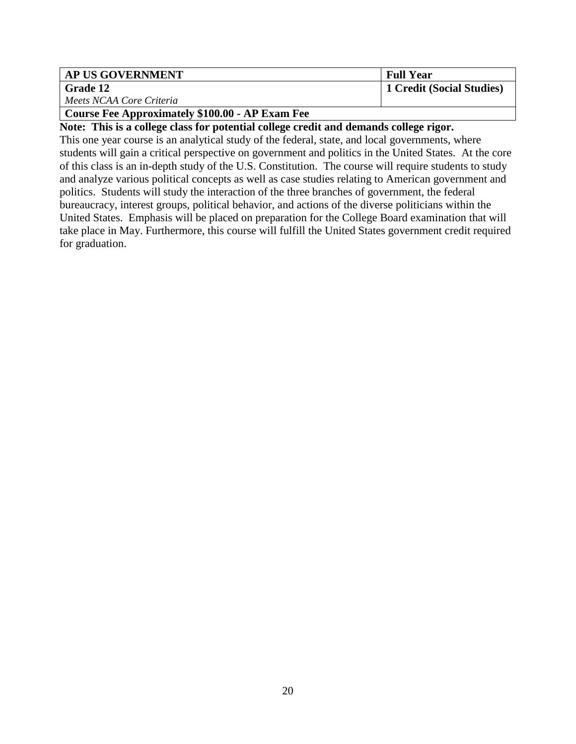| AP US GOVERNMENT | Full Year |
|---|---|
| **Grade 12**<br>*Meets NCAA Core Criteria* | **1 Credit (Social Studies)** |
| **Course Fee Approximately $100.00 - AP Exam Fee** | |

**Note: This is a college class for potential college credit and demands college rigor.**

This one year course is an analytical study of the federal, state, and local governments, where students will gain a critical perspective on government and politics in the United States. At the core of this class is an in-depth study of the U.S. Constitution. The course will require students to study and analyze various political concepts as well as case studies relating to American government and politics. Students will study the interaction of the three branches of government, the federal bureaucracy, interest groups, political behavior, and actions of the diverse politicians within the United States. Emphasis will be placed on preparation for the College Board examination that will take place in May. Furthermore, this course will fulfill the United States government credit required for graduation.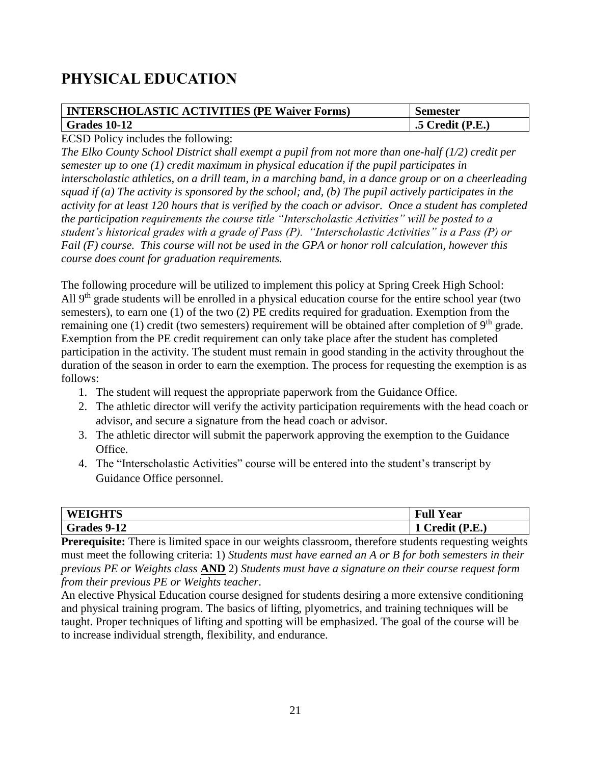# PHYSICAL EDUCATION

| INTERSCHOLASTIC ACTIVITIES (PE Waiver Forms) | Semester |
|---|---|
| Grades 10-12 | .5 Credit (P.E.) |

ECSD Policy includes the following:

*The Elko County School District shall exempt a pupil from not more than one-half (1/2) credit per semester up to one (1) credit maximum in physical education if the pupil participates in interscholastic athletics, on a drill team, in a marching band, in a dance group or on a cheerleading squad if (a) The activity is sponsored by the school; and, (b) The pupil actively participates in the activity for at least 120 hours that is verified by the coach or advisor. Once a student has completed the participation requirements the course title "Interscholastic Activities" will be posted to a student's historical grades with a grade of Pass (P). "Interscholastic Activities" is a Pass (P) or Fail (F) course. This course will not be used in the GPA or honor roll calculation, however this course does count for graduation requirements.*

The following procedure will be utilized to implement this policy at Spring Creek High School: All 9th grade students will be enrolled in a physical education course for the entire school year (two semesters), to earn one (1) of the two (2) PE credits required for graduation. Exemption from the remaining one (1) credit (two semesters) requirement will be obtained after completion of 9th grade. Exemption from the PE credit requirement can only take place after the student has completed participation in the activity. The student must remain in good standing in the activity throughout the duration of the season in order to earn the exemption. The process for requesting the exemption is as follows:

1. The student will request the appropriate paperwork from the Guidance Office.
2. The athletic director will verify the activity participation requirements with the head coach or advisor, and secure a signature from the head coach or advisor.
3. The athletic director will submit the paperwork approving the exemption to the Guidance Office.
4. The "Interscholastic Activities" course will be entered into the student's transcript by Guidance Office personnel.

| WEIGHTS | Full Year |
|---|---|
| Grades 9-12 | 1 Credit (P.E.) |

**Prerequisite:** There is limited space in our weights classroom, therefore students requesting weights must meet the following criteria: 1) *Students must have earned an A or B for both semesters in their previous PE or Weights class* **AND** 2) *Students must have a signature on their course request form from their previous PE or Weights teacher*.

An elective Physical Education course designed for students desiring a more extensive conditioning and physical training program. The basics of lifting, plyometrics, and training techniques will be taught. Proper techniques of lifting and spotting will be emphasized. The goal of the course will be to increase individual strength, flexibility, and endurance.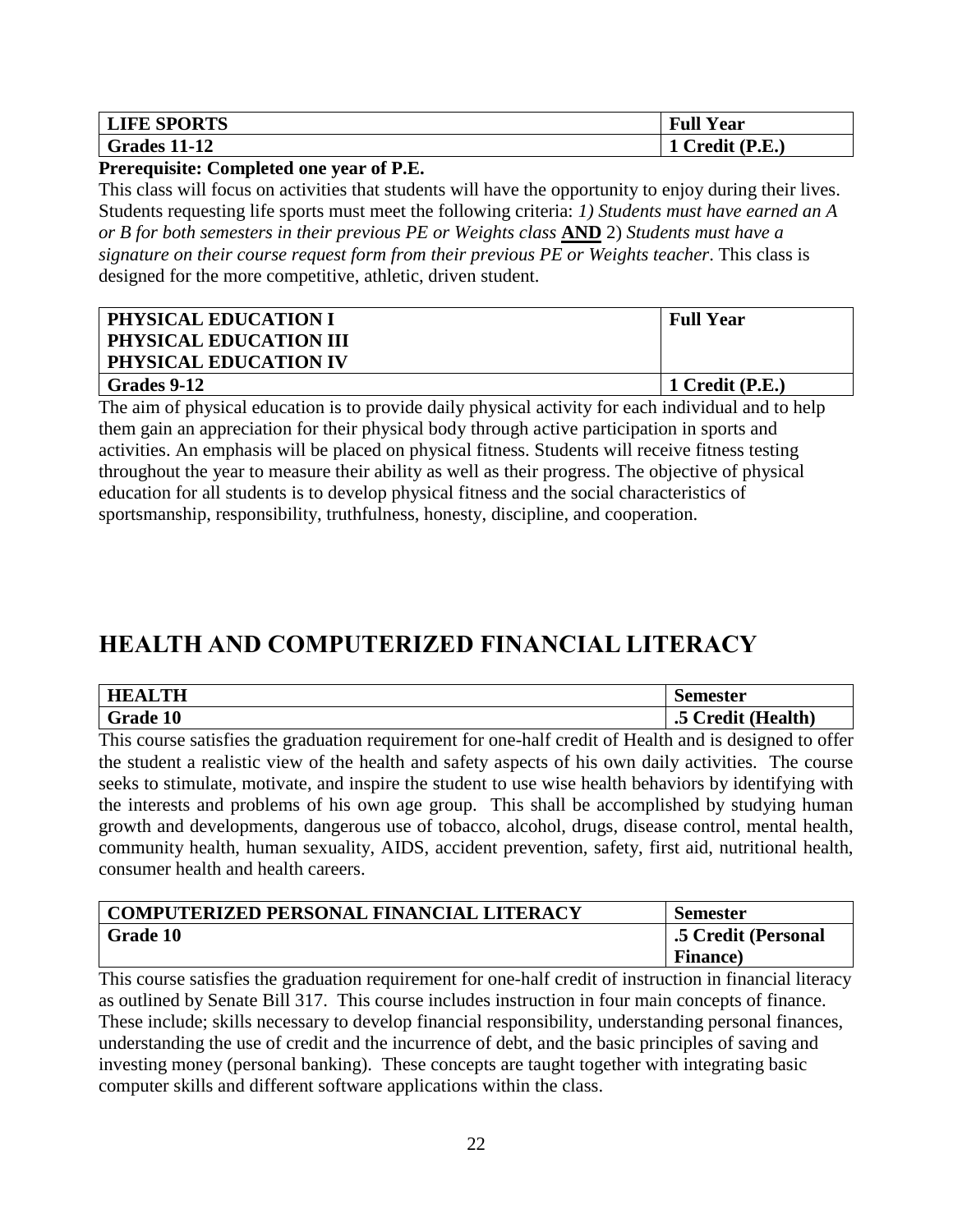| LIFE SPORTS | Full Year |
|---|---|
| Grades 11-12 | 1 Credit (P.E.) |

**Prerequisite: Completed one year of P.E.**

This class will focus on activities that students will have the opportunity to enjoy during their lives. Students requesting life sports must meet the following criteria: *1) Students must have earned an A or B for both semesters in their previous PE or Weights class* **AND** 2) *Students must have a signature on their course request form from their previous PE or Weights teacher*. This class is designed for the more competitive, athletic, driven student.

| PHYSICAL EDUCATION I<br>PHYSICAL EDUCATION III<br>PHYSICAL EDUCATION IV | Full Year |
|---|---|
| Grades 9-12 | 1 Credit (P.E.) |

The aim of physical education is to provide daily physical activity for each individual and to help them gain an appreciation for their physical body through active participation in sports and activities. An emphasis will be placed on physical fitness. Students will receive fitness testing throughout the year to measure their ability as well as their progress. The objective of physical education for all students is to develop physical fitness and the social characteristics of sportsmanship, responsibility, truthfulness, honesty, discipline, and cooperation.

# HEALTH AND COMPUTERIZED FINANCIAL LITERACY

| HEALTH | Semester |
|---|---|
| Grade 10 | .5 Credit (Health) |

This course satisfies the graduation requirement for one-half credit of Health and is designed to offer the student a realistic view of the health and safety aspects of his own daily activities. The course seeks to stimulate, motivate, and inspire the student to use wise health behaviors by identifying with the interests and problems of his own age group. This shall be accomplished by studying human growth and developments, dangerous use of tobacco, alcohol, drugs, disease control, mental health, community health, human sexuality, AIDS, accident prevention, safety, first aid, nutritional health, consumer health and health careers.

| COMPUTERIZED PERSONAL FINANCIAL LITERACY | Semester |
|---|---|
| Grade 10 | .5 Credit (Personal Finance) |

This course satisfies the graduation requirement for one-half credit of instruction in financial literacy as outlined by Senate Bill 317. This course includes instruction in four main concepts of finance. These include; skills necessary to develop financial responsibility, understanding personal finances, understanding the use of credit and the incurrence of debt, and the basic principles of saving and investing money (personal banking). These concepts are taught together with integrating basic computer skills and different software applications within the class.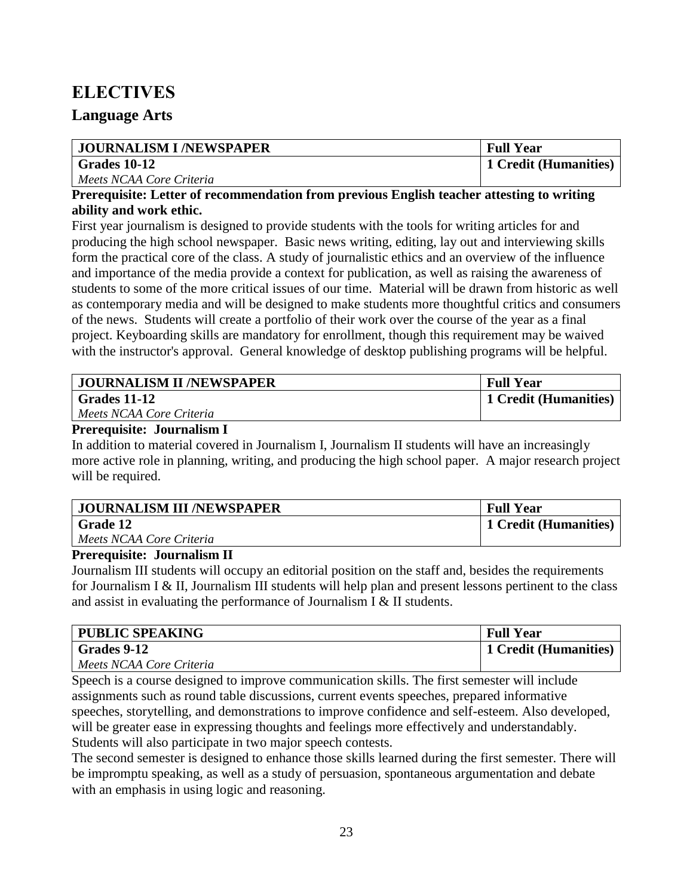# ELECTIVES

## Language Arts

| JOURNALISM I /NEWSPAPER | Full Year |
|---|---|
| **Grades 10-12**<br>*Meets NCAA Core Criteria* | **1 Credit (Humanities)** |

**Prerequisite: Letter of recommendation from previous English teacher attesting to writing ability and work ethic.**

First year journalism is designed to provide students with the tools for writing articles for and producing the high school newspaper. Basic news writing, editing, lay out and interviewing skills form the practical core of the class. A study of journalistic ethics and an overview of the influence and importance of the media provide a context for publication, as well as raising the awareness of students to some of the more critical issues of our time. Material will be drawn from historic as well as contemporary media and will be designed to make students more thoughtful critics and consumers of the news. Students will create a portfolio of their work over the course of the year as a final project. Keyboarding skills are mandatory for enrollment, though this requirement may be waived with the instructor's approval. General knowledge of desktop publishing programs will be helpful.

| JOURNALISM II /NEWSPAPER | Full Year |
|---|---|
| **Grades 11-12**<br>*Meets NCAA Core Criteria* | **1 Credit (Humanities)** |

**Prerequisite: Journalism I**

In addition to material covered in Journalism I, Journalism II students will have an increasingly more active role in planning, writing, and producing the high school paper. A major research project will be required.

| JOURNALISM III /NEWSPAPER | Full Year |
|---|---|
| **Grade 12**<br>*Meets NCAA Core Criteria* | **1 Credit (Humanities)** |

**Prerequisite: Journalism II**

Journalism III students will occupy an editorial position on the staff and, besides the requirements for Journalism I & II, Journalism III students will help plan and present lessons pertinent to the class and assist in evaluating the performance of Journalism I & II students.

| PUBLIC SPEAKING | Full Year |
|---|---|
| **Grades 9-12**<br>*Meets NCAA Core Criteria* | **1 Credit (Humanities)** |

Speech is a course designed to improve communication skills. The first semester will include assignments such as round table discussions, current events speeches, prepared informative speeches, storytelling, and demonstrations to improve confidence and self-esteem. Also developed, will be greater ease in expressing thoughts and feelings more effectively and understandably. Students will also participate in two major speech contests.

The second semester is designed to enhance those skills learned during the first semester. There will be impromptu speaking, as well as a study of persuasion, spontaneous argumentation and debate with an emphasis in using logic and reasoning.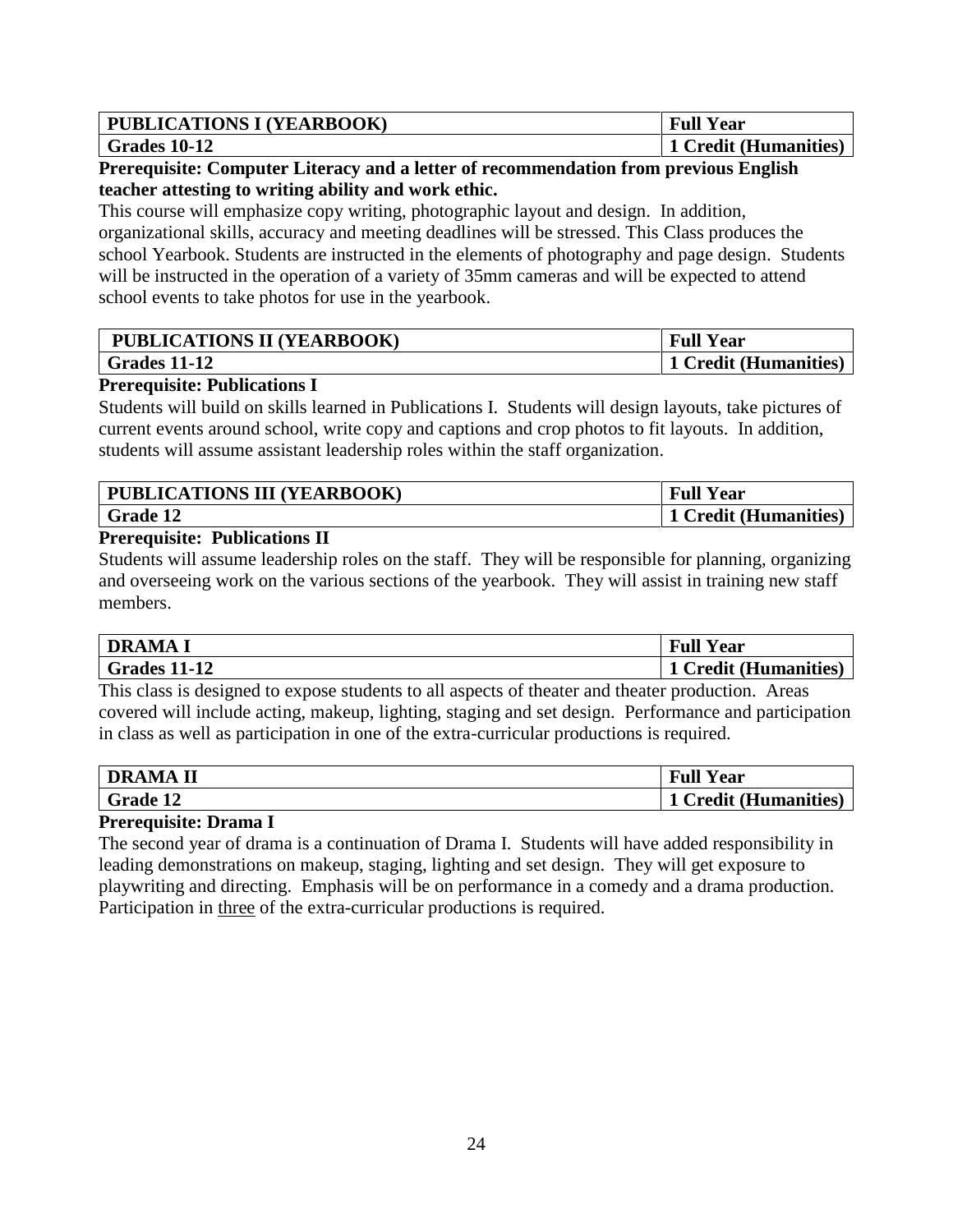| PUBLICATIONS I (YEARBOOK) | Full Year |
|---|---|
| Grades 10-12 | 1 Credit (Humanities) |

**Prerequisite: Computer Literacy and a letter of recommendation from previous English teacher attesting to writing ability and work ethic.**

This course will emphasize copy writing, photographic layout and design. In addition, organizational skills, accuracy and meeting deadlines will be stressed. This Class produces the school Yearbook. Students are instructed in the elements of photography and page design. Students will be instructed in the operation of a variety of 35mm cameras and will be expected to attend school events to take photos for use in the yearbook.

| PUBLICATIONS II (YEARBOOK) | Full Year |
|---|---|
| Grades 11-12 | 1 Credit (Humanities) |

**Prerequisite: Publications I**

Students will build on skills learned in Publications I. Students will design layouts, take pictures of current events around school, write copy and captions and crop photos to fit layouts. In addition, students will assume assistant leadership roles within the staff organization.

| PUBLICATIONS III (YEARBOOK) | Full Year |
|---|---|
| Grade 12 | 1 Credit (Humanities) |

**Prerequisite: Publications II**

Students will assume leadership roles on the staff. They will be responsible for planning, organizing and overseeing work on the various sections of the yearbook. They will assist in training new staff members.

| DRAMA I | Full Year |
|---|---|
| Grades 11-12 | 1 Credit (Humanities) |

This class is designed to expose students to all aspects of theater and theater production. Areas covered will include acting, makeup, lighting, staging and set design. Performance and participation in class as well as participation in one of the extra-curricular productions is required.

| DRAMA II | Full Year |
|---|---|
| Grade 12 | 1 Credit (Humanities) |

**Prerequisite: Drama I**

The second year of drama is a continuation of Drama I. Students will have added responsibility in leading demonstrations on makeup, staging, lighting and set design. They will get exposure to playwriting and directing. Emphasis will be on performance in a comedy and a drama production. Participation in <u>three</u> of the extra-curricular productions is required.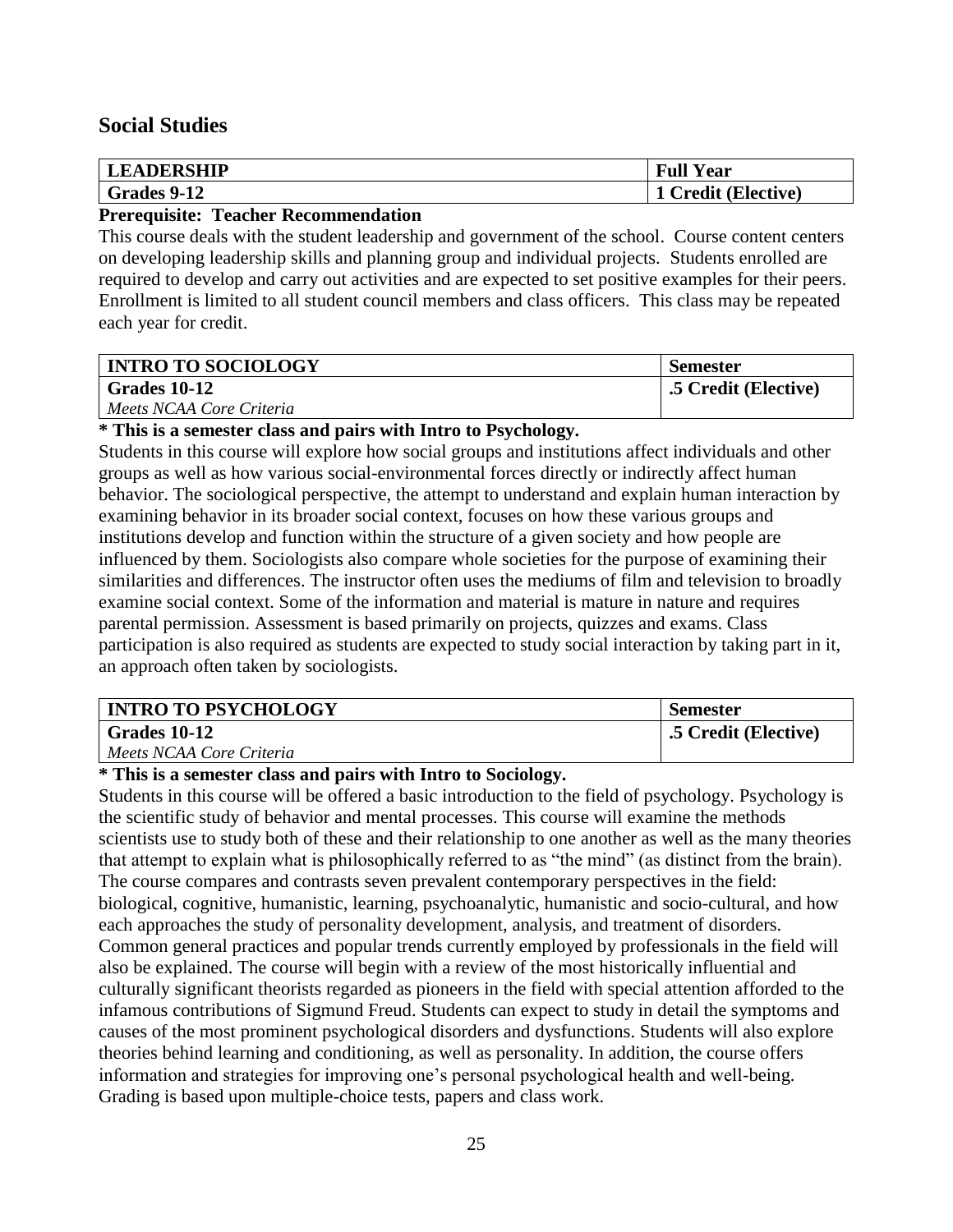## Social Studies

| **LEADERSHIP** | **Full Year** |
|---|---|
| **Grades 9-12** | **1 Credit (Elective)** |

**Prerequisite: Teacher Recommendation**

This course deals with the student leadership and government of the school. Course content centers on developing leadership skills and planning group and individual projects. Students enrolled are required to develop and carry out activities and are expected to set positive examples for their peers. Enrollment is limited to all student council members and class officers. This class may be repeated each year for credit.

| **INTRO TO SOCIOLOGY** | **Semester** |
|---|---|
| **Grades 10-12**<br>*Meets NCAA Core Criteria* | **.5 Credit (Elective)** |

**\* This is a semester class and pairs with Intro to Psychology.**

Students in this course will explore how social groups and institutions affect individuals and other groups as well as how various social-environmental forces directly or indirectly affect human behavior. The sociological perspective, the attempt to understand and explain human interaction by examining behavior in its broader social context, focuses on how these various groups and institutions develop and function within the structure of a given society and how people are influenced by them. Sociologists also compare whole societies for the purpose of examining their similarities and differences. The instructor often uses the mediums of film and television to broadly examine social context. Some of the information and material is mature in nature and requires parental permission. Assessment is based primarily on projects, quizzes and exams. Class participation is also required as students are expected to study social interaction by taking part in it, an approach often taken by sociologists.

| **INTRO TO PSYCHOLOGY** | **Semester** |
|---|---|
| **Grades 10-12**<br>*Meets NCAA Core Criteria* | **.5 Credit (Elective)** |

**\* This is a semester class and pairs with Intro to Sociology.**

Students in this course will be offered a basic introduction to the field of psychology. Psychology is the scientific study of behavior and mental processes. This course will examine the methods scientists use to study both of these and their relationship to one another as well as the many theories that attempt to explain what is philosophically referred to as "the mind" (as distinct from the brain). The course compares and contrasts seven prevalent contemporary perspectives in the field: biological, cognitive, humanistic, learning, psychoanalytic, humanistic and socio-cultural, and how each approaches the study of personality development, analysis, and treatment of disorders. Common general practices and popular trends currently employed by professionals in the field will also be explained. The course will begin with a review of the most historically influential and culturally significant theorists regarded as pioneers in the field with special attention afforded to the infamous contributions of Sigmund Freud. Students can expect to study in detail the symptoms and causes of the most prominent psychological disorders and dysfunctions. Students will also explore theories behind learning and conditioning, as well as personality. In addition, the course offers information and strategies for improving one's personal psychological health and well-being. Grading is based upon multiple-choice tests, papers and class work.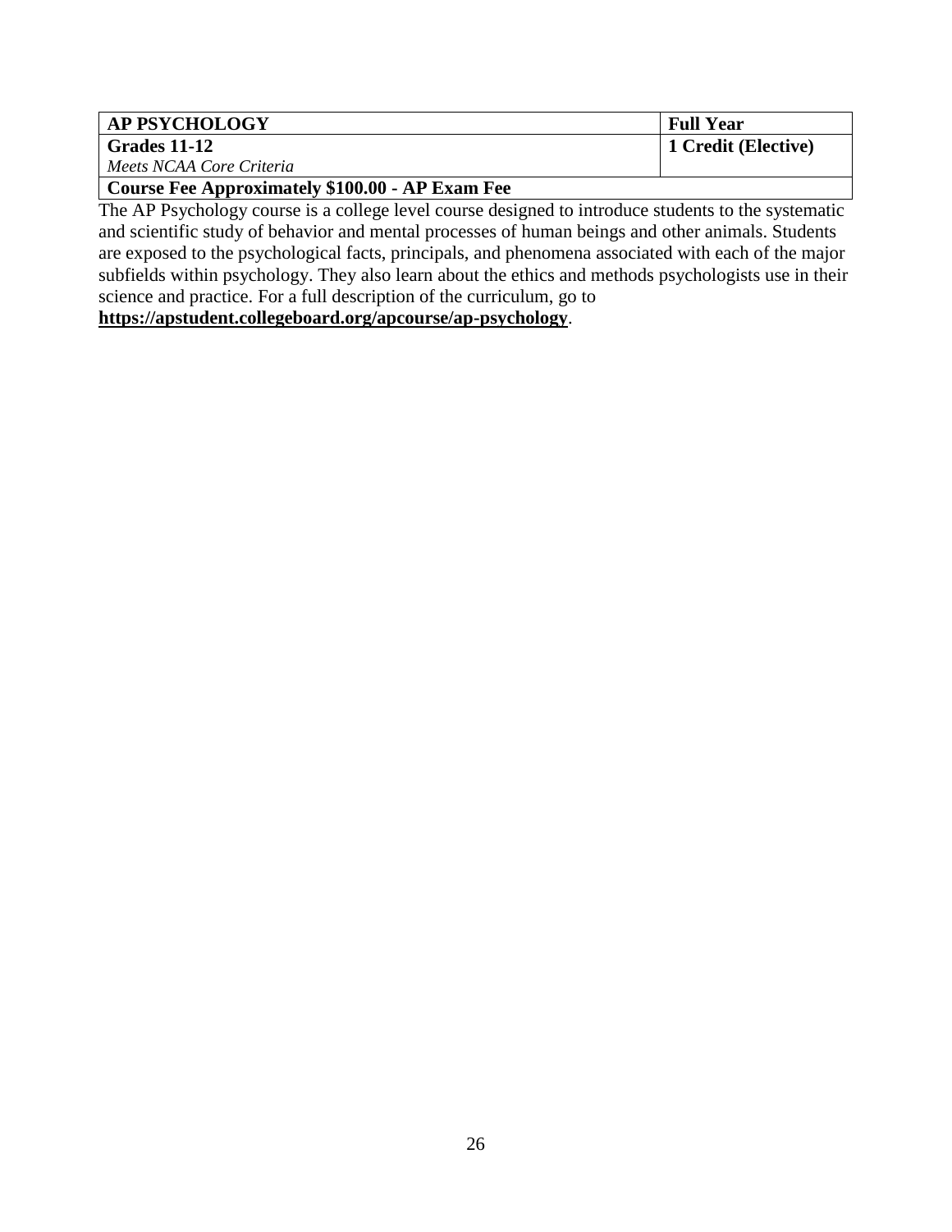| **AP PSYCHOLOGY** | **Full Year** |
| --- | --- |
| **Grades 11-12**<br>*Meets NCAA Core Criteria* | **1 Credit (Elective)** |
| **Course Fee Approximately $100.00 - AP Exam Fee** | |

The AP Psychology course is a college level course designed to introduce students to the systematic and scientific study of behavior and mental processes of human beings and other animals. Students are exposed to the psychological facts, principals, and phenomena associated with each of the major subfields within psychology. They also learn about the ethics and methods psychologists use in their science and practice. For a full description of the curriculum, go to **https://apstudent.collegeboard.org/apcourse/ap-psychology**.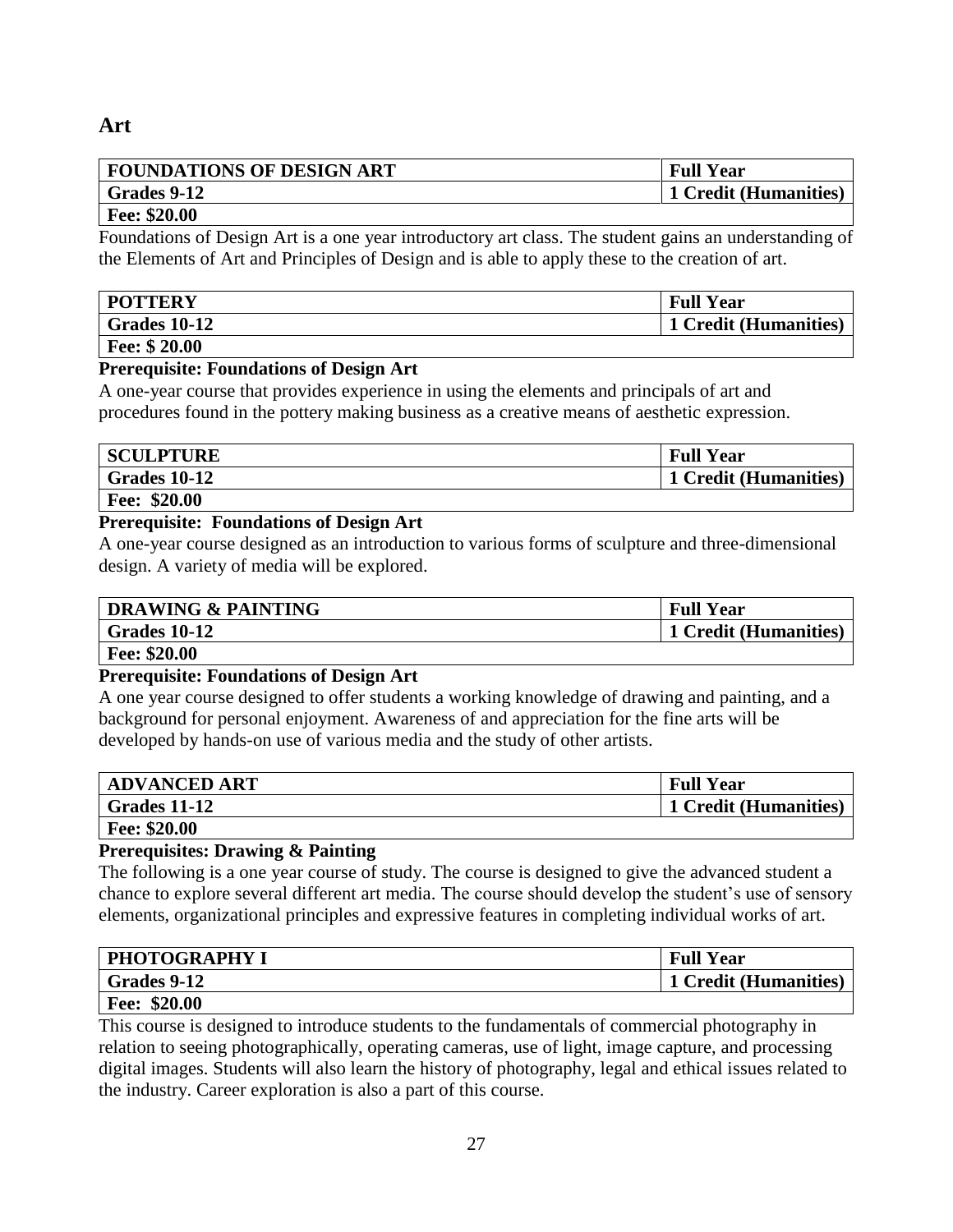# Art

| FOUNDATIONS OF DESIGN ART | Full Year |
|---|---|
| Grades 9-12 | 1 Credit (Humanities) |
| Fee: $20.00 | |

Foundations of Design Art is a one year introductory art class. The student gains an understanding of the Elements of Art and Principles of Design and is able to apply these to the creation of art.

| POTTERY | Full Year |
|---|---|
| Grades 10-12 | 1 Credit (Humanities) |
| Fee: $ 20.00 | |

**Prerequisite: Foundations of Design Art**

A one-year course that provides experience in using the elements and principals of art and procedures found in the pottery making business as a creative means of aesthetic expression.

| SCULPTURE | Full Year |
|---|---|
| Grades 10-12 | 1 Credit (Humanities) |
| Fee: $20.00 | |

**Prerequisite: Foundations of Design Art**

A one-year course designed as an introduction to various forms of sculpture and three-dimensional design. A variety of media will be explored.

| DRAWING & PAINTING | Full Year |
|---|---|
| Grades 10-12 | 1 Credit (Humanities) |
| Fee: $20.00 | |

**Prerequisite: Foundations of Design Art**

A one year course designed to offer students a working knowledge of drawing and painting, and a background for personal enjoyment. Awareness of and appreciation for the fine arts will be developed by hands-on use of various media and the study of other artists.

| ADVANCED ART | Full Year |
|---|---|
| Grades 11-12 | 1 Credit (Humanities) |
| Fee: $20.00 | |

**Prerequisites: Drawing & Painting**

The following is a one year course of study. The course is designed to give the advanced student a chance to explore several different art media. The course should develop the student's use of sensory elements, organizational principles and expressive features in completing individual works of art.

| PHOTOGRAPHY I | Full Year |
|---|---|
| Grades 9-12 | 1 Credit (Humanities) |
| Fee: $20.00 | |

This course is designed to introduce students to the fundamentals of commercial photography in relation to seeing photographically, operating cameras, use of light, image capture, and processing digital images. Students will also learn the history of photography, legal and ethical issues related to the industry. Career exploration is also a part of this course.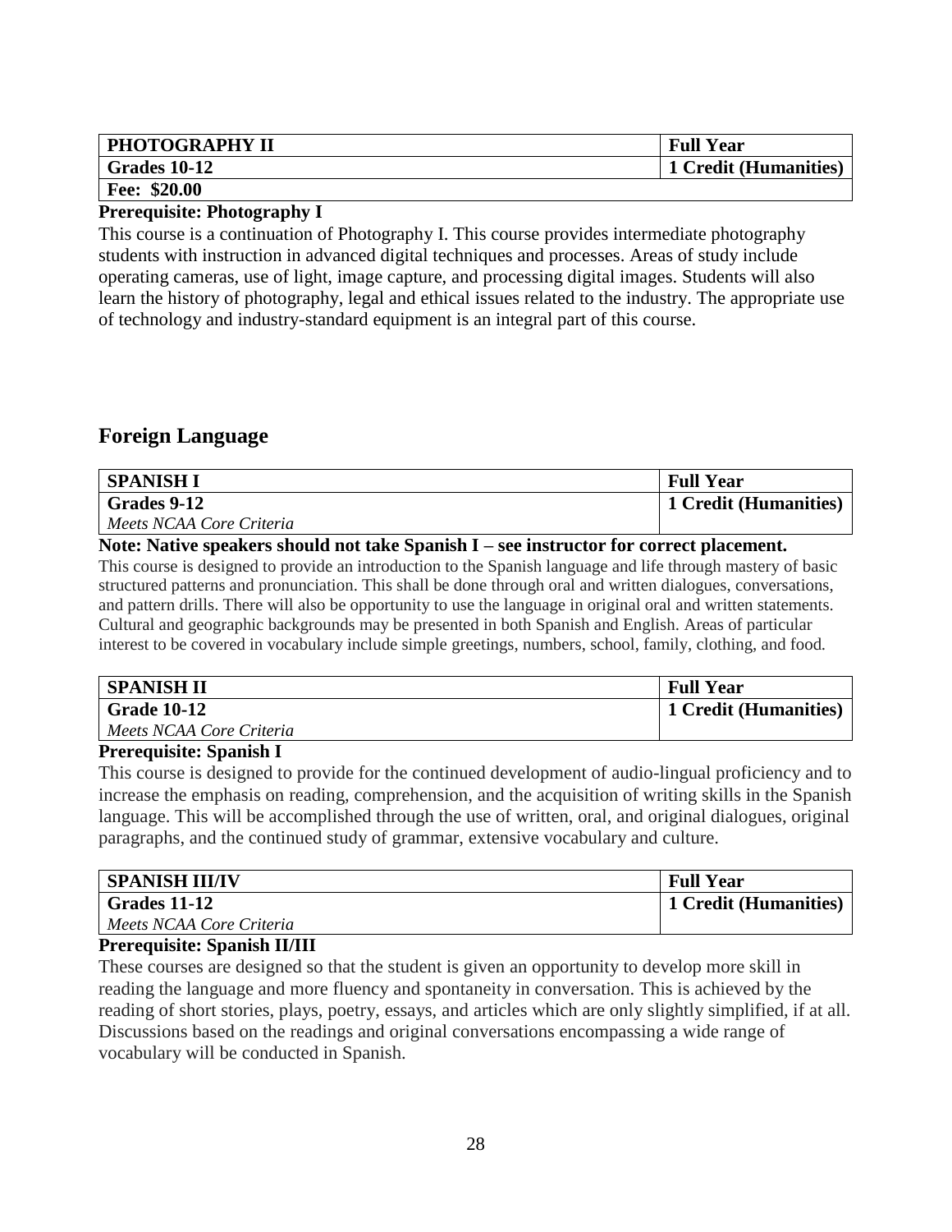| PHOTOGRAPHY II | Full Year |
|---|---|
| Grades 10-12 | 1 Credit (Humanities) |
| Fee: $20.00 | |

**Prerequisite: Photography I**

This course is a continuation of Photography I. This course provides intermediate photography students with instruction in advanced digital techniques and processes. Areas of study include operating cameras, use of light, image capture, and processing digital images. Students will also learn the history of photography, legal and ethical issues related to the industry. The appropriate use of technology and industry-standard equipment is an integral part of this course.

## Foreign Language

| SPANISH I | Full Year |
|---|---|
| Grades 9-12 *Meets NCAA Core Criteria* | 1 Credit (Humanities) |

**Note: Native speakers should not take Spanish I – see instructor for correct placement.**

This course is designed to provide an introduction to the Spanish language and life through mastery of basic structured patterns and pronunciation. This shall be done through oral and written dialogues, conversations, and pattern drills. There will also be opportunity to use the language in original oral and written statements. Cultural and geographic backgrounds may be presented in both Spanish and English. Areas of particular interest to be covered in vocabulary include simple greetings, numbers, school, family, clothing, and food.

| SPANISH II | Full Year |
|---|---|
| Grade 10-12 *Meets NCAA Core Criteria* | 1 Credit (Humanities) |

**Prerequisite: Spanish I**

This course is designed to provide for the continued development of audio-lingual proficiency and to increase the emphasis on reading, comprehension, and the acquisition of writing skills in the Spanish language. This will be accomplished through the use of written, oral, and original dialogues, original paragraphs, and the continued study of grammar, extensive vocabulary and culture.

| SPANISH III/IV | Full Year |
|---|---|
| Grades 11-12 *Meets NCAA Core Criteria* | 1 Credit (Humanities) |

**Prerequisite: Spanish II/III**

These courses are designed so that the student is given an opportunity to develop more skill in reading the language and more fluency and spontaneity in conversation. This is achieved by the reading of short stories, plays, poetry, essays, and articles which are only slightly simplified, if at all. Discussions based on the readings and original conversations encompassing a wide range of vocabulary will be conducted in Spanish.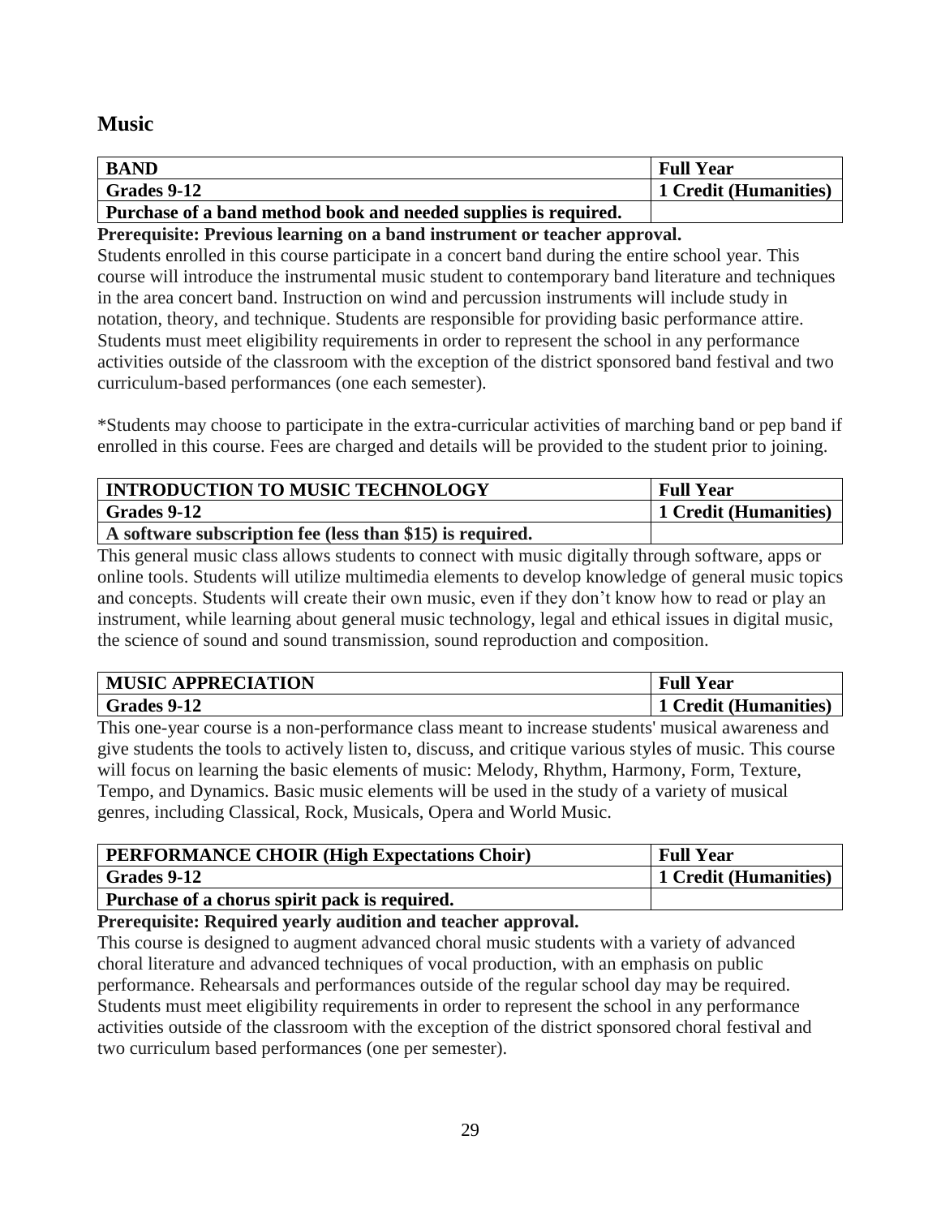## Music

| BAND | Full Year |
|---|---|
| Grades 9-12 | 1 Credit (Humanities) |
| Purchase of a band method book and needed supplies is required. | |

**Prerequisite: Previous learning on a band instrument or teacher approval.**

Students enrolled in this course participate in a concert band during the entire school year. This course will introduce the instrumental music student to contemporary band literature and techniques in the area concert band. Instruction on wind and percussion instruments will include study in notation, theory, and technique. Students are responsible for providing basic performance attire. Students must meet eligibility requirements in order to represent the school in any performance activities outside of the classroom with the exception of the district sponsored band festival and two curriculum-based performances (one each semester).

*Students may choose to participate in the extra-curricular activities of marching band or pep band if enrolled in this course. Fees are charged and details will be provided to the student prior to joining.

| INTRODUCTION TO MUSIC TECHNOLOGY | Full Year |
|---|---|
| Grades 9-12 | 1 Credit (Humanities) |
| A software subscription fee (less than $15) is required. | |

This general music class allows students to connect with music digitally through software, apps or online tools. Students will utilize multimedia elements to develop knowledge of general music topics and concepts. Students will create their own music, even if they don't know how to read or play an instrument, while learning about general music technology, legal and ethical issues in digital music, the science of sound and sound transmission, sound reproduction and composition.

| MUSIC APPRECIATION | Full Year |
|---|---|
| Grades 9-12 | 1 Credit (Humanities) |

This one-year course is a non-performance class meant to increase students' musical awareness and give students the tools to actively listen to, discuss, and critique various styles of music. This course will focus on learning the basic elements of music: Melody, Rhythm, Harmony, Form, Texture, Tempo, and Dynamics. Basic music elements will be used in the study of a variety of musical genres, including Classical, Rock, Musicals, Opera and World Music.

| PERFORMANCE CHOIR (High Expectations Choir) | Full Year |
|---|---|
| Grades 9-12 | 1 Credit (Humanities) |
| Purchase of a chorus spirit pack is required. | |

**Prerequisite: Required yearly audition and teacher approval.**

This course is designed to augment advanced choral music students with a variety of advanced choral literature and advanced techniques of vocal production, with an emphasis on public performance. Rehearsals and performances outside of the regular school day may be required. Students must meet eligibility requirements in order to represent the school in any performance activities outside of the classroom with the exception of the district sponsored choral festival and two curriculum based performances (one per semester).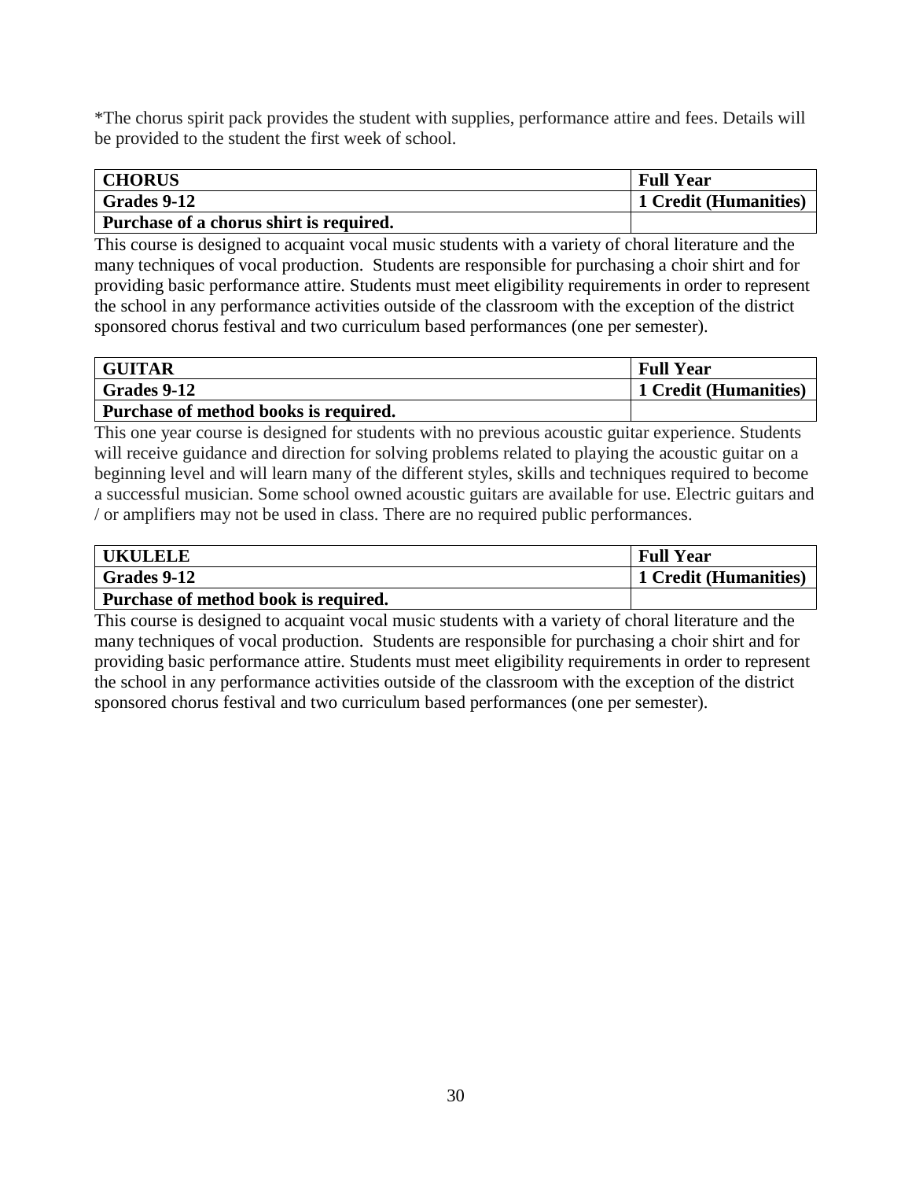*The chorus spirit pack provides the student with supplies, performance attire and fees. Details will be provided to the student the first week of school.

| **CHORUS** | **Full Year** |
|---|---|
| **Grades 9-12** | **1 Credit (Humanities)** |
| **Purchase of a chorus shirt is required.** | |

This course is designed to acquaint vocal music students with a variety of choral literature and the many techniques of vocal production. Students are responsible for purchasing a choir shirt and for providing basic performance attire. Students must meet eligibility requirements in order to represent the school in any performance activities outside of the classroom with the exception of the district sponsored chorus festival and two curriculum based performances (one per semester).

| **GUITAR** | **Full Year** |
|---|---|
| **Grades 9-12** | **1 Credit (Humanities)** |
| **Purchase of method books is required.** | |

This one year course is designed for students with no previous acoustic guitar experience. Students will receive guidance and direction for solving problems related to playing the acoustic guitar on a beginning level and will learn many of the different styles, skills and techniques required to become a successful musician. Some school owned acoustic guitars are available for use. Electric guitars and / or amplifiers may not be used in class. There are no required public performances.

| **UKULELE** | **Full Year** |
|---|---|
| **Grades 9-12** | **1 Credit (Humanities)** |
| **Purchase of method book is required.** | |

This course is designed to acquaint vocal music students with a variety of choral literature and the many techniques of vocal production. Students are responsible for purchasing a choir shirt and for providing basic performance attire. Students must meet eligibility requirements in order to represent the school in any performance activities outside of the classroom with the exception of the district sponsored chorus festival and two curriculum based performances (one per semester).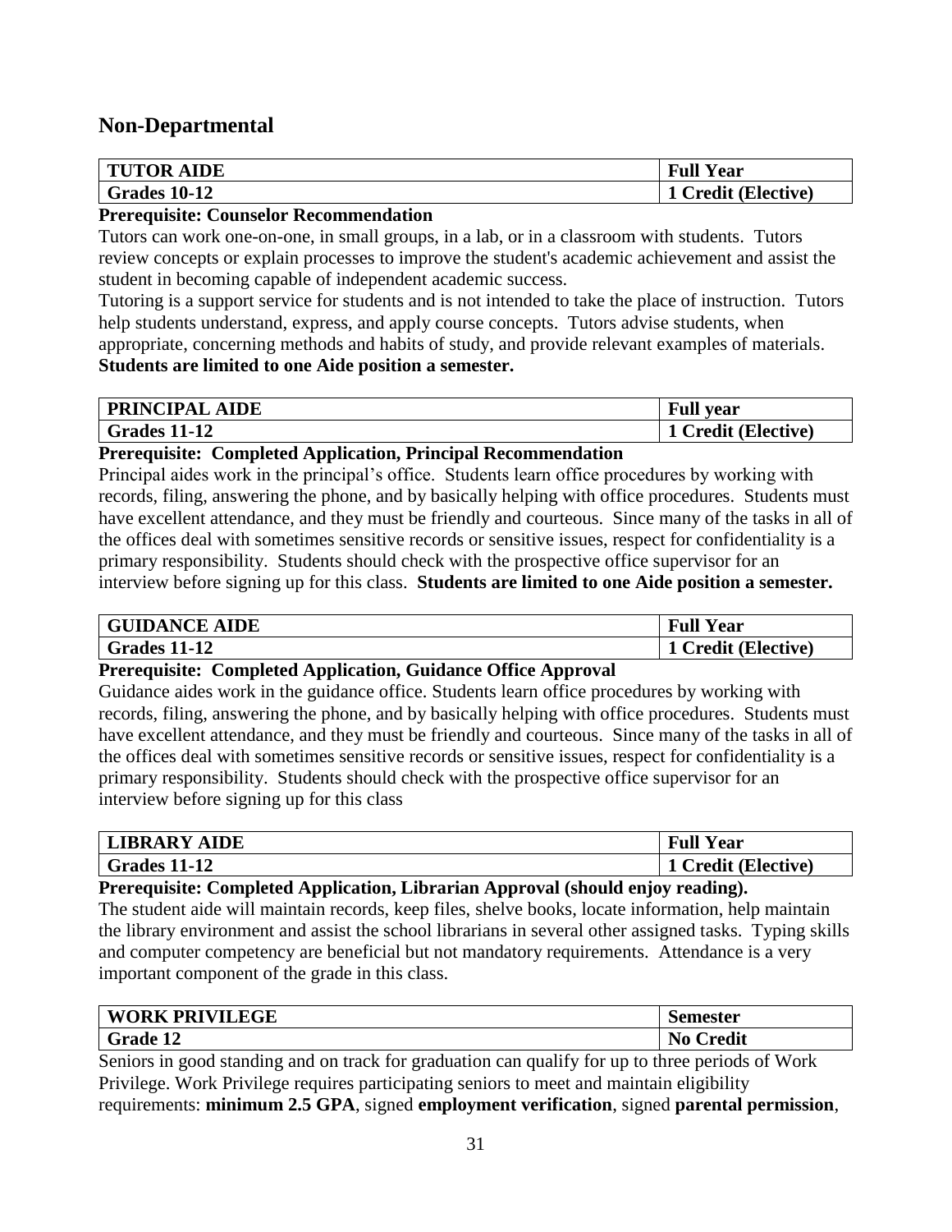## Non-Departmental

| TUTOR AIDE | Full Year |
|---|---|
| Grades 10-12 | 1 Credit (Elective) |

**Prerequisite: Counselor Recommendation**

Tutors can work one-on-one, in small groups, in a lab, or in a classroom with students. Tutors review concepts or explain processes to improve the student's academic achievement and assist the student in becoming capable of independent academic success.

Tutoring is a support service for students and is not intended to take the place of instruction. Tutors help students understand, express, and apply course concepts. Tutors advise students, when appropriate, concerning methods and habits of study, and provide relevant examples of materials. **Students are limited to one Aide position a semester.**

| PRINCIPAL AIDE | Full year |
|---|---|
| Grades 11-12 | 1 Credit (Elective) |

**Prerequisite: Completed Application, Principal Recommendation**

Principal aides work in the principal's office. Students learn office procedures by working with records, filing, answering the phone, and by basically helping with office procedures. Students must have excellent attendance, and they must be friendly and courteous. Since many of the tasks in all of the offices deal with sometimes sensitive records or sensitive issues, respect for confidentiality is a primary responsibility. Students should check with the prospective office supervisor for an interview before signing up for this class. **Students are limited to one Aide position a semester.**

| GUIDANCE AIDE | Full Year |
|---|---|
| Grades 11-12 | 1 Credit (Elective) |

**Prerequisite: Completed Application, Guidance Office Approval**

Guidance aides work in the guidance office. Students learn office procedures by working with records, filing, answering the phone, and by basically helping with office procedures. Students must have excellent attendance, and they must be friendly and courteous. Since many of the tasks in all of the offices deal with sometimes sensitive records or sensitive issues, respect for confidentiality is a primary responsibility. Students should check with the prospective office supervisor for an interview before signing up for this class

| LIBRARY AIDE | Full Year |
|---|---|
| Grades 11-12 | 1 Credit (Elective) |

**Prerequisite: Completed Application, Librarian Approval (should enjoy reading).**

The student aide will maintain records, keep files, shelve books, locate information, help maintain the library environment and assist the school librarians in several other assigned tasks. Typing skills and computer competency are beneficial but not mandatory requirements. Attendance is a very important component of the grade in this class.

| WORK PRIVILEGE | Semester |
|---|---|
| Grade 12 | No Credit |

Seniors in good standing and on track for graduation can qualify for up to three periods of Work Privilege. Work Privilege requires participating seniors to meet and maintain eligibility requirements: **minimum 2.5 GPA**, signed **employment verification**, signed **parental permission**,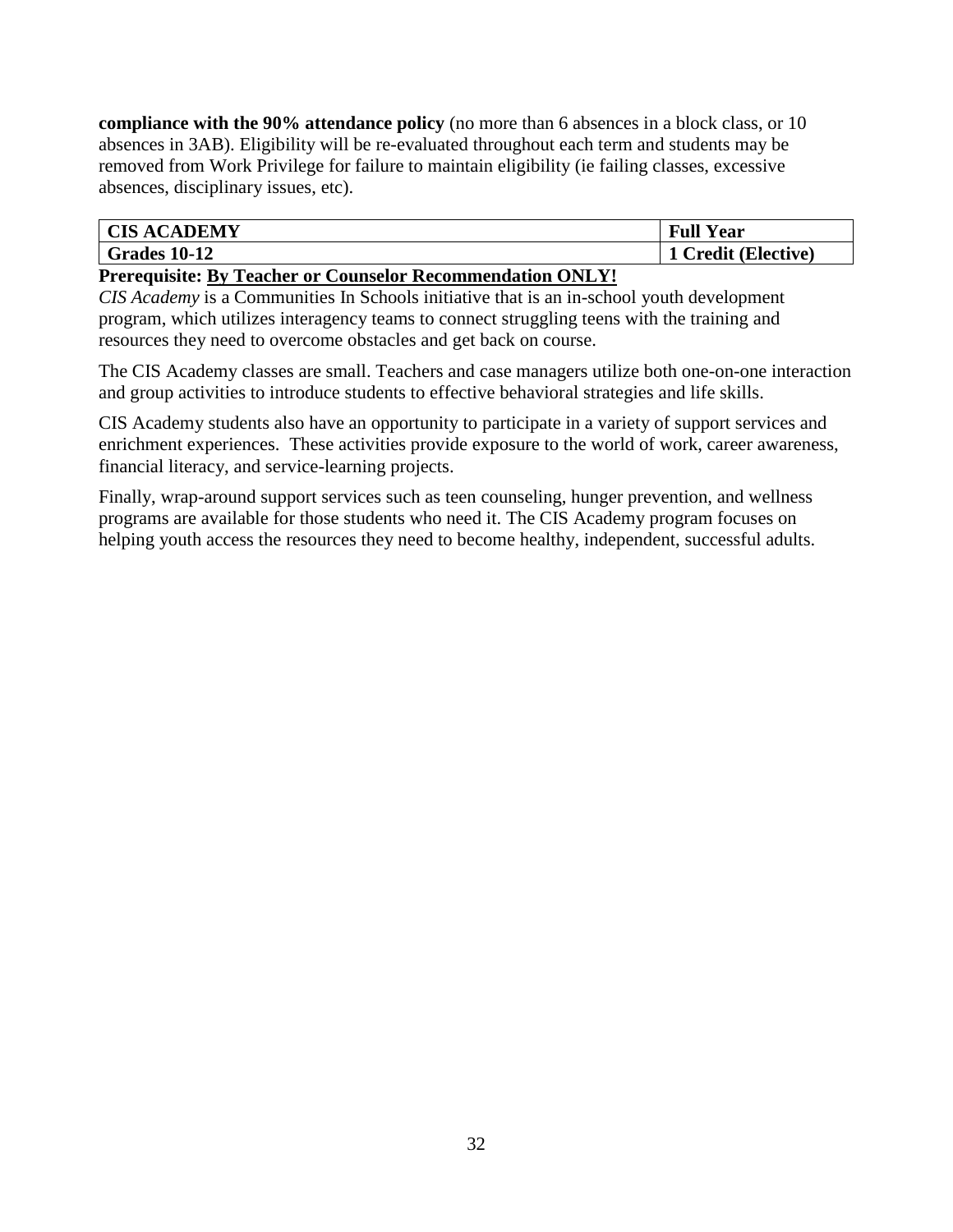**compliance with the 90% attendance policy** (no more than 6 absences in a block class, or 10 absences in 3AB). Eligibility will be re-evaluated throughout each term and students may be removed from Work Privilege for failure to maintain eligibility (ie failing classes, excessive absences, disciplinary issues, etc).

| **CIS ACADEMY** | **Full Year** |
|---|---|
| **Grades 10-12** | **1 Credit (Elective)** |

**Prerequisite: <u>By Teacher or Counselor Recommendation ONLY!</u>**

*CIS Academy* is a Communities In Schools initiative that is an in-school youth development program, which utilizes interagency teams to connect struggling teens with the training and resources they need to overcome obstacles and get back on course.

The CIS Academy classes are small. Teachers and case managers utilize both one-on-one interaction and group activities to introduce students to effective behavioral strategies and life skills.

CIS Academy students also have an opportunity to participate in a variety of support services and enrichment experiences. These activities provide exposure to the world of work, career awareness, financial literacy, and service-learning projects.

Finally, wrap-around support services such as teen counseling, hunger prevention, and wellness programs are available for those students who need it. The CIS Academy program focuses on helping youth access the resources they need to become healthy, independent, successful adults.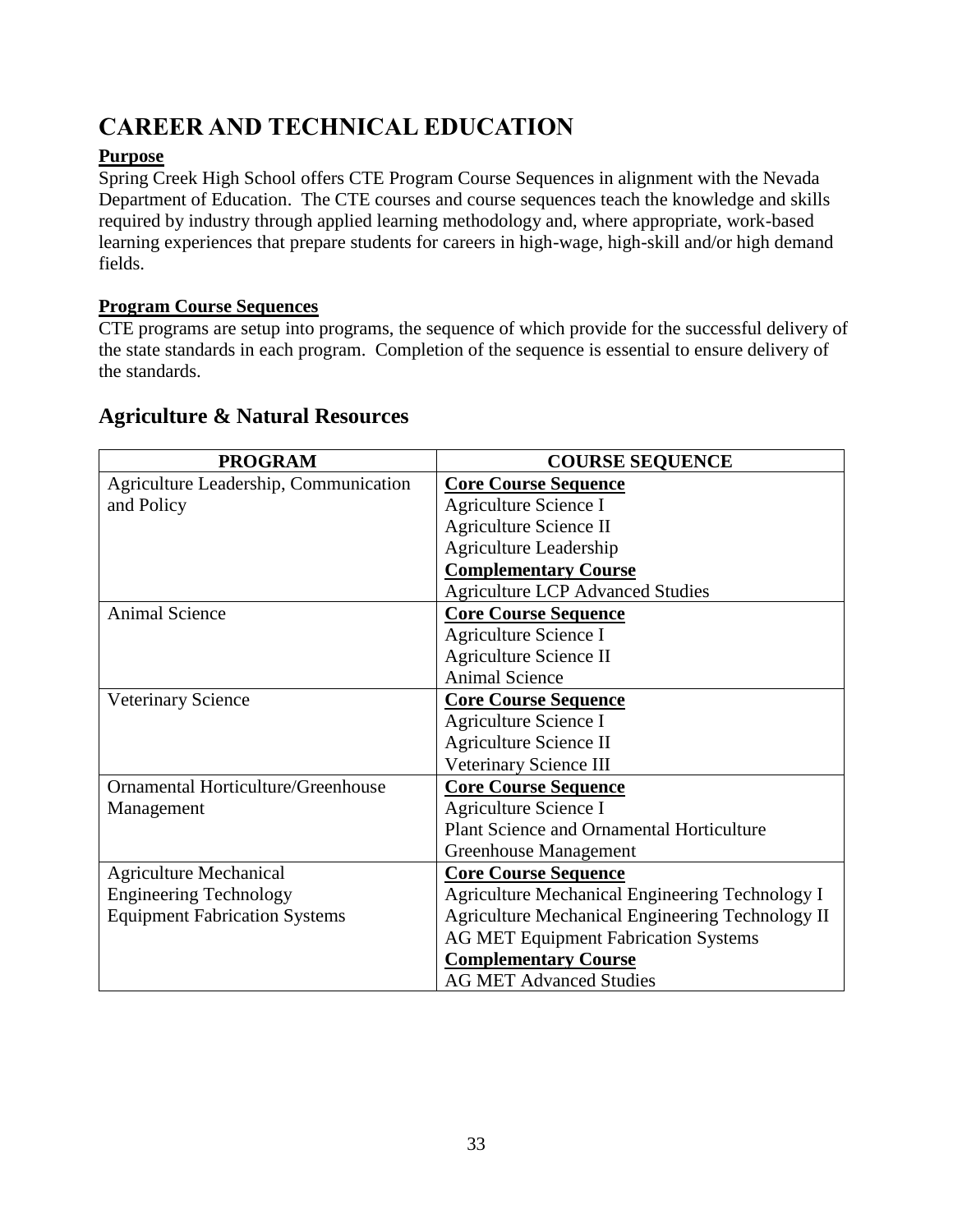# CAREER AND TECHNICAL EDUCATION

**Purpose**

Spring Creek High School offers CTE Program Course Sequences in alignment with the Nevada Department of Education. The CTE courses and course sequences teach the knowledge and skills required by industry through applied learning methodology and, where appropriate, work-based learning experiences that prepare students for careers in high-wage, high-skill and/or high demand fields.

**Program Course Sequences**

CTE programs are setup into programs, the sequence of which provide for the successful delivery of the state standards in each program. Completion of the sequence is essential to ensure delivery of the standards.

## Agriculture & Natural Resources

| PROGRAM | COURSE SEQUENCE |
|---|---|
| Agriculture Leadership, Communication and Policy | **Core Course Sequence**<br>Agriculture Science I<br>Agriculture Science II<br>Agriculture Leadership<br>**Complementary Course**<br>Agriculture LCP Advanced Studies |
| Animal Science | **Core Course Sequence**<br>Agriculture Science I<br>Agriculture Science II<br>Animal Science |
| Veterinary Science | **Core Course Sequence**<br>Agriculture Science I<br>Agriculture Science II<br>Veterinary Science III |
| Ornamental Horticulture/Greenhouse Management | **Core Course Sequence**<br>Agriculture Science I<br>Plant Science and Ornamental Horticulture<br>Greenhouse Management |
| Agriculture Mechanical Engineering Technology Equipment Fabrication Systems | **Core Course Sequence**<br>Agriculture Mechanical Engineering Technology I<br>Agriculture Mechanical Engineering Technology II<br>AG MET Equipment Fabrication Systems<br>**Complementary Course**<br>AG MET Advanced Studies |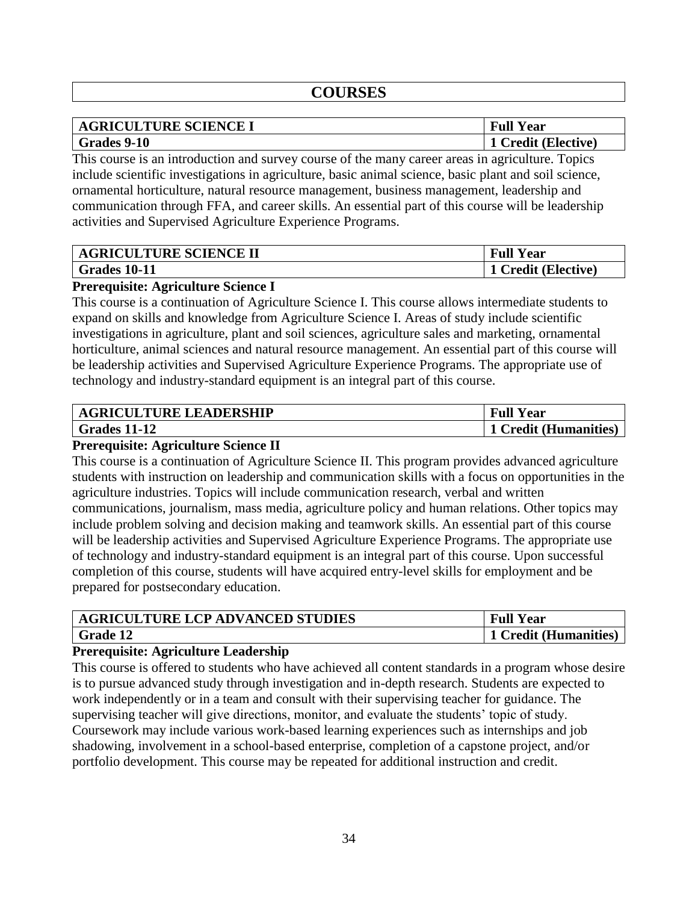# COURSES

| AGRICULTURE SCIENCE I | Full Year |
|---|---|
| Grades 9-10 | 1 Credit (Elective) |

This course is an introduction and survey course of the many career areas in agriculture. Topics include scientific investigations in agriculture, basic animal science, basic plant and soil science, ornamental horticulture, natural resource management, business management, leadership and communication through FFA, and career skills. An essential part of this course will be leadership activities and Supervised Agriculture Experience Programs.

| AGRICULTURE SCIENCE II | Full Year |
|---|---|
| Grades 10-11 | 1 Credit (Elective) |

**Prerequisite: Agriculture Science I**

This course is a continuation of Agriculture Science I. This course allows intermediate students to expand on skills and knowledge from Agriculture Science I. Areas of study include scientific investigations in agriculture, plant and soil sciences, agriculture sales and marketing, ornamental horticulture, animal sciences and natural resource management. An essential part of this course will be leadership activities and Supervised Agriculture Experience Programs. The appropriate use of technology and industry-standard equipment is an integral part of this course.

| AGRICULTURE LEADERSHIP | Full Year |
|---|---|
| Grades 11-12 | 1 Credit (Humanities) |

**Prerequisite: Agriculture Science II**

This course is a continuation of Agriculture Science II. This program provides advanced agriculture students with instruction on leadership and communication skills with a focus on opportunities in the agriculture industries. Topics will include communication research, verbal and written communications, journalism, mass media, agriculture policy and human relations. Other topics may include problem solving and decision making and teamwork skills. An essential part of this course will be leadership activities and Supervised Agriculture Experience Programs. The appropriate use of technology and industry-standard equipment is an integral part of this course. Upon successful completion of this course, students will have acquired entry-level skills for employment and be prepared for postsecondary education.

| AGRICULTURE LCP ADVANCED STUDIES | Full Year |
|---|---|
| Grade 12 | 1 Credit (Humanities) |

**Prerequisite: Agriculture Leadership**

This course is offered to students who have achieved all content standards in a program whose desire is to pursue advanced study through investigation and in-depth research. Students are expected to work independently or in a team and consult with their supervising teacher for guidance. The supervising teacher will give directions, monitor, and evaluate the students' topic of study. Coursework may include various work-based learning experiences such as internships and job shadowing, involvement in a school-based enterprise, completion of a capstone project, and/or portfolio development. This course may be repeated for additional instruction and credit.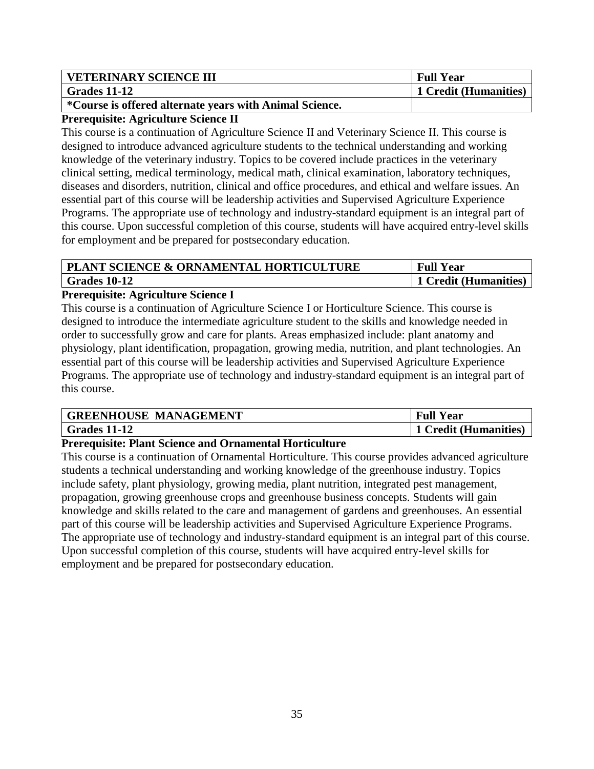| VETERINARY SCIENCE III | Full Year |
| --- | --- |
| Grades 11-12 | 1 Credit (Humanities) |
| *Course is offered alternate years with Animal Science. | |

**Prerequisite: Agriculture Science II**

This course is a continuation of Agriculture Science II and Veterinary Science II. This course is designed to introduce advanced agriculture students to the technical understanding and working knowledge of the veterinary industry. Topics to be covered include practices in the veterinary clinical setting, medical terminology, medical math, clinical examination, laboratory techniques, diseases and disorders, nutrition, clinical and office procedures, and ethical and welfare issues. An essential part of this course will be leadership activities and Supervised Agriculture Experience Programs. The appropriate use of technology and industry-standard equipment is an integral part of this course. Upon successful completion of this course, students will have acquired entry-level skills for employment and be prepared for postsecondary education.

| PLANT SCIENCE & ORNAMENTAL HORTICULTURE | Full Year |
| --- | --- |
| Grades 10-12 | 1 Credit (Humanities) |

**Prerequisite: Agriculture Science I**

This course is a continuation of Agriculture Science I or Horticulture Science. This course is designed to introduce the intermediate agriculture student to the skills and knowledge needed in order to successfully grow and care for plants. Areas emphasized include: plant anatomy and physiology, plant identification, propagation, growing media, nutrition, and plant technologies. An essential part of this course will be leadership activities and Supervised Agriculture Experience Programs. The appropriate use of technology and industry-standard equipment is an integral part of this course.

| GREENHOUSE MANAGEMENT | Full Year |
| --- | --- |
| Grades 11-12 | 1 Credit (Humanities) |

**Prerequisite: Plant Science and Ornamental Horticulture**

This course is a continuation of Ornamental Horticulture. This course provides advanced agriculture students a technical understanding and working knowledge of the greenhouse industry. Topics include safety, plant physiology, growing media, plant nutrition, integrated pest management, propagation, growing greenhouse crops and greenhouse business concepts. Students will gain knowledge and skills related to the care and management of gardens and greenhouses. An essential part of this course will be leadership activities and Supervised Agriculture Experience Programs. The appropriate use of technology and industry-standard equipment is an integral part of this course. Upon successful completion of this course, students will have acquired entry-level skills for employment and be prepared for postsecondary education.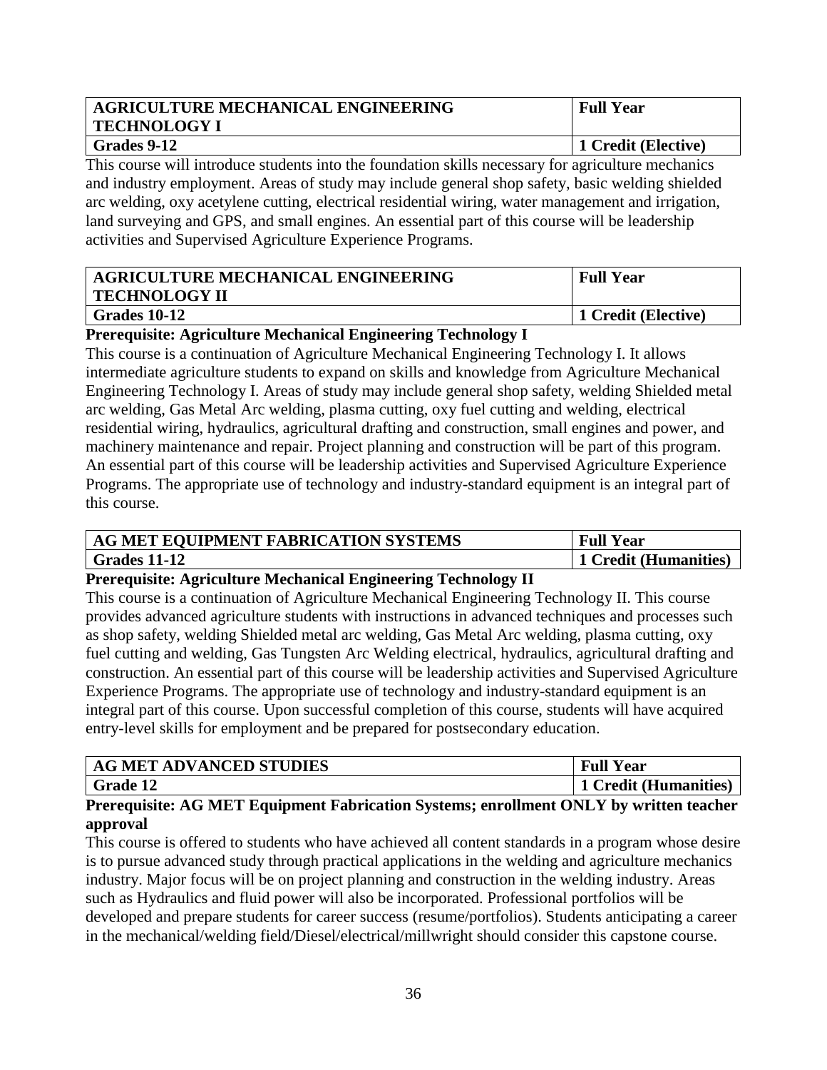| AGRICULTURE MECHANICAL ENGINEERING TECHNOLOGY I | Full Year |
| --- | --- |
| Grades 9-12 | 1 Credit (Elective) |

This course will introduce students into the foundation skills necessary for agriculture mechanics and industry employment. Areas of study may include general shop safety, basic welding shielded arc welding, oxy acetylene cutting, electrical residential wiring, water management and irrigation, land surveying and GPS, and small engines. An essential part of this course will be leadership activities and Supervised Agriculture Experience Programs.

| AGRICULTURE MECHANICAL ENGINEERING TECHNOLOGY II | Full Year |
| --- | --- |
| Grades 10-12 | 1 Credit (Elective) |

**Prerequisite: Agriculture Mechanical Engineering Technology I**

This course is a continuation of Agriculture Mechanical Engineering Technology I. It allows intermediate agriculture students to expand on skills and knowledge from Agriculture Mechanical Engineering Technology I. Areas of study may include general shop safety, welding Shielded metal arc welding, Gas Metal Arc welding, plasma cutting, oxy fuel cutting and welding, electrical residential wiring, hydraulics, agricultural drafting and construction, small engines and power, and machinery maintenance and repair. Project planning and construction will be part of this program. An essential part of this course will be leadership activities and Supervised Agriculture Experience Programs. The appropriate use of technology and industry-standard equipment is an integral part of this course.

| AG MET EQUIPMENT FABRICATION SYSTEMS | Full Year |
| --- | --- |
| Grades 11-12 | 1 Credit (Humanities) |

**Prerequisite: Agriculture Mechanical Engineering Technology II**

This course is a continuation of Agriculture Mechanical Engineering Technology II. This course provides advanced agriculture students with instructions in advanced techniques and processes such as shop safety, welding Shielded metal arc welding, Gas Metal Arc welding, plasma cutting, oxy fuel cutting and welding, Gas Tungsten Arc Welding electrical, hydraulics, agricultural drafting and construction. An essential part of this course will be leadership activities and Supervised Agriculture Experience Programs. The appropriate use of technology and industry-standard equipment is an integral part of this course. Upon successful completion of this course, students will have acquired entry-level skills for employment and be prepared for postsecondary education.

| AG MET ADVANCED STUDIES | Full Year |
| --- | --- |
| Grade 12 | 1 Credit (Humanities) |

**Prerequisite: AG MET Equipment Fabrication Systems; enrollment ONLY by written teacher approval**

This course is offered to students who have achieved all content standards in a program whose desire is to pursue advanced study through practical applications in the welding and agriculture mechanics industry. Major focus will be on project planning and construction in the welding industry. Areas such as Hydraulics and fluid power will also be incorporated. Professional portfolios will be developed and prepare students for career success (resume/portfolios). Students anticipating a career in the mechanical/welding field/Diesel/electrical/millwright should consider this capstone course.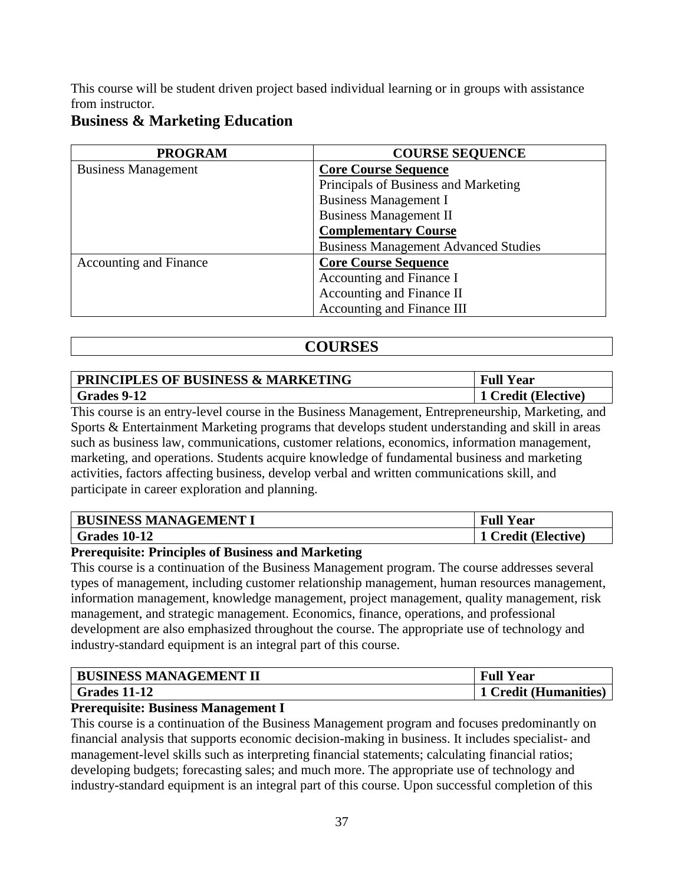This course will be student driven project based individual learning or in groups with assistance from instructor.

## Business & Marketing Education

| PROGRAM | COURSE SEQUENCE |
|---|---|
| Business Management | **Core Course Sequence** |
| | Principals of Business and Marketing |
| | Business Management I |
| | Business Management II |
| | **Complementary Course** |
| | Business Management Advanced Studies |
| Accounting and Finance | **Core Course Sequence** |
| | Accounting and Finance I |
| | Accounting and Finance II |
| | Accounting and Finance III |

## COURSES

| PRINCIPLES OF BUSINESS & MARKETING | Full Year |
|---|---|
| Grades 9-12 | 1 Credit (Elective) |

This course is an entry-level course in the Business Management, Entrepreneurship, Marketing, and Sports & Entertainment Marketing programs that develops student understanding and skill in areas such as business law, communications, customer relations, economics, information management, marketing, and operations. Students acquire knowledge of fundamental business and marketing activities, factors affecting business, develop verbal and written communications skill, and participate in career exploration and planning.

| BUSINESS MANAGEMENT I | Full Year |
|---|---|
| Grades 10-12 | 1 Credit (Elective) |

**Prerequisite: Principles of Business and Marketing**

This course is a continuation of the Business Management program. The course addresses several types of management, including customer relationship management, human resources management, information management, knowledge management, project management, quality management, risk management, and strategic management. Economics, finance, operations, and professional development are also emphasized throughout the course. The appropriate use of technology and industry-standard equipment is an integral part of this course.

| BUSINESS MANAGEMENT II | Full Year |
|---|---|
| Grades 11-12 | 1 Credit (Humanities) |

**Prerequisite: Business Management I**

This course is a continuation of the Business Management program and focuses predominantly on financial analysis that supports economic decision-making in business. It includes specialist- and management-level skills such as interpreting financial statements; calculating financial ratios; developing budgets; forecasting sales; and much more. The appropriate use of technology and industry-standard equipment is an integral part of this course. Upon successful completion of this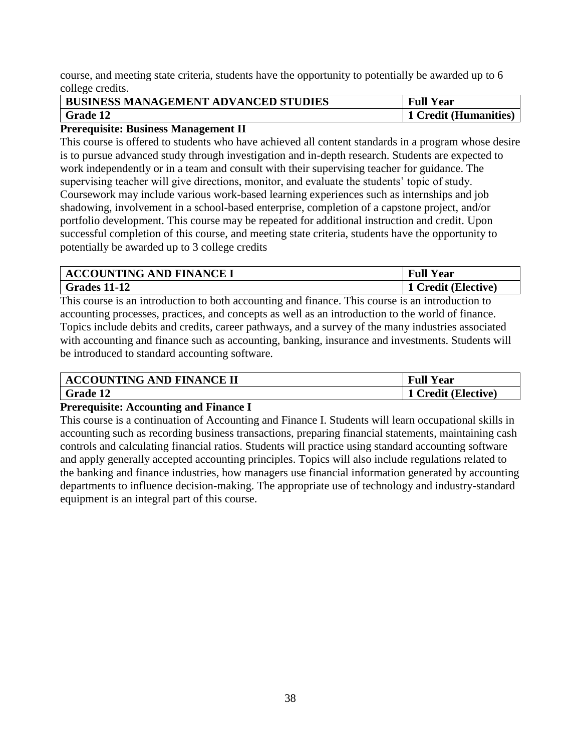course, and meeting state criteria, students have the opportunity to potentially be awarded up to 6 college credits.

| BUSINESS MANAGEMENT ADVANCED STUDIES | Full Year |
| --- | --- |
| Grade 12 | 1 Credit (Humanities) |

**Prerequisite: Business Management II**

This course is offered to students who have achieved all content standards in a program whose desire is to pursue advanced study through investigation and in-depth research. Students are expected to work independently or in a team and consult with their supervising teacher for guidance. The supervising teacher will give directions, monitor, and evaluate the students' topic of study. Coursework may include various work-based learning experiences such as internships and job shadowing, involvement in a school-based enterprise, completion of a capstone project, and/or portfolio development. This course may be repeated for additional instruction and credit. Upon successful completion of this course, and meeting state criteria, students have the opportunity to potentially be awarded up to 3 college credits

| ACCOUNTING AND FINANCE I | Full Year |
| --- | --- |
| Grades 11-12 | 1 Credit (Elective) |

This course is an introduction to both accounting and finance. This course is an introduction to accounting processes, practices, and concepts as well as an introduction to the world of finance. Topics include debits and credits, career pathways, and a survey of the many industries associated with accounting and finance such as accounting, banking, insurance and investments. Students will be introduced to standard accounting software.

| ACCOUNTING AND FINANCE II | Full Year |
| --- | --- |
| Grade 12 | 1 Credit (Elective) |

**Prerequisite: Accounting and Finance I**

This course is a continuation of Accounting and Finance I. Students will learn occupational skills in accounting such as recording business transactions, preparing financial statements, maintaining cash controls and calculating financial ratios. Students will practice using standard accounting software and apply generally accepted accounting principles. Topics will also include regulations related to the banking and finance industries, how managers use financial information generated by accounting departments to influence decision-making. The appropriate use of technology and industry-standard equipment is an integral part of this course.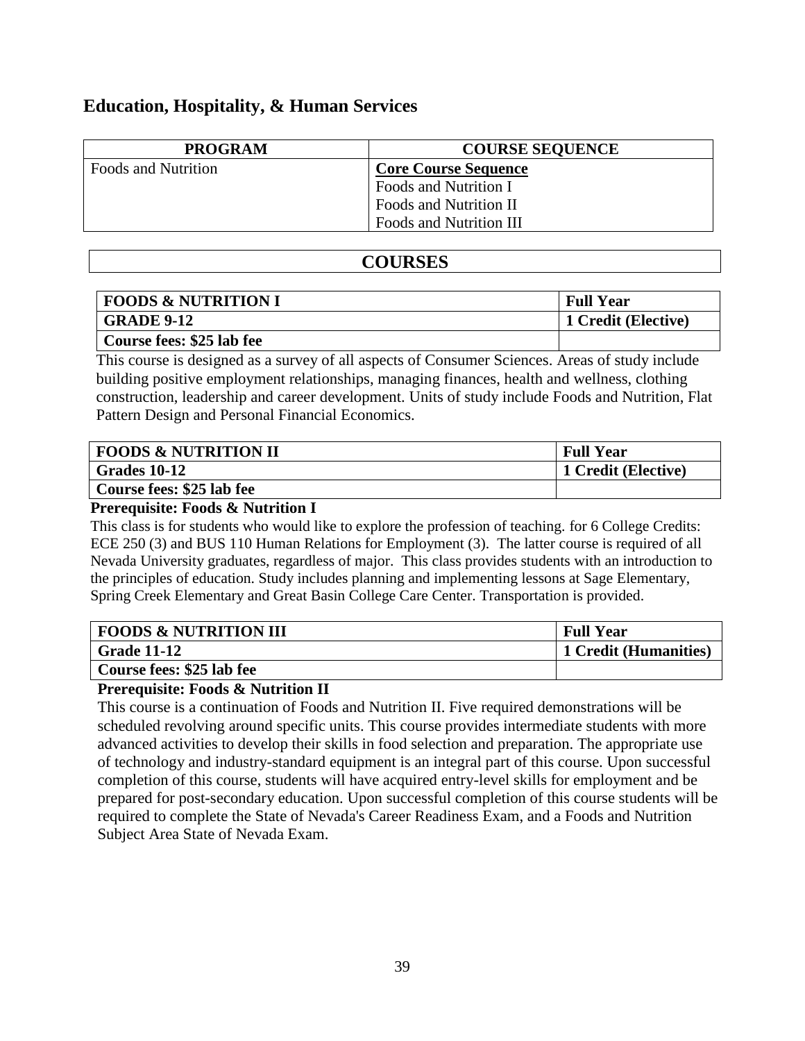## Education, Hospitality, & Human Services

| PROGRAM | COURSE SEQUENCE |
|---|---|
| Foods and Nutrition | **Core Course Sequence**<br>Foods and Nutrition I<br>Foods and Nutrition II<br>Foods and Nutrition III |

## COURSES

| FOODS & NUTRITION I | Full Year |
|---|---|
| **GRADE 9-12** | **1 Credit (Elective)** |
| **Course fees: $25 lab fee** | |

This course is designed as a survey of all aspects of Consumer Sciences. Areas of study include building positive employment relationships, managing finances, health and wellness, clothing construction, leadership and career development. Units of study include Foods and Nutrition, Flat Pattern Design and Personal Financial Economics.

| FOODS & NUTRITION II | Full Year |
|---|---|
| **Grades 10-12** | **1 Credit (Elective)** |
| **Course fees: $25 lab fee** | |

**Prerequisite: Foods & Nutrition I**

This class is for students who would like to explore the profession of teaching. for 6 College Credits: ECE 250 (3) and BUS 110 Human Relations for Employment (3). The latter course is required of all Nevada University graduates, regardless of major. This class provides students with an introduction to the principles of education. Study includes planning and implementing lessons at Sage Elementary, Spring Creek Elementary and Great Basin College Care Center. Transportation is provided.

| FOODS & NUTRITION III | Full Year |
|---|---|
| **Grade 11-12** | **1 Credit (Humanities)** |
| **Course fees: $25 lab fee** | |

**Prerequisite: Foods & Nutrition II**

This course is a continuation of Foods and Nutrition II. Five required demonstrations will be scheduled revolving around specific units. This course provides intermediate students with more advanced activities to develop their skills in food selection and preparation. The appropriate use of technology and industry-standard equipment is an integral part of this course. Upon successful completion of this course, students will have acquired entry-level skills for employment and be prepared for post-secondary education. Upon successful completion of this course students will be required to complete the State of Nevada's Career Readiness Exam, and a Foods and Nutrition Subject Area State of Nevada Exam.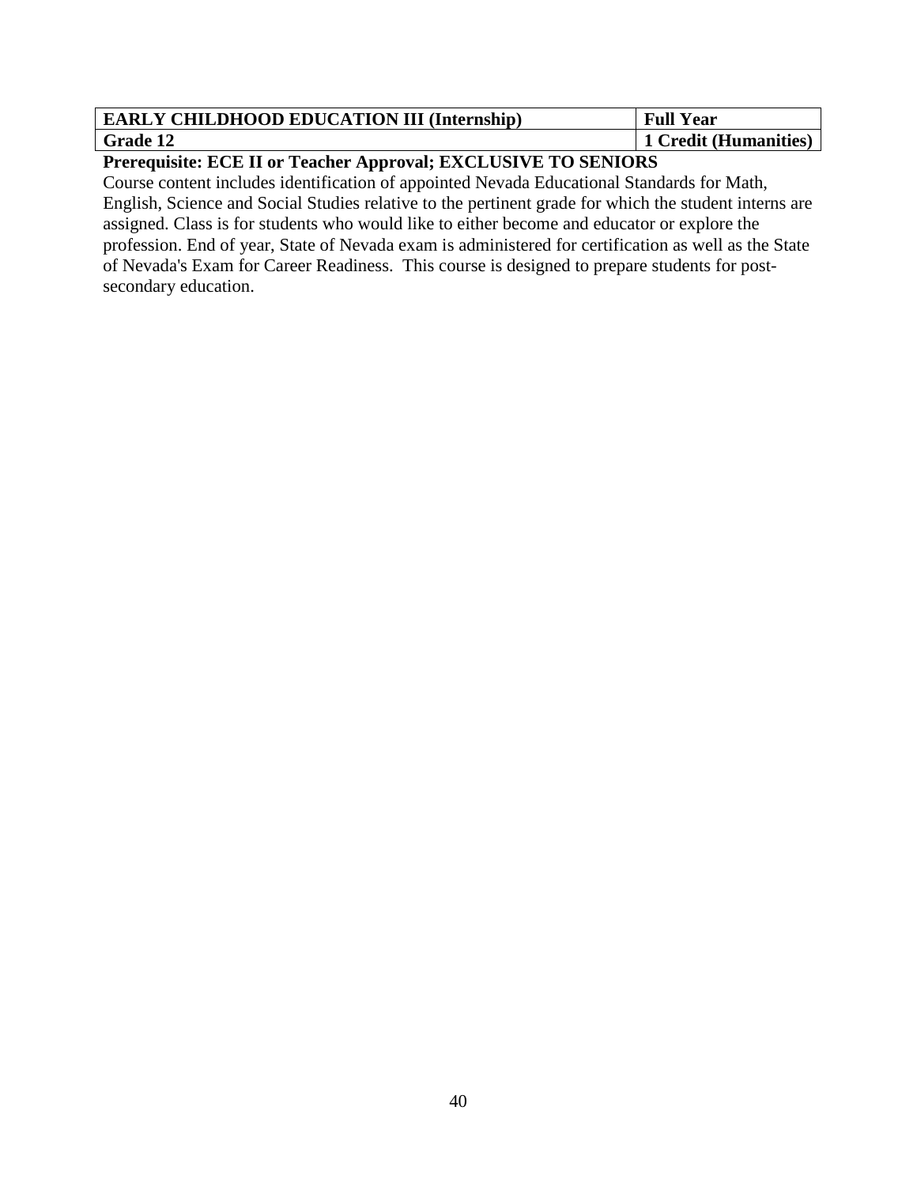| **EARLY CHILDHOOD EDUCATION III (Internship)** | **Full Year** |
|---|---|
| **Grade 12** | **1 Credit (Humanities)** |

**Prerequisite: ECE II or Teacher Approval; EXCLUSIVE TO SENIORS**

Course content includes identification of appointed Nevada Educational Standards for Math, English, Science and Social Studies relative to the pertinent grade for which the student interns are assigned. Class is for students who would like to either become and educator or explore the profession. End of year, State of Nevada exam is administered for certification as well as the State of Nevada's Exam for Career Readiness. This course is designed to prepare students for post-secondary education.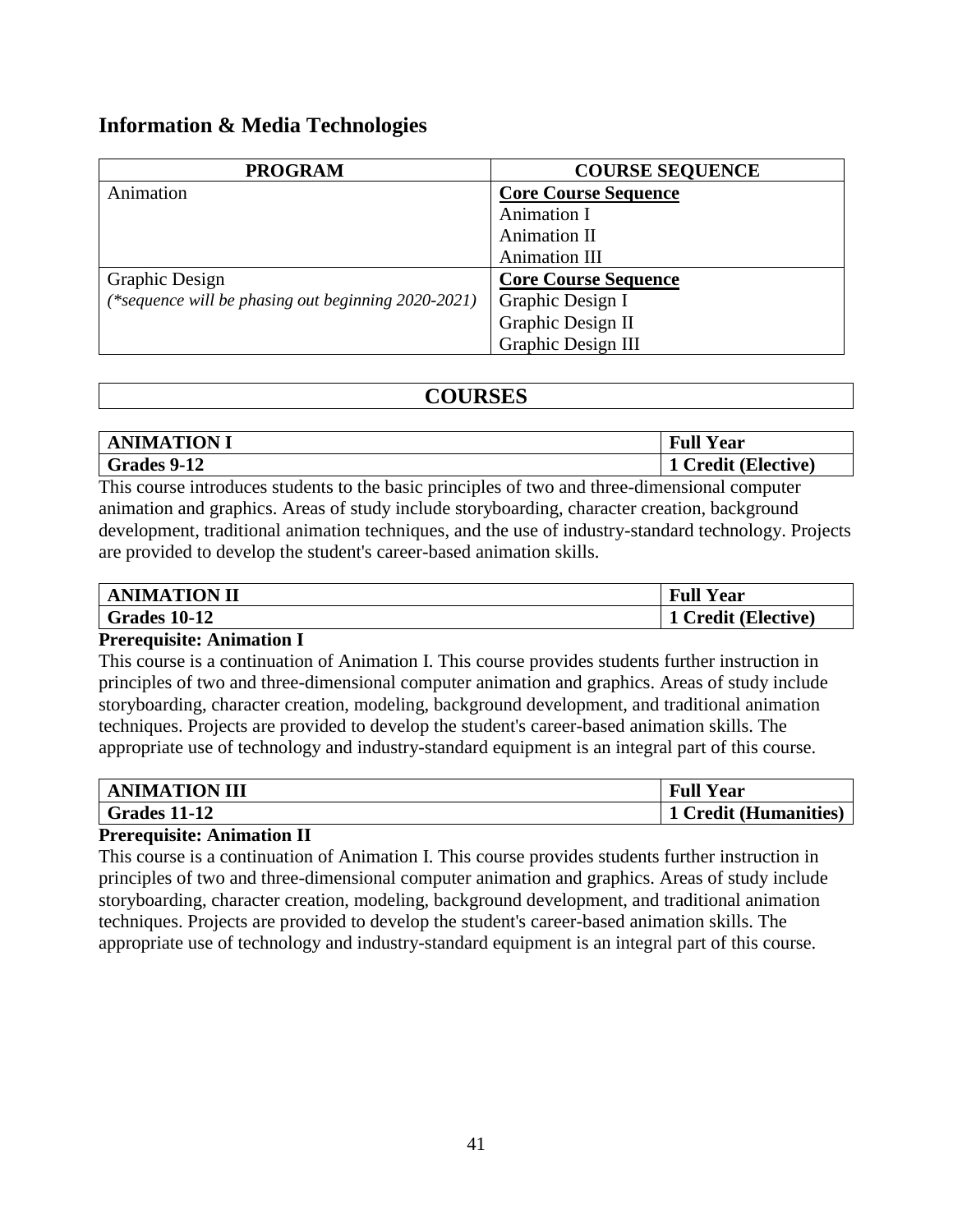## Information & Media Technologies

| PROGRAM | COURSE SEQUENCE |
|---|---|
| Animation | **Core Course Sequence** |
| | Animation I |
| | Animation II |
| | Animation III |
| Graphic Design | **Core Course Sequence** |
| *(\*sequence will be phasing out beginning 2020-2021)* | Graphic Design I |
| | Graphic Design II |
| | Graphic Design III |

## COURSES

| ANIMATION I | Full Year |
|---|---|
| **Grades 9-12** | **1 Credit (Elective)** |

This course introduces students to the basic principles of two and three-dimensional computer animation and graphics. Areas of study include storyboarding, character creation, background development, traditional animation techniques, and the use of industry-standard technology. Projects are provided to develop the student's career-based animation skills.

| ANIMATION II | Full Year |
|---|---|
| **Grades 10-12** | **1 Credit (Elective)** |

**Prerequisite: Animation I**

This course is a continuation of Animation I. This course provides students further instruction in principles of two and three-dimensional computer animation and graphics. Areas of study include storyboarding, character creation, modeling, background development, and traditional animation techniques. Projects are provided to develop the student's career-based animation skills. The appropriate use of technology and industry-standard equipment is an integral part of this course.

| ANIMATION III | Full Year |
|---|---|
| **Grades 11-12** | **1 Credit (Humanities)** |

**Prerequisite: Animation II**

This course is a continuation of Animation I. This course provides students further instruction in principles of two and three-dimensional computer animation and graphics. Areas of study include storyboarding, character creation, modeling, background development, and traditional animation techniques. Projects are provided to develop the student's career-based animation skills. The appropriate use of technology and industry-standard equipment is an integral part of this course.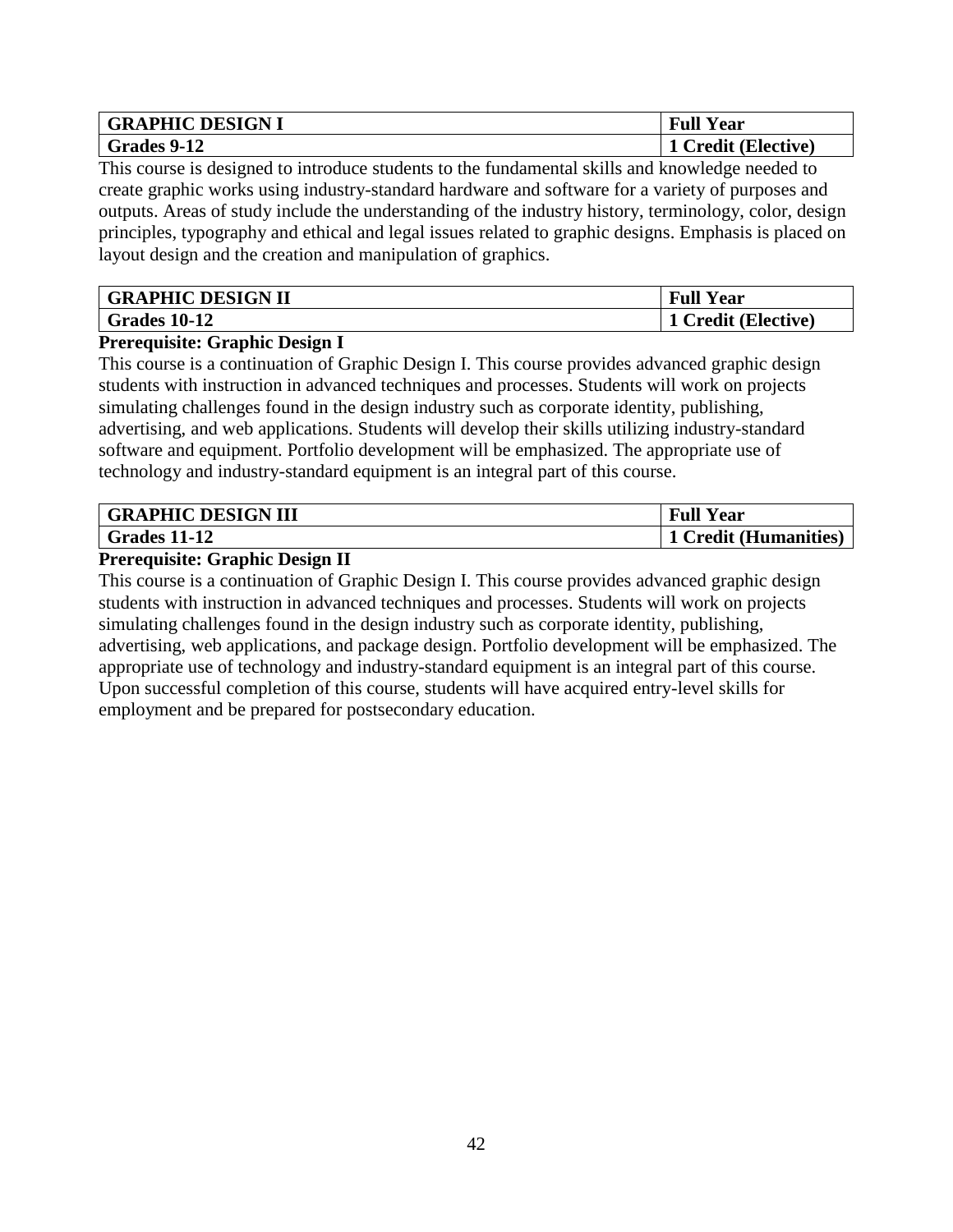| GRAPHIC DESIGN I | Full Year |
| --- | --- |
| Grades 9-12 | 1 Credit (Elective) |

This course is designed to introduce students to the fundamental skills and knowledge needed to create graphic works using industry-standard hardware and software for a variety of purposes and outputs. Areas of study include the understanding of the industry history, terminology, color, design principles, typography and ethical and legal issues related to graphic designs. Emphasis is placed on layout design and the creation and manipulation of graphics.

| GRAPHIC DESIGN II | Full Year |
| --- | --- |
| Grades 10-12 | 1 Credit (Elective) |

**Prerequisite: Graphic Design I**

This course is a continuation of Graphic Design I. This course provides advanced graphic design students with instruction in advanced techniques and processes. Students will work on projects simulating challenges found in the design industry such as corporate identity, publishing, advertising, and web applications. Students will develop their skills utilizing industry-standard software and equipment. Portfolio development will be emphasized. The appropriate use of technology and industry-standard equipment is an integral part of this course.

| GRAPHIC DESIGN III | Full Year |
| --- | --- |
| Grades 11-12 | 1 Credit (Humanities) |

**Prerequisite: Graphic Design II**

This course is a continuation of Graphic Design I. This course provides advanced graphic design students with instruction in advanced techniques and processes. Students will work on projects simulating challenges found in the design industry such as corporate identity, publishing, advertising, web applications, and package design. Portfolio development will be emphasized. The appropriate use of technology and industry-standard equipment is an integral part of this course. Upon successful completion of this course, students will have acquired entry-level skills for employment and be prepared for postsecondary education.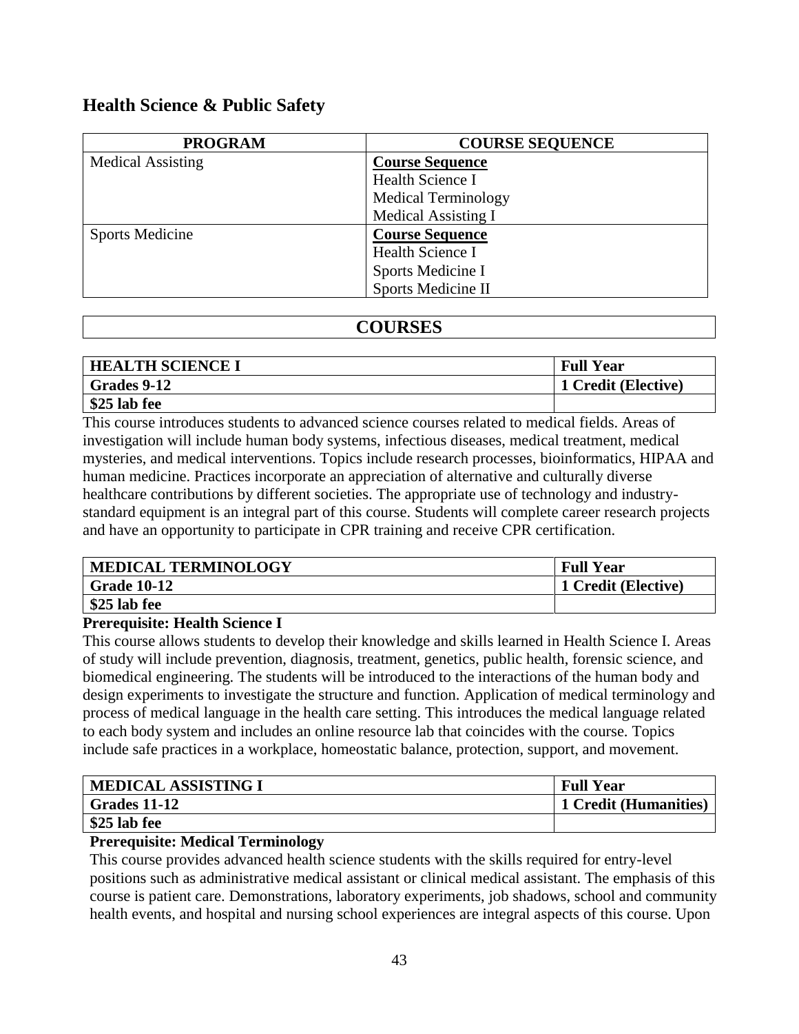## Health Science & Public Safety

| PROGRAM | COURSE SEQUENCE |
|---|---|
| Medical Assisting | **Course Sequence**<br>Health Science I<br>Medical Terminology<br>Medical Assisting I |
| Sports Medicine | **Course Sequence**<br>Health Science I<br>Sports Medicine I<br>Sports Medicine II |

## COURSES

| HEALTH SCIENCE I | Full Year |
|---|---|
| **Grades 9-12** | **1 Credit (Elective)** |
| **$25 lab fee** | |

This course introduces students to advanced science courses related to medical fields. Areas of investigation will include human body systems, infectious diseases, medical treatment, medical mysteries, and medical interventions. Topics include research processes, bioinformatics, HIPAA and human medicine. Practices incorporate an appreciation of alternative and culturally diverse healthcare contributions by different societies. The appropriate use of technology and industry-standard equipment is an integral part of this course. Students will complete career research projects and have an opportunity to participate in CPR training and receive CPR certification.

| MEDICAL TERMINOLOGY | Full Year |
|---|---|
| **Grade 10-12** | **1 Credit (Elective)** |
| **$25 lab fee** | |

**Prerequisite: Health Science I**

This course allows students to develop their knowledge and skills learned in Health Science I. Areas of study will include prevention, diagnosis, treatment, genetics, public health, forensic science, and biomedical engineering. The students will be introduced to the interactions of the human body and design experiments to investigate the structure and function. Application of medical terminology and process of medical language in the health care setting. This introduces the medical language related to each body system and includes an online resource lab that coincides with the course. Topics include safe practices in a workplace, homeostatic balance, protection, support, and movement.

| MEDICAL ASSISTING I | Full Year |
|---|---|
| **Grades 11-12** | **1 Credit (Humanities)** |
| **$25 lab fee** | |

**Prerequisite: Medical Terminology**

This course provides advanced health science students with the skills required for entry-level positions such as administrative medical assistant or clinical medical assistant. The emphasis of this course is patient care. Demonstrations, laboratory experiments, job shadows, school and community health events, and hospital and nursing school experiences are integral aspects of this course. Upon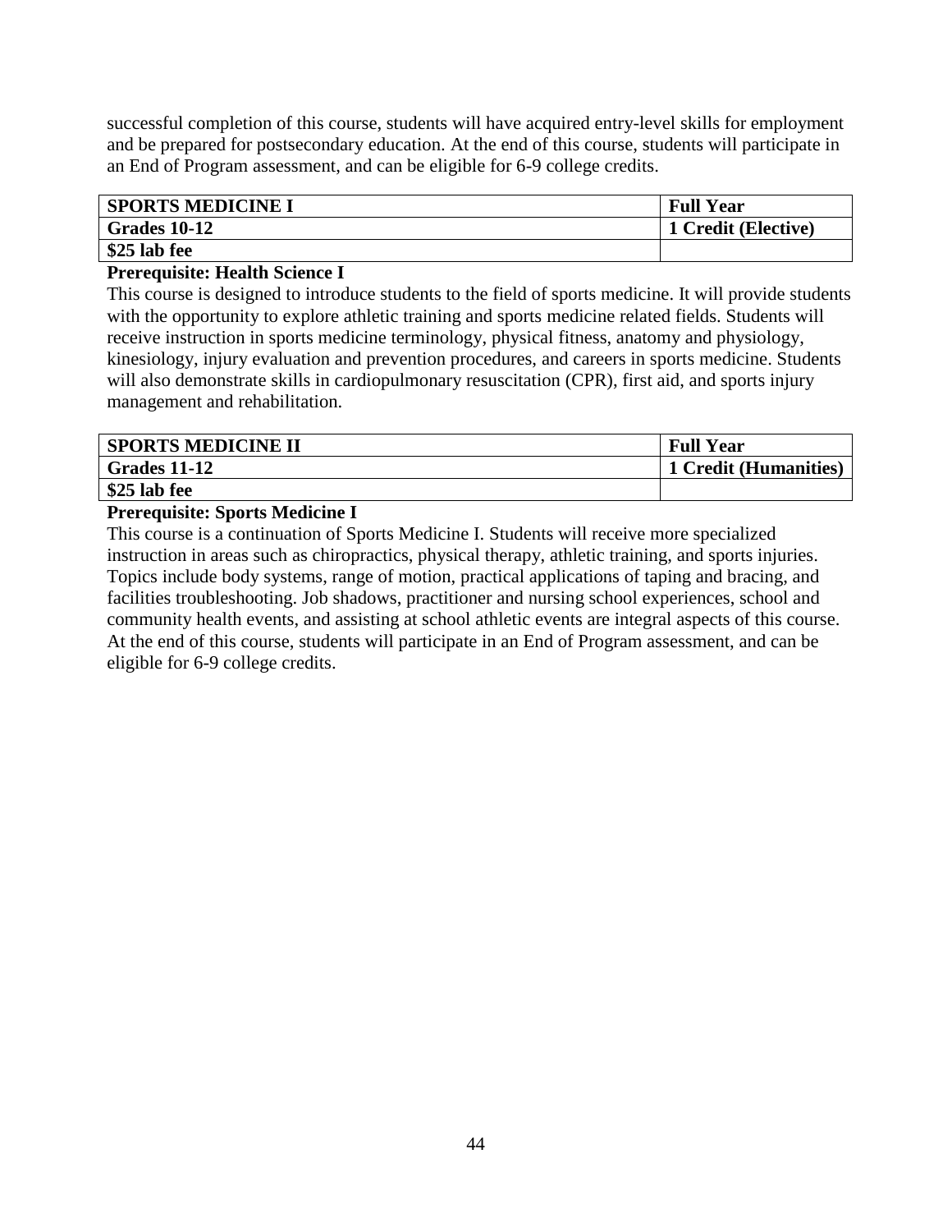successful completion of this course, students will have acquired entry-level skills for employment and be prepared for postsecondary education. At the end of this course, students will participate in an End of Program assessment, and can be eligible for 6-9 college credits.

| **SPORTS MEDICINE I** | **Full Year** |
|---|---|
| **Grades 10-12** | **1 Credit (Elective)** |
| **$25 lab fee** | |

**Prerequisite: Health Science I**

This course is designed to introduce students to the field of sports medicine. It will provide students with the opportunity to explore athletic training and sports medicine related fields. Students will receive instruction in sports medicine terminology, physical fitness, anatomy and physiology, kinesiology, injury evaluation and prevention procedures, and careers in sports medicine. Students will also demonstrate skills in cardiopulmonary resuscitation (CPR), first aid, and sports injury management and rehabilitation.

| **SPORTS MEDICINE II** | **Full Year** |
|---|---|
| **Grades 11-12** | **1 Credit (Humanities)** |
| **$25 lab fee** | |

**Prerequisite: Sports Medicine I**

This course is a continuation of Sports Medicine I. Students will receive more specialized instruction in areas such as chiropractics, physical therapy, athletic training, and sports injuries. Topics include body systems, range of motion, practical applications of taping and bracing, and facilities troubleshooting. Job shadows, practitioner and nursing school experiences, school and community health events, and assisting at school athletic events are integral aspects of this course. At the end of this course, students will participate in an End of Program assessment, and can be eligible for 6-9 college credits.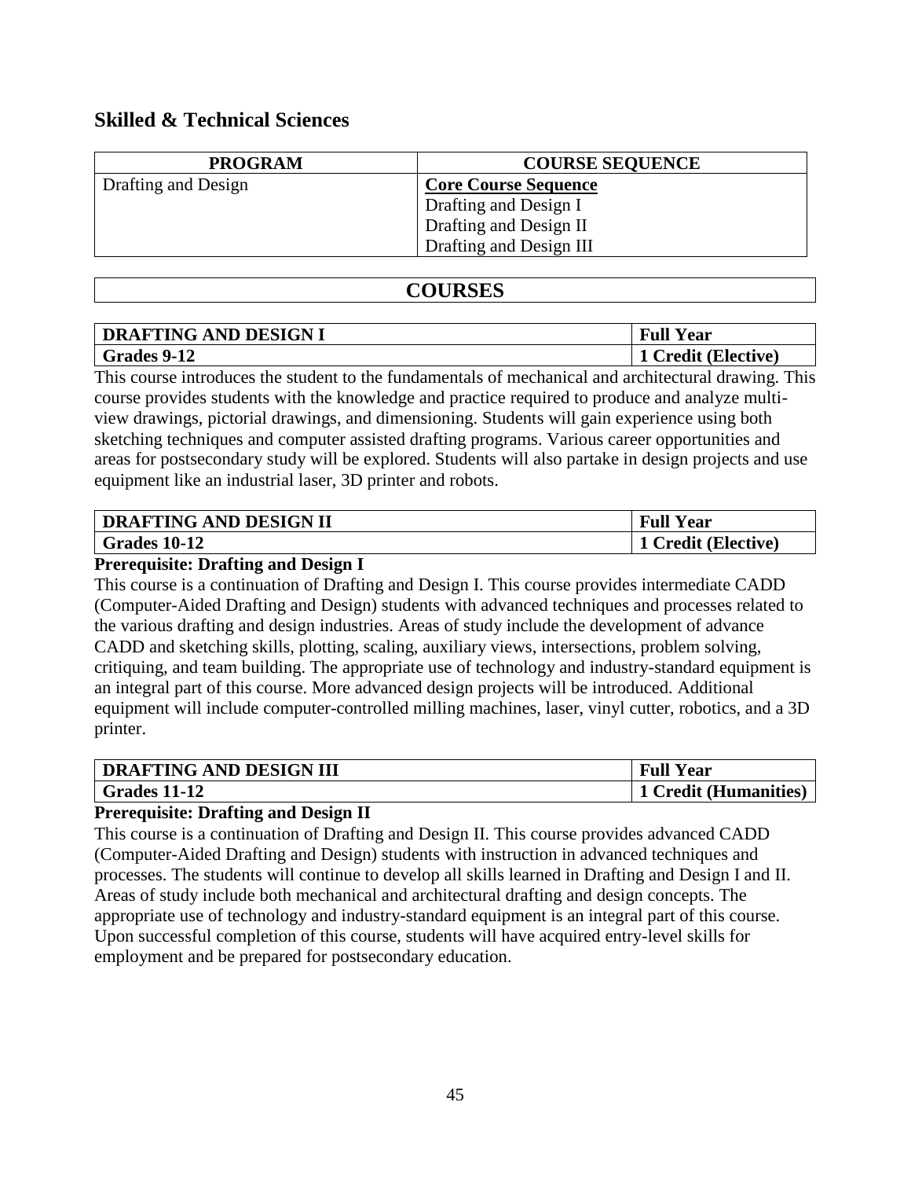## Skilled & Technical Sciences

| PROGRAM | COURSE SEQUENCE |
|---|---|
| Drafting and Design | **Core Course Sequence**<br>Drafting and Design I<br>Drafting and Design II<br>Drafting and Design III |

# COURSES

| DRAFTING AND DESIGN I | Full Year |
|---|---|
| **Grades 9-12** | **1 Credit (Elective)** |

This course introduces the student to the fundamentals of mechanical and architectural drawing. This course provides students with the knowledge and practice required to produce and analyze multi-view drawings, pictorial drawings, and dimensioning. Students will gain experience using both sketching techniques and computer assisted drafting programs. Various career opportunities and areas for postsecondary study will be explored. Students will also partake in design projects and use equipment like an industrial laser, 3D printer and robots.

| DRAFTING AND DESIGN II | Full Year |
|---|---|
| **Grades 10-12** | **1 Credit (Elective)** |

**Prerequisite: Drafting and Design I**

This course is a continuation of Drafting and Design I. This course provides intermediate CADD (Computer-Aided Drafting and Design) students with advanced techniques and processes related to the various drafting and design industries. Areas of study include the development of advance CADD and sketching skills, plotting, scaling, auxiliary views, intersections, problem solving, critiquing, and team building. The appropriate use of technology and industry-standard equipment is an integral part of this course. More advanced design projects will be introduced. Additional equipment will include computer-controlled milling machines, laser, vinyl cutter, robotics, and a 3D printer.

| DRAFTING AND DESIGN III | Full Year |
|---|---|
| **Grades 11-12** | **1 Credit (Humanities)** |

**Prerequisite: Drafting and Design II**

This course is a continuation of Drafting and Design II. This course provides advanced CADD (Computer-Aided Drafting and Design) students with instruction in advanced techniques and processes. The students will continue to develop all skills learned in Drafting and Design I and II. Areas of study include both mechanical and architectural drafting and design concepts. The appropriate use of technology and industry-standard equipment is an integral part of this course. Upon successful completion of this course, students will have acquired entry-level skills for employment and be prepared for postsecondary education.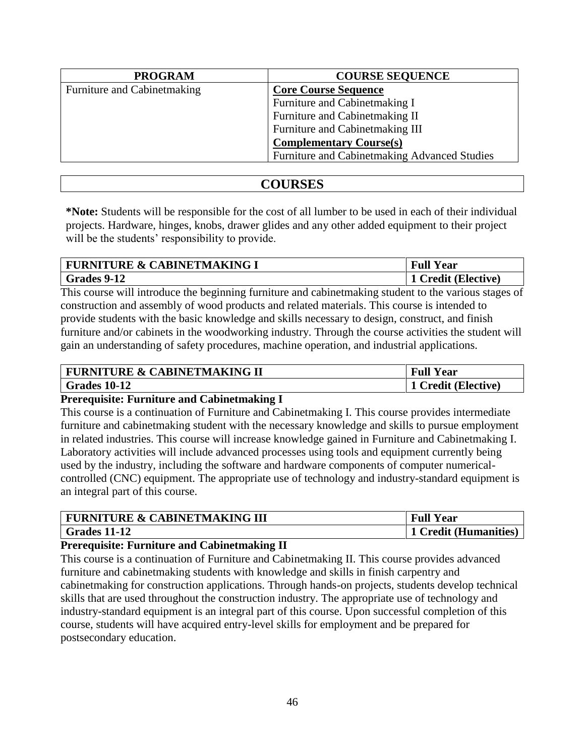| PROGRAM | COURSE SEQUENCE |
|---|---|
| Furniture and Cabinetmaking | **Core Course Sequence** |
| | Furniture and Cabinetmaking I |
| | Furniture and Cabinetmaking II |
| | Furniture and Cabinetmaking III |
| | **Complementary Course(s)** |
| | Furniture and Cabinetmaking Advanced Studies |

## COURSES

**\*Note:** Students will be responsible for the cost of all lumber to be used in each of their individual projects. Hardware, hinges, knobs, drawer glides and any other added equipment to their project will be the students' responsibility to provide.

| FURNITURE & CABINETMAKING I | Full Year |
|---|---|
| **Grades 9-12** | **1 Credit (Elective)** |

This course will introduce the beginning furniture and cabinetmaking student to the various stages of construction and assembly of wood products and related materials. This course is intended to provide students with the basic knowledge and skills necessary to design, construct, and finish furniture and/or cabinets in the woodworking industry. Through the course activities the student will gain an understanding of safety procedures, machine operation, and industrial applications.

| FURNITURE & CABINETMAKING II | Full Year |
|---|---|
| **Grades 10-12** | **1 Credit (Elective)** |

**Prerequisite: Furniture and Cabinetmaking I**

This course is a continuation of Furniture and Cabinetmaking I. This course provides intermediate furniture and cabinetmaking student with the necessary knowledge and skills to pursue employment in related industries. This course will increase knowledge gained in Furniture and Cabinetmaking I. Laboratory activities will include advanced processes using tools and equipment currently being used by the industry, including the software and hardware components of computer numerical-controlled (CNC) equipment. The appropriate use of technology and industry-standard equipment is an integral part of this course.

| FURNITURE & CABINETMAKING III | Full Year |
|---|---|
| **Grades 11-12** | **1 Credit (Humanities)** |

**Prerequisite: Furniture and Cabinetmaking II**

This course is a continuation of Furniture and Cabinetmaking II. This course provides advanced furniture and cabinetmaking students with knowledge and skills in finish carpentry and cabinetmaking for construction applications. Through hands-on projects, students develop technical skills that are used throughout the construction industry. The appropriate use of technology and industry-standard equipment is an integral part of this course. Upon successful completion of this course, students will have acquired entry-level skills for employment and be prepared for postsecondary education.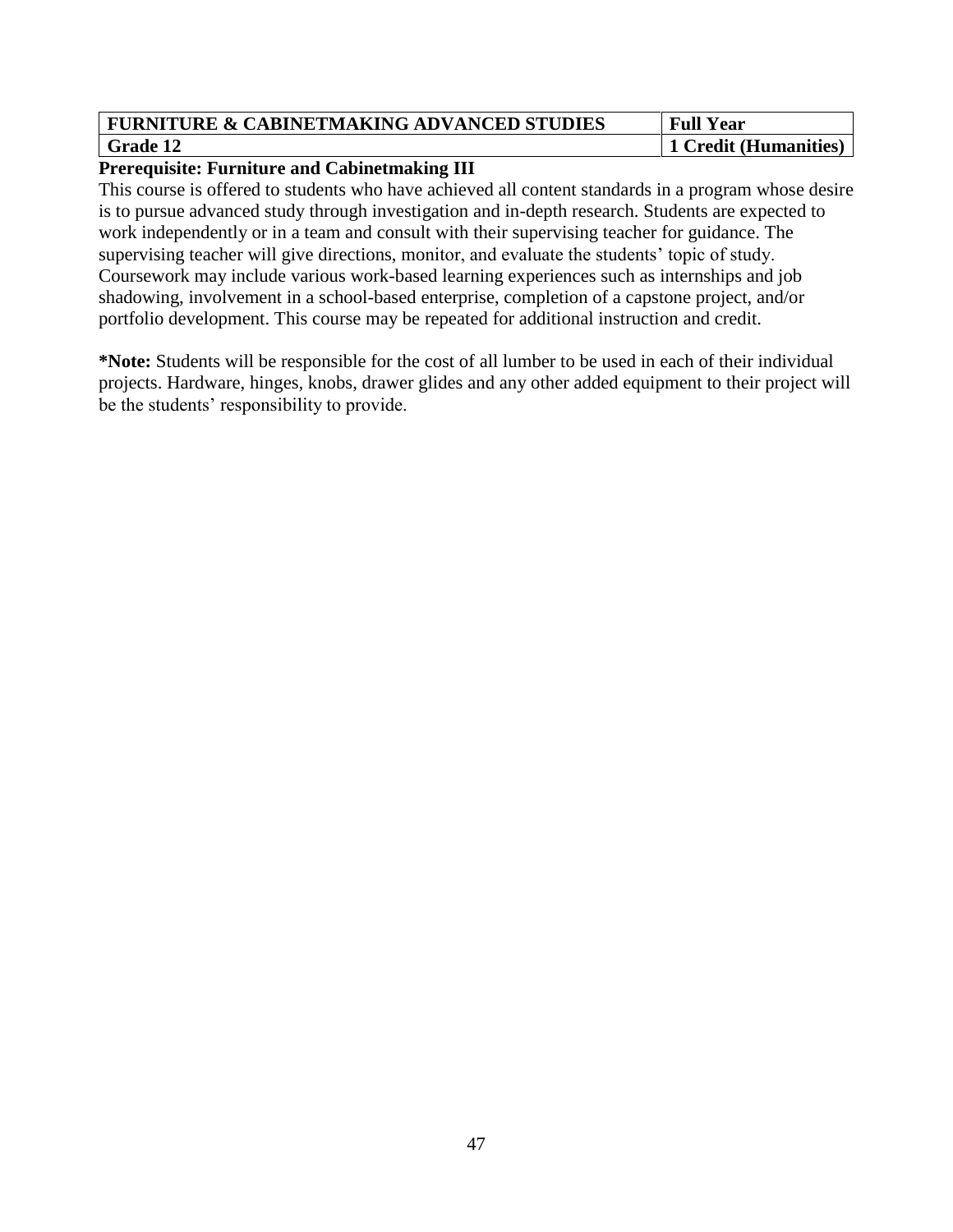| | |
|---|---|
| **FURNITURE & CABINETMAKING ADVANCED STUDIES** | **Full Year** |
| **Grade 12** | **1 Credit (Humanities)** |

**Prerequisite: Furniture and Cabinetmaking III**

This course is offered to students who have achieved all content standards in a program whose desire is to pursue advanced study through investigation and in-depth research. Students are expected to work independently or in a team and consult with their supervising teacher for guidance. The supervising teacher will give directions, monitor, and evaluate the students' topic of study. Coursework may include various work-based learning experiences such as internships and job shadowing, involvement in a school-based enterprise, completion of a capstone project, and/or portfolio development. This course may be repeated for additional instruction and credit.

***Note:** Students will be responsible for the cost of all lumber to be used in each of their individual projects. Hardware, hinges, knobs, drawer glides and any other added equipment to their project will be the students' responsibility to provide.